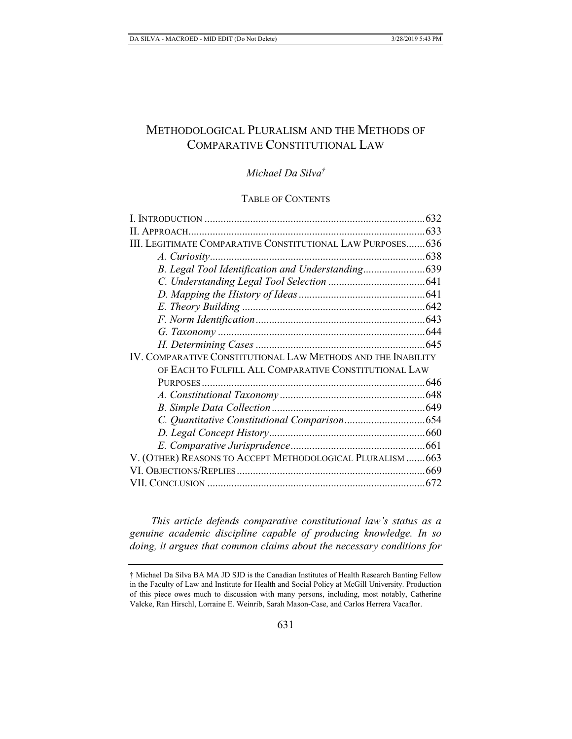# Methodological Pluralism and the Methods of Comparative Constitutional Law

*Michael Da Silva*†

## Table of Contents

| | |
|---|---|
| I. Introduction | 632 |
| II. Approach | 633 |
| III. Legitimate Comparative Constitutional Law Purposes | 636 |
| *A. Curiosity* | 638 |
| *B. Legal Tool Identification and Understanding* | 639 |
| *C. Understanding Legal Tool Selection* | 641 |
| *D. Mapping the History of Ideas* | 641 |
| *E. Theory Building* | 642 |
| *F. Norm Identification* | 643 |
| *G. Taxonomy* | 644 |
| *H. Determining Cases* | 645 |
| IV. Comparative Constitutional Law Methods and the Inability of Each to Fulfill All Comparative Constitutional Law Purposes | 646 |
| *A. Constitutional Taxonomy* | 648 |
| *B. Simple Data Collection* | 649 |
| *C. Quantitative Constitutional Comparison* | 654 |
| *D. Legal Concept History* | 660 |
| *E. Comparative Jurisprudence* | 661 |
| V. (Other) Reasons to Accept Methodological Pluralism | 663 |
| VI. Objections/Replies | 669 |
| VII. Conclusion | 672 |

*This article defends comparative constitutional law's status as a genuine academic discipline capable of producing knowledge. In so doing, it argues that common claims about the necessary conditions for*

† Michael Da Silva BA MA JD SJD is the Canadian Institutes of Health Research Banting Fellow in the Faculty of Law and Institute for Health and Social Policy at McGill University. Production of this piece owes much to discussion with many persons, including, most notably, Catherine Valcke, Ran Hirschl, Lorraine E. Weinrib, Sarah Mason-Case, and Carlos Herrera Vacaflor.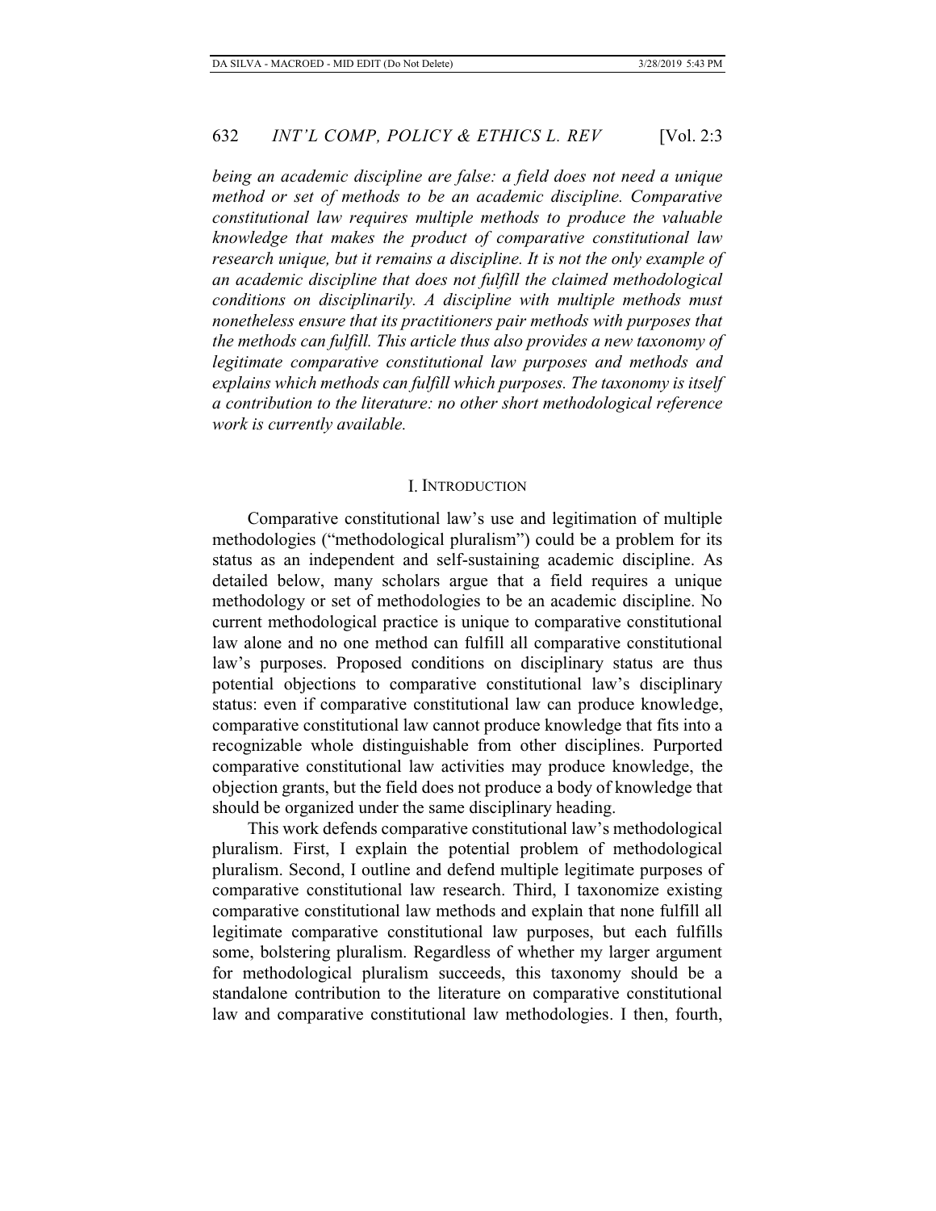*being an academic discipline are false: a field does not need a unique method or set of methods to be an academic discipline. Comparative constitutional law requires multiple methods to produce the valuable knowledge that makes the product of comparative constitutional law research unique, but it remains a discipline. It is not the only example of an academic discipline that does not fulfill the claimed methodological conditions on disciplinarily. A discipline with multiple methods must nonetheless ensure that its practitioners pair methods with purposes that the methods can fulfill. This article thus also provides a new taxonomy of legitimate comparative constitutional law purposes and methods and explains which methods can fulfill which purposes. The taxonomy is itself a contribution to the literature: no other short methodological reference work is currently available.*

## I. INTRODUCTION

Comparative constitutional law's use and legitimation of multiple methodologies ("methodological pluralism") could be a problem for its status as an independent and self-sustaining academic discipline. As detailed below, many scholars argue that a field requires a unique methodology or set of methodologies to be an academic discipline. No current methodological practice is unique to comparative constitutional law alone and no one method can fulfill all comparative constitutional law's purposes. Proposed conditions on disciplinary status are thus potential objections to comparative constitutional law's disciplinary status: even if comparative constitutional law can produce knowledge, comparative constitutional law cannot produce knowledge that fits into a recognizable whole distinguishable from other disciplines. Purported comparative constitutional law activities may produce knowledge, the objection grants, but the field does not produce a body of knowledge that should be organized under the same disciplinary heading.

This work defends comparative constitutional law's methodological pluralism. First, I explain the potential problem of methodological pluralism. Second, I outline and defend multiple legitimate purposes of comparative constitutional law research. Third, I taxonomize existing comparative constitutional law methods and explain that none fulfill all legitimate comparative constitutional law purposes, but each fulfills some, bolstering pluralism. Regardless of whether my larger argument for methodological pluralism succeeds, this taxonomy should be a standalone contribution to the literature on comparative constitutional law and comparative constitutional law methodologies. I then, fourth,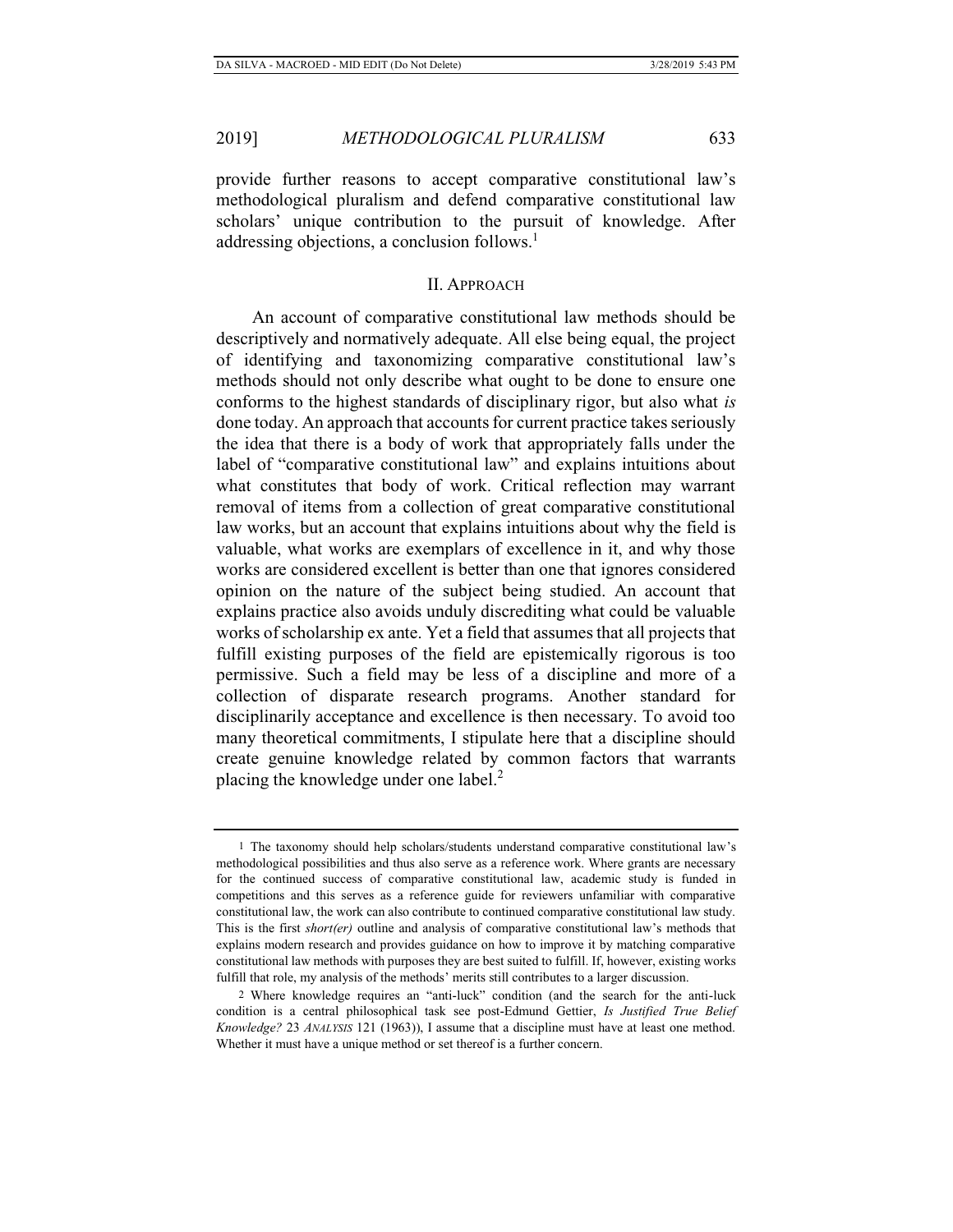provide further reasons to accept comparative constitutional law's methodological pluralism and defend comparative constitutional law scholars' unique contribution to the pursuit of knowledge. After addressing objections, a conclusion follows.[1]

## II. Approach

An account of comparative constitutional law methods should be descriptively and normatively adequate. All else being equal, the project of identifying and taxonomizing comparative constitutional law's methods should not only describe what ought to be done to ensure one conforms to the highest standards of disciplinary rigor, but also what *is* done today. An approach that accounts for current practice takes seriously the idea that there is a body of work that appropriately falls under the label of "comparative constitutional law" and explains intuitions about what constitutes that body of work. Critical reflection may warrant removal of items from a collection of great comparative constitutional law works, but an account that explains intuitions about why the field is valuable, what works are exemplars of excellence in it, and why those works are considered excellent is better than one that ignores considered opinion on the nature of the subject being studied. An account that explains practice also avoids unduly discrediting what could be valuable works of scholarship ex ante. Yet a field that assumes that all projects that fulfill existing purposes of the field are epistemically rigorous is too permissive. Such a field may be less of a discipline and more of a collection of disparate research programs. Another standard for disciplinarily acceptance and excellence is then necessary. To avoid too many theoretical commitments, I stipulate here that a discipline should create genuine knowledge related by common factors that warrants placing the knowledge under one label.[2]

---

[1] The taxonomy should help scholars/students understand comparative constitutional law's methodological possibilities and thus also serve as a reference work. Where grants are necessary for the continued success of comparative constitutional law, academic study is funded in competitions and this serves as a reference guide for reviewers unfamiliar with comparative constitutional law, the work can also contribute to continued comparative constitutional law study. This is the first *short(er)* outline and analysis of comparative constitutional law's methods that explains modern research and provides guidance on how to improve it by matching comparative constitutional law methods with purposes they are best suited to fulfill. If, however, existing works fulfill that role, my analysis of the methods' merits still contributes to a larger discussion.

[2] Where knowledge requires an "anti-luck" condition (and the search for the anti-luck condition is a central philosophical task see post-Edmund Gettier, *Is Justified True Belief Knowledge?* 23 *ANALYSIS* 121 (1963)), I assume that a discipline must have at least one method. Whether it must have a unique method or set thereof is a further concern.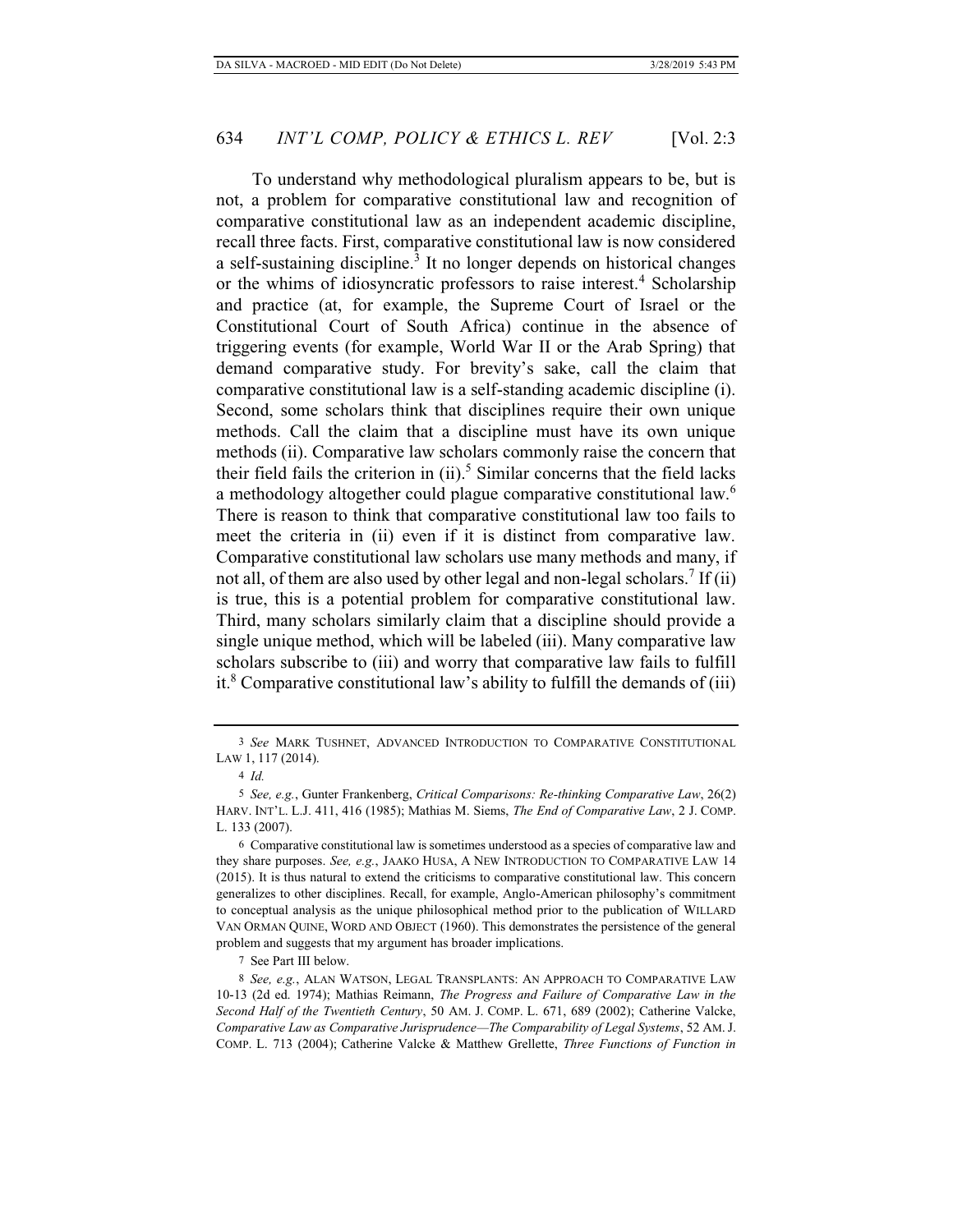To understand why methodological pluralism appears to be, but is not, a problem for comparative constitutional law and recognition of comparative constitutional law as an independent academic discipline, recall three facts. First, comparative constitutional law is now considered a self-sustaining discipline.[3] It no longer depends on historical changes or the whims of idiosyncratic professors to raise interest.[4] Scholarship and practice (at, for example, the Supreme Court of Israel or the Constitutional Court of South Africa) continue in the absence of triggering events (for example, World War II or the Arab Spring) that demand comparative study. For brevity's sake, call the claim that comparative constitutional law is a self-standing academic discipline (i). Second, some scholars think that disciplines require their own unique methods. Call the claim that a discipline must have its own unique methods (ii). Comparative law scholars commonly raise the concern that their field fails the criterion in (ii).[5] Similar concerns that the field lacks a methodology altogether could plague comparative constitutional law.[6] There is reason to think that comparative constitutional law too fails to meet the criteria in (ii) even if it is distinct from comparative law. Comparative constitutional law scholars use many methods and many, if not all, of them are also used by other legal and non-legal scholars.[7] If (ii) is true, this is a potential problem for comparative constitutional law. Third, many scholars similarly claim that a discipline should provide a single unique method, which will be labeled (iii). Many comparative law scholars subscribe to (iii) and worry that comparative law fails to fulfill it.[8] Comparative constitutional law's ability to fulfill the demands of (iii)

---

3 *See* MARK TUSHNET, ADVANCED INTRODUCTION TO COMPARATIVE CONSTITUTIONAL LAW 1, 117 (2014).

4 *Id.*

5 *See, e.g.*, Gunter Frankenberg, *Critical Comparisons: Re-thinking Comparative Law*, 26(2) HARV. INT'L. L.J. 411, 416 (1985); Mathias M. Siems, *The End of Comparative Law*, 2 J. COMP. L. 133 (2007).

6 Comparative constitutional law is sometimes understood as a species of comparative law and they share purposes. *See, e.g.*, JAAKO HUSA, A NEW INTRODUCTION TO COMPARATIVE LAW 14 (2015). It is thus natural to extend the criticisms to comparative constitutional law. This concern generalizes to other disciplines. Recall, for example, Anglo-American philosophy's commitment to conceptual analysis as the unique philosophical method prior to the publication of WILLARD VAN ORMAN QUINE, WORD AND OBJECT (1960). This demonstrates the persistence of the general problem and suggests that my argument has broader implications.

7 See Part III below.

8 *See, e.g.*, ALAN WATSON, LEGAL TRANSPLANTS: AN APPROACH TO COMPARATIVE LAW 10-13 (2d ed. 1974); Mathias Reimann, *The Progress and Failure of Comparative Law in the Second Half of the Twentieth Century*, 50 AM. J. COMP. L. 671, 689 (2002); Catherine Valcke, *Comparative Law as Comparative Jurisprudence—The Comparability of Legal Systems*, 52 AM. J. COMP. L. 713 (2004); Catherine Valcke & Matthew Grellette, *Three Functions of Function in*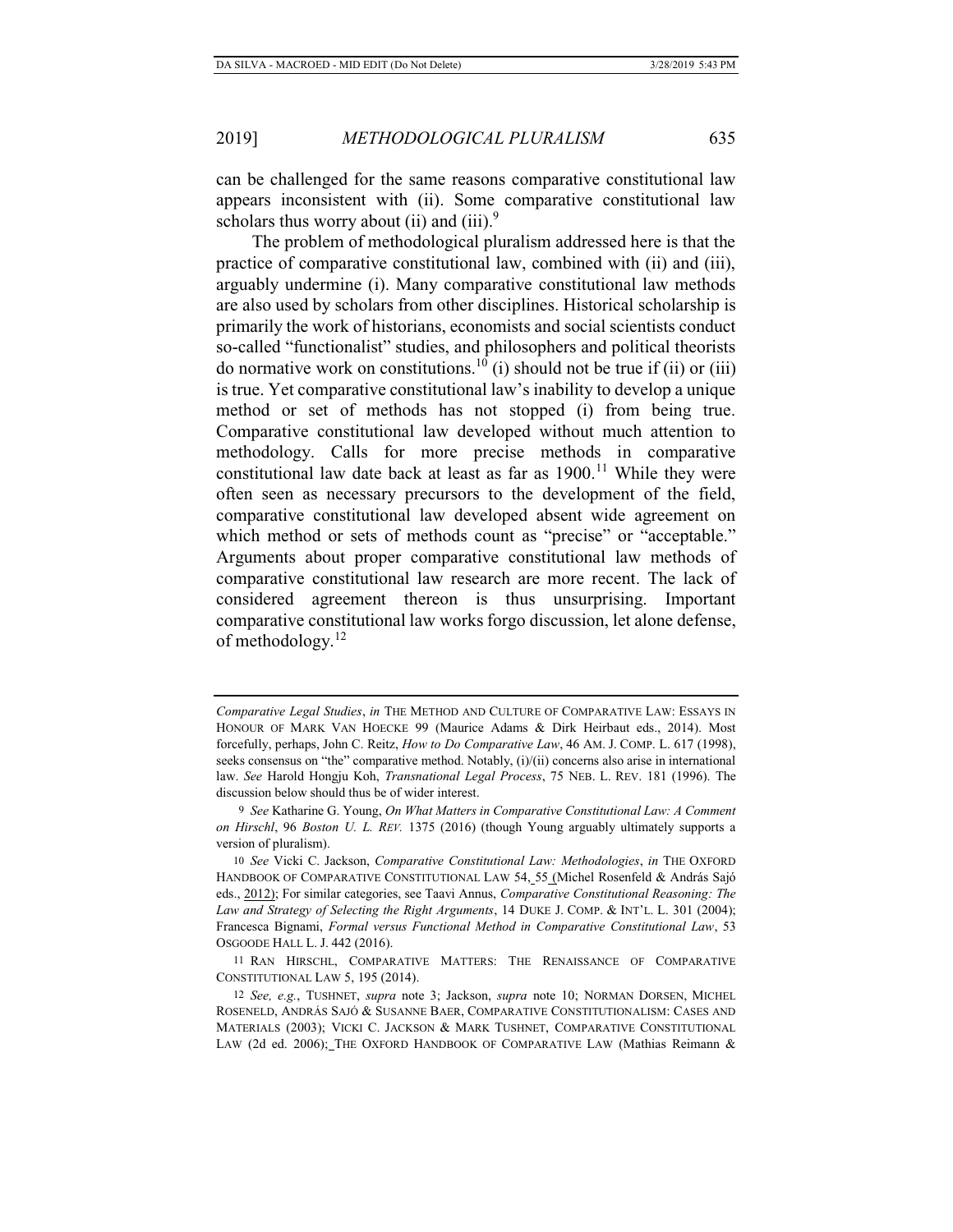can be challenged for the same reasons comparative constitutional law appears inconsistent with (ii). Some comparative constitutional law scholars thus worry about (ii) and (iii).[9]

The problem of methodological pluralism addressed here is that the practice of comparative constitutional law, combined with (ii) and (iii), arguably undermine (i). Many comparative constitutional law methods are also used by scholars from other disciplines. Historical scholarship is primarily the work of historians, economists and social scientists conduct so-called "functionalist" studies, and philosophers and political theorists do normative work on constitutions.[10] (i) should not be true if (ii) or (iii) is true. Yet comparative constitutional law's inability to develop a unique method or set of methods has not stopped (i) from being true. Comparative constitutional law developed without much attention to methodology. Calls for more precise methods in comparative constitutional law date back at least as far as 1900.[11] While they were often seen as necessary precursors to the development of the field, comparative constitutional law developed absent wide agreement on which method or sets of methods count as "precise" or "acceptable." Arguments about proper comparative constitutional law methods of comparative constitutional law research are more recent. The lack of considered agreement thereon is thus unsurprising. Important comparative constitutional law works forgo discussion, let alone defense, of methodology.[12]

---

*Comparative Legal Studies*, *in* THE METHOD AND CULTURE OF COMPARATIVE LAW: ESSAYS IN HONOUR OF MARK VAN HOECKE 99 (Maurice Adams & Dirk Heirbaut eds., 2014). Most forcefully, perhaps, John C. Reitz, *How to Do Comparative Law*, 46 AM. J. COMP. L. 617 (1998), seeks consensus on "the" comparative method. Notably, (i)/(ii) concerns also arise in international law. *See* Harold Hongju Koh, *Transnational Legal Process*, 75 NEB. L. REV. 181 (1996). The discussion below should thus be of wider interest.

9 *See* Katharine G. Young, *On What Matters in Comparative Constitutional Law: A Comment on Hirschl*, 96 *Boston U. L. REV.* 1375 (2016) (though Young arguably ultimately supports a version of pluralism).

10 *See* Vicki C. Jackson, *Comparative Constitutional Law: Methodologies*, *in* THE OXFORD HANDBOOK OF COMPARATIVE CONSTITUTIONAL LAW 54, 55 (Michel Rosenfeld & András Sajó eds., 2012); For similar categories, see Taavi Annus, *Comparative Constitutional Reasoning: The Law and Strategy of Selecting the Right Arguments*, 14 DUKE J. COMP. & INT'L. L. 301 (2004); Francesca Bignami, *Formal versus Functional Method in Comparative Constitutional Law*, 53 OSGOODE HALL L. J. 442 (2016).

11 RAN HIRSCHL, COMPARATIVE MATTERS: THE RENAISSANCE OF COMPARATIVE CONSTITUTIONAL LAW 5, 195 (2014).

12 *See, e.g.*, TUSHNET, *supra* note 3; Jackson, *supra* note 10; NORMAN DORSEN, MICHEL ROSENELD, ANDRÁS SAJÓ & SUSANNE BAER, COMPARATIVE CONSTITUTIONALISM: CASES AND MATERIALS (2003); VICKI C. JACKSON & MARK TUSHNET, COMPARATIVE CONSTITUTIONAL LAW (2d ed. 2006); THE OXFORD HANDBOOK OF COMPARATIVE LAW (Mathias Reimann &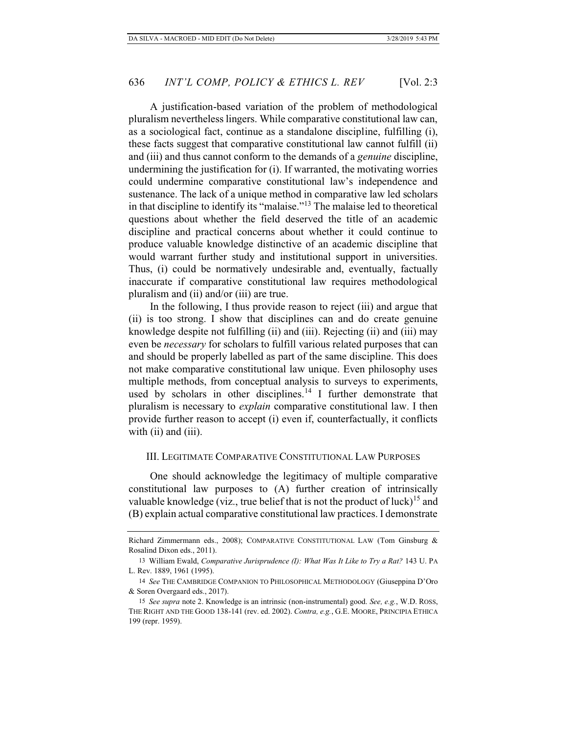A justification-based variation of the problem of methodological pluralism nevertheless lingers. While comparative constitutional law can, as a sociological fact, continue as a standalone discipline, fulfilling (i), these facts suggest that comparative constitutional law cannot fulfill (ii) and (iii) and thus cannot conform to the demands of a *genuine* discipline, undermining the justification for (i). If warranted, the motivating worries could undermine comparative constitutional law's independence and sustenance. The lack of a unique method in comparative law led scholars in that discipline to identify its "malaise."[13] The malaise led to theoretical questions about whether the field deserved the title of an academic discipline and practical concerns about whether it could continue to produce valuable knowledge distinctive of an academic discipline that would warrant further study and institutional support in universities. Thus, (i) could be normatively undesirable and, eventually, factually inaccurate if comparative constitutional law requires methodological pluralism and (ii) and/or (iii) are true.

In the following, I thus provide reason to reject (iii) and argue that (ii) is too strong. I show that disciplines can and do create genuine knowledge despite not fulfilling (ii) and (iii). Rejecting (ii) and (iii) may even be *necessary* for scholars to fulfill various related purposes that can and should be properly labelled as part of the same discipline. This does not make comparative constitutional law unique. Even philosophy uses multiple methods, from conceptual analysis to surveys to experiments, used by scholars in other disciplines.[14] I further demonstrate that pluralism is necessary to *explain* comparative constitutional law. I then provide further reason to accept (i) even if, counterfactually, it conflicts with (ii) and (iii).

## III. Legitimate Comparative Constitutional Law Purposes

One should acknowledge the legitimacy of multiple comparative constitutional law purposes to (A) further creation of intrinsically valuable knowledge (viz., true belief that is not the product of luck)[15] and (B) explain actual comparative constitutional law practices. I demonstrate

---

Richard Zimmermann eds., 2008); COMPARATIVE CONSTITUTIONAL LAW (Tom Ginsburg & Rosalind Dixon eds., 2011).

13 William Ewald, *Comparative Jurisprudence (I): What Was It Like to Try a Rat?* 143 U. PA L. Rev. 1889, 1961 (1995).

14 *See* THE CAMBRIDGE COMPANION TO PHILOSOPHICAL METHODOLOGY (Giuseppina D'Oro & Soren Overgaard eds., 2017).

15 *See supra* note 2. Knowledge is an intrinsic (non-instrumental) good. *See, e.g.*, W.D. ROSS, THE RIGHT AND THE GOOD 138-141 (rev. ed. 2002). *Contra, e.g.*, G.E. MOORE, PRINCIPIA ETHICA 199 (repr. 1959).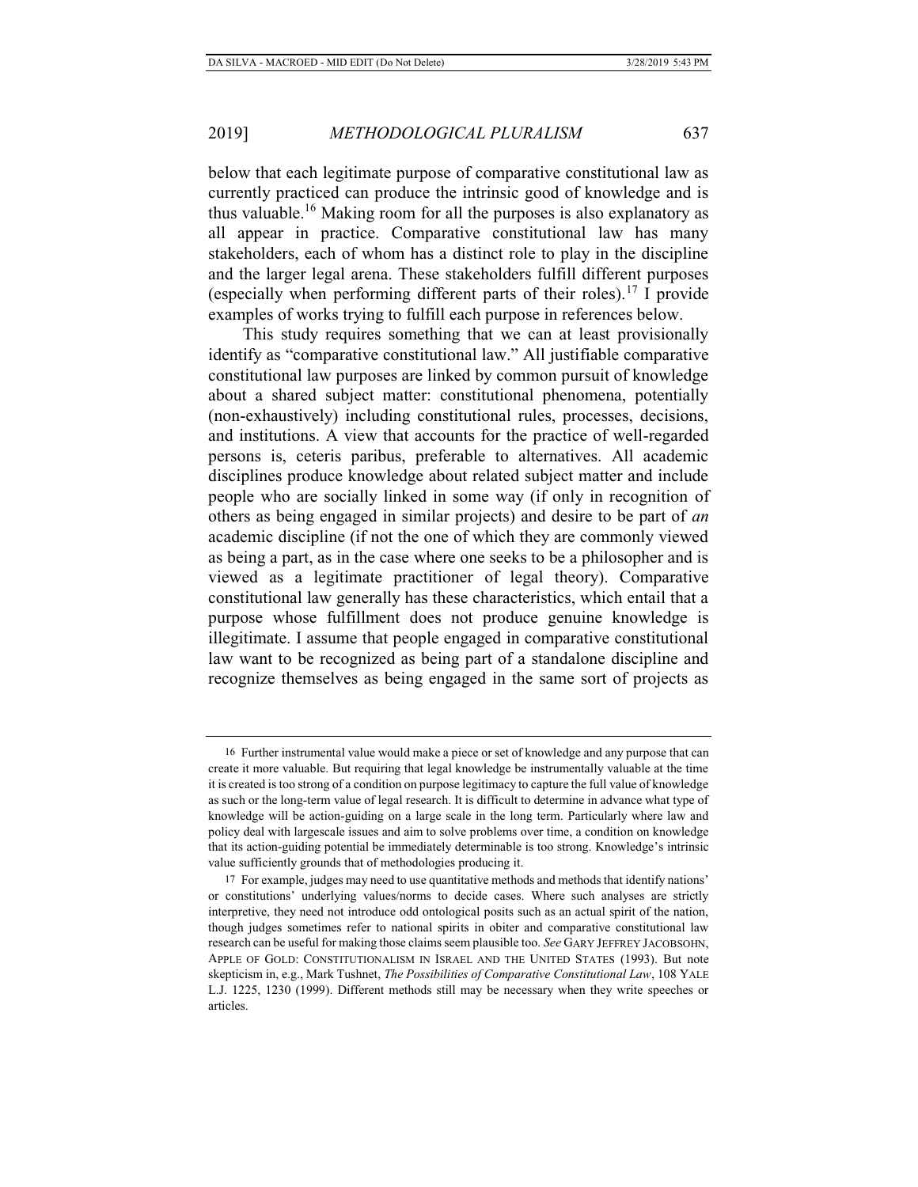below that each legitimate purpose of comparative constitutional law as currently practiced can produce the intrinsic good of knowledge and is thus valuable.[16] Making room for all the purposes is also explanatory as all appear in practice. Comparative constitutional law has many stakeholders, each of whom has a distinct role to play in the discipline and the larger legal arena. These stakeholders fulfill different purposes (especially when performing different parts of their roles).[17] I provide examples of works trying to fulfill each purpose in references below.

This study requires something that we can at least provisionally identify as "comparative constitutional law." All justifiable comparative constitutional law purposes are linked by common pursuit of knowledge about a shared subject matter: constitutional phenomena, potentially (non-exhaustively) including constitutional rules, processes, decisions, and institutions. A view that accounts for the practice of well-regarded persons is, ceteris paribus, preferable to alternatives. All academic disciplines produce knowledge about related subject matter and include people who are socially linked in some way (if only in recognition of others as being engaged in similar projects) and desire to be part of *an* academic discipline (if not the one of which they are commonly viewed as being a part, as in the case where one seeks to be a philosopher and is viewed as a legitimate practitioner of legal theory). Comparative constitutional law generally has these characteristics, which entail that a purpose whose fulfillment does not produce genuine knowledge is illegitimate. I assume that people engaged in comparative constitutional law want to be recognized as being part of a standalone discipline and recognize themselves as being engaged in the same sort of projects as

---

16 Further instrumental value would make a piece or set of knowledge and any purpose that can create it more valuable. But requiring that legal knowledge be instrumentally valuable at the time it is created is too strong of a condition on purpose legitimacy to capture the full value of knowledge as such or the long-term value of legal research. It is difficult to determine in advance what type of knowledge will be action-guiding on a large scale in the long term. Particularly where law and policy deal with largescale issues and aim to solve problems over time, a condition on knowledge that its action-guiding potential be immediately determinable is too strong. Knowledge's intrinsic value sufficiently grounds that of methodologies producing it.

17 For example, judges may need to use quantitative methods and methods that identify nations' or constitutions' underlying values/norms to decide cases. Where such analyses are strictly interpretive, they need not introduce odd ontological posits such as an actual spirit of the nation, though judges sometimes refer to national spirits in obiter and comparative constitutional law research can be useful for making those claims seem plausible too. *See* GARY JEFFREY JACOBSOHN, APPLE OF GOLD: CONSTITUTIONALISM IN ISRAEL AND THE UNITED STATES (1993). But note skepticism in, e.g., Mark Tushnet, *The Possibilities of Comparative Constitutional Law*, 108 YALE L.J. 1225, 1230 (1999). Different methods still may be necessary when they write speeches or articles.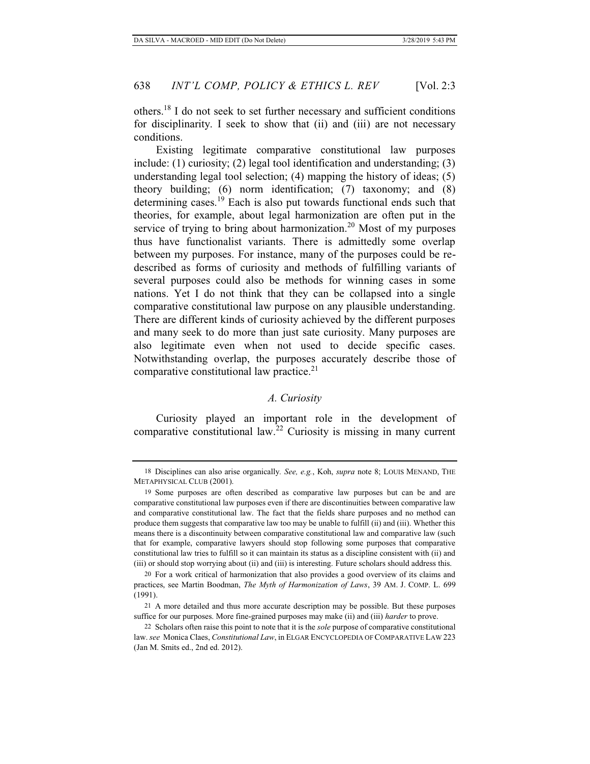others.[18] I do not seek to set further necessary and sufficient conditions for disciplinarity. I seek to show that (ii) and (iii) are not necessary conditions.

Existing legitimate comparative constitutional law purposes include: (1) curiosity; (2) legal tool identification and understanding; (3) understanding legal tool selection; (4) mapping the history of ideas; (5) theory building; (6) norm identification; (7) taxonomy; and (8) determining cases.[19] Each is also put towards functional ends such that theories, for example, about legal harmonization are often put in the service of trying to bring about harmonization.[20] Most of my purposes thus have functionalist variants. There is admittedly some overlap between my purposes. For instance, many of the purposes could be re-described as forms of curiosity and methods of fulfilling variants of several purposes could also be methods for winning cases in some nations. Yet I do not think that they can be collapsed into a single comparative constitutional law purpose on any plausible understanding. There are different kinds of curiosity achieved by the different purposes and many seek to do more than just sate curiosity. Many purposes are also legitimate even when not used to decide specific cases. Notwithstanding overlap, the purposes accurately describe those of comparative constitutional law practice.[21]

### *A. Curiosity*

Curiosity played an important role in the development of comparative constitutional law.[22] Curiosity is missing in many current

---

18 Disciplines can also arise organically. *See, e.g.*, Koh, *supra* note 8; LOUIS MENAND, THE METAPHYSICAL CLUB (2001).

19 Some purposes are often described as comparative law purposes but can be and are comparative constitutional law purposes even if there are discontinuities between comparative law and comparative constitutional law. The fact that the fields share purposes and no method can produce them suggests that comparative law too may be unable to fulfill (ii) and (iii). Whether this means there is a discontinuity between comparative constitutional law and comparative law (such that for example, comparative lawyers should stop following some purposes that comparative constitutional law tries to fulfill so it can maintain its status as a discipline consistent with (ii) and (iii) or should stop worrying about (ii) and (iii) is interesting. Future scholars should address this.

20 For a work critical of harmonization that also provides a good overview of its claims and practices, see Martin Boodman, *The Myth of Harmonization of Laws*, 39 AM. J. COMP. L. 699 (1991).

21 A more detailed and thus more accurate description may be possible. But these purposes suffice for our purposes. More fine-grained purposes may make (ii) and (iii) *harder* to prove.

22 Scholars often raise this point to note that it is the *sole* purpose of comparative constitutional law. *see* Monica Claes, *Constitutional Law*, in ELGAR ENCYCLOPEDIA OF COMPARATIVE LAW 223 (Jan M. Smits ed., 2nd ed. 2012).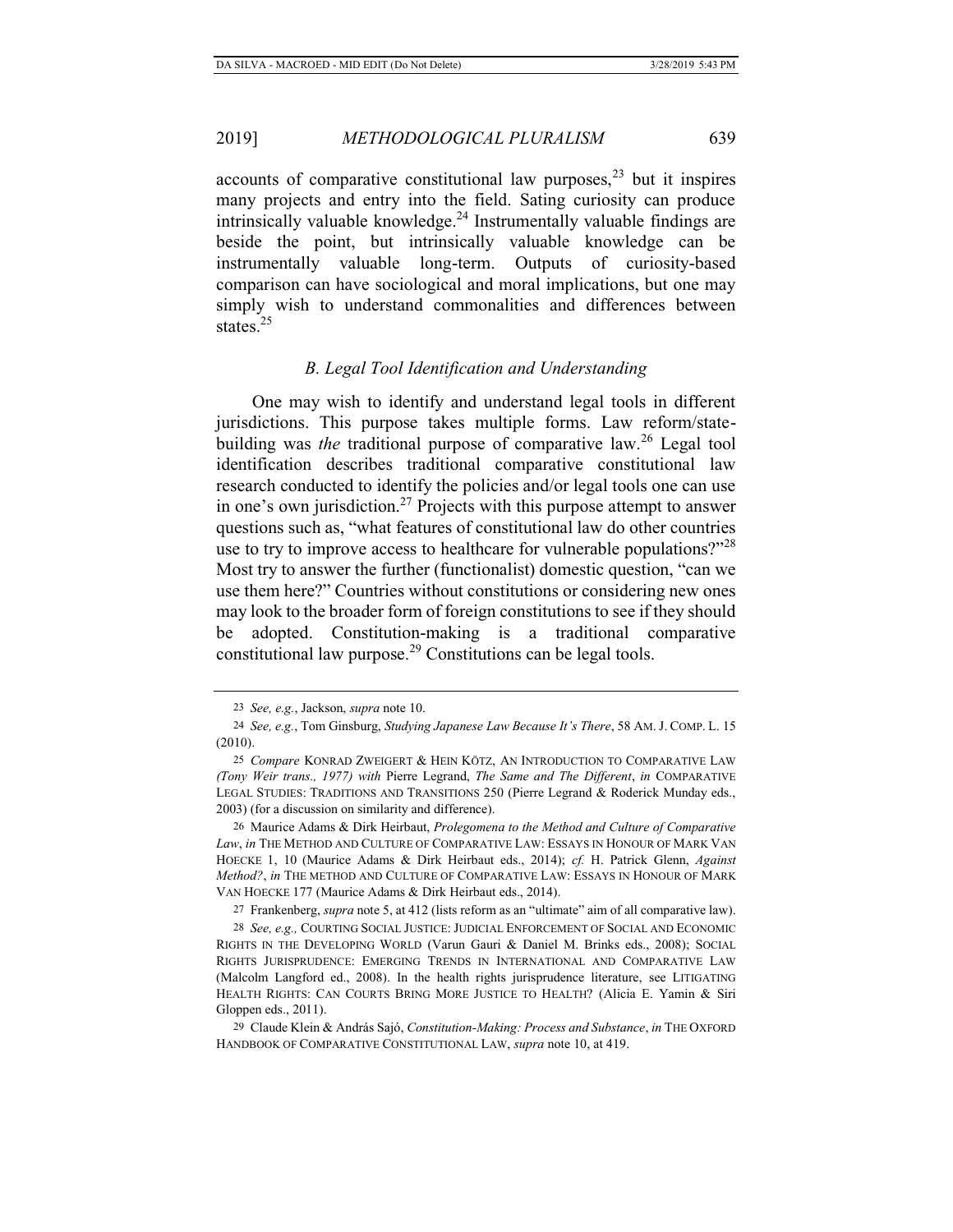accounts of comparative constitutional law purposes,[23] but it inspires many projects and entry into the field. Sating curiosity can produce intrinsically valuable knowledge.[24] Instrumentally valuable findings are beside the point, but intrinsically valuable knowledge can be instrumentally valuable long-term. Outputs of curiosity-based comparison can have sociological and moral implications, but one may simply wish to understand commonalities and differences between states.[25]

### *B. Legal Tool Identification and Understanding*

One may wish to identify and understand legal tools in different jurisdictions. This purpose takes multiple forms. Law reform/state-building was *the* traditional purpose of comparative law.[26] Legal tool identification describes traditional comparative constitutional law research conducted to identify the policies and/or legal tools one can use in one's own jurisdiction.[27] Projects with this purpose attempt to answer questions such as, "what features of constitutional law do other countries use to try to improve access to healthcare for vulnerable populations?"[28] Most try to answer the further (functionalist) domestic question, "can we use them here?" Countries without constitutions or considering new ones may look to the broader form of foreign constitutions to see if they should be adopted. Constitution-making is a traditional comparative constitutional law purpose.[29] Constitutions can be legal tools.

---

23 *See, e.g.*, Jackson, *supra* note 10.

24 *See, e.g.*, Tom Ginsburg, *Studying Japanese Law Because It's There*, 58 AM. J. COMP. L. 15 (2010).

25 *Compare* KONRAD ZWEIGERT & HEIN KÖTZ, AN INTRODUCTION TO COMPARATIVE LAW *(Tony Weir trans., 1977) with* Pierre Legrand, *The Same and The Different*, *in* COMPARATIVE LEGAL STUDIES: TRADITIONS AND TRANSITIONS 250 (Pierre Legrand & Roderick Munday eds., 2003) (for a discussion on similarity and difference).

26 Maurice Adams & Dirk Heirbaut, *Prolegomena to the Method and Culture of Comparative Law*, *in* THE METHOD AND CULTURE OF COMPARATIVE LAW: ESSAYS IN HONOUR OF MARK VAN HOECKE 1, 10 (Maurice Adams & Dirk Heirbaut eds., 2014); *cf.* H. Patrick Glenn, *Against Method?*, *in* THE METHOD AND CULTURE OF COMPARATIVE LAW: ESSAYS IN HONOUR OF MARK VAN HOECKE 177 (Maurice Adams & Dirk Heirbaut eds., 2014).

27 Frankenberg, *supra* note 5, at 412 (lists reform as an "ultimate" aim of all comparative law).

28 *See, e.g.,* COURTING SOCIAL JUSTICE: JUDICIAL ENFORCEMENT OF SOCIAL AND ECONOMIC RIGHTS IN THE DEVELOPING WORLD (Varun Gauri & Daniel M. Brinks eds., 2008); SOCIAL RIGHTS JURISPRUDENCE: EMERGING TRENDS IN INTERNATIONAL AND COMPARATIVE LAW (Malcolm Langford ed., 2008). In the health rights jurisprudence literature, see LITIGATING HEALTH RIGHTS: CAN COURTS BRING MORE JUSTICE TO HEALTH? (Alicia E. Yamin & Siri Gloppen eds., 2011).

29 Claude Klein & András Sajó, *Constitution-Making: Process and Substance*, *in* THE OXFORD HANDBOOK OF COMPARATIVE CONSTITUTIONAL LAW, *supra* note 10, at 419.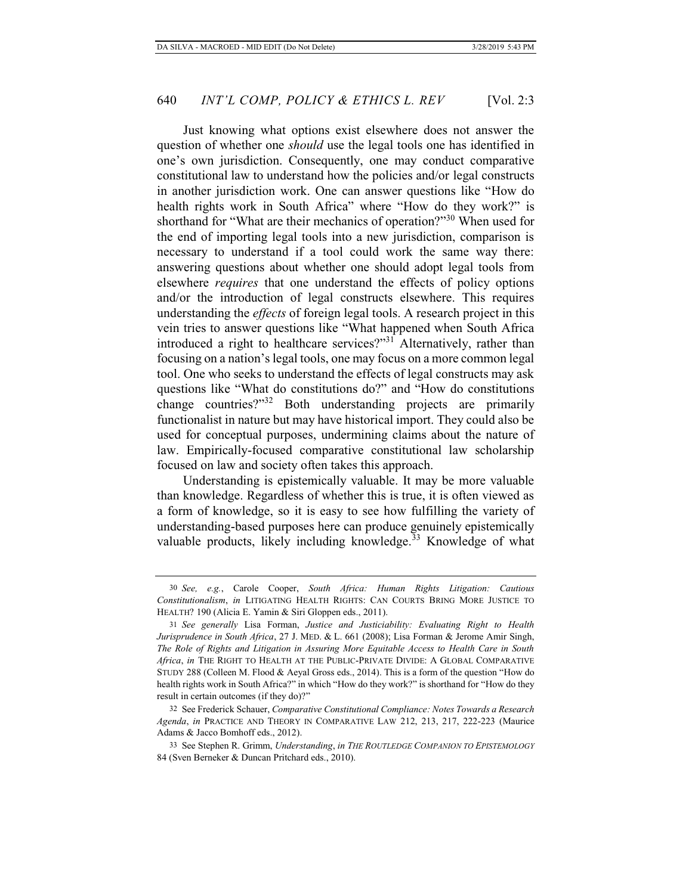Just knowing what options exist elsewhere does not answer the question of whether one *should* use the legal tools one has identified in one's own jurisdiction. Consequently, one may conduct comparative constitutional law to understand how the policies and/or legal constructs in another jurisdiction work. One can answer questions like "How do health rights work in South Africa" where "How do they work?" is shorthand for "What are their mechanics of operation?"[30] When used for the end of importing legal tools into a new jurisdiction, comparison is necessary to understand if a tool could work the same way there: answering questions about whether one should adopt legal tools from elsewhere *requires* that one understand the effects of policy options and/or the introduction of legal constructs elsewhere. This requires understanding the *effects* of foreign legal tools. A research project in this vein tries to answer questions like "What happened when South Africa introduced a right to healthcare services?"[31] Alternatively, rather than focusing on a nation's legal tools, one may focus on a more common legal tool. One who seeks to understand the effects of legal constructs may ask questions like "What do constitutions do?" and "How do constitutions change countries?"[32] Both understanding projects are primarily functionalist in nature but may have historical import. They could also be used for conceptual purposes, undermining claims about the nature of law. Empirically-focused comparative constitutional law scholarship focused on law and society often takes this approach.

Understanding is epistemically valuable. It may be more valuable than knowledge. Regardless of whether this is true, it is often viewed as a form of knowledge, so it is easy to see how fulfilling the variety of understanding-based purposes here can produce genuinely epistemically valuable products, likely including knowledge.[33] Knowledge of what

---

30 *See, e.g.*, Carole Cooper, *South Africa: Human Rights Litigation: Cautious Constitutionalism*, *in* LITIGATING HEALTH RIGHTS: CAN COURTS BRING MORE JUSTICE TO HEALTH? 190 (Alicia E. Yamin & Siri Gloppen eds., 2011).

31 *See generally* Lisa Forman, *Justice and Justiciability: Evaluating Right to Health Jurisprudence in South Africa*, 27 J. MED. & L. 661 (2008); Lisa Forman & Jerome Amir Singh, *The Role of Rights and Litigation in Assuring More Equitable Access to Health Care in South Africa*, *in* THE RIGHT TO HEALTH AT THE PUBLIC-PRIVATE DIVIDE: A GLOBAL COMPARATIVE STUDY 288 (Colleen M. Flood & Aeyal Gross eds., 2014). This is a form of the question "How do health rights work in South Africa?" in which "How do they work?" is shorthand for "How do they result in certain outcomes (if they do)?"

32 See Frederick Schauer, *Comparative Constitutional Compliance: Notes Towards a Research Agenda*, *in* PRACTICE AND THEORY IN COMPARATIVE LAW 212, 213, 217, 222-223 (Maurice Adams & Jacco Bomhoff eds., 2012).

33 See Stephen R. Grimm, *Understanding*, *in THE ROUTLEDGE COMPANION TO EPISTEMOLOGY* 84 (Sven Berneker & Duncan Pritchard eds., 2010).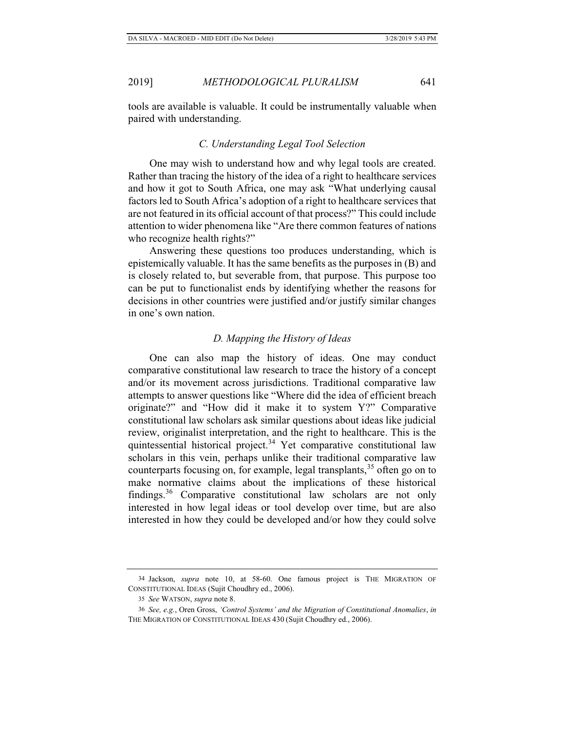tools are available is valuable. It could be instrumentally valuable when paired with understanding.

### *C. Understanding Legal Tool Selection*

One may wish to understand how and why legal tools are created. Rather than tracing the history of the idea of a right to healthcare services and how it got to South Africa, one may ask "What underlying causal factors led to South Africa's adoption of a right to healthcare services that are not featured in its official account of that process?" This could include attention to wider phenomena like "Are there common features of nations who recognize health rights?"

Answering these questions too produces understanding, which is epistemically valuable. It has the same benefits as the purposes in (B) and is closely related to, but severable from, that purpose. This purpose too can be put to functionalist ends by identifying whether the reasons for decisions in other countries were justified and/or justify similar changes in one's own nation.

### *D. Mapping the History of Ideas*

One can also map the history of ideas. One may conduct comparative constitutional law research to trace the history of a concept and/or its movement across jurisdictions. Traditional comparative law attempts to answer questions like "Where did the idea of efficient breach originate?" and "How did it make it to system Y?" Comparative constitutional law scholars ask similar questions about ideas like judicial review, originalist interpretation, and the right to healthcare. This is the quintessential historical project.[34] Yet comparative constitutional law scholars in this vein, perhaps unlike their traditional comparative law counterparts focusing on, for example, legal transplants,[35] often go on to make normative claims about the implications of these historical findings.[36] Comparative constitutional law scholars are not only interested in how legal ideas or tool develop over time, but are also interested in how they could be developed and/or how they could solve

---

34 Jackson, *supra* note 10, at 58-60. One famous project is THE MIGRATION OF CONSTITUTIONAL IDEAS (Sujit Choudhry ed., 2006).

35 *See* WATSON, *supra* note 8.

36 *See, e.g.*, Oren Gross, *'Control Systems' and the Migration of Constitutional Anomalies*, *in* THE MIGRATION OF CONSTITUTIONAL IDEAS 430 (Sujit Choudhry ed., 2006).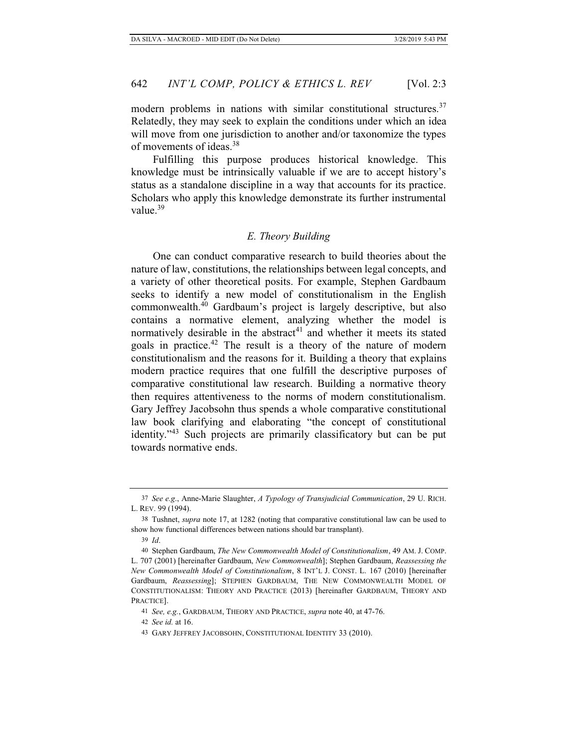modern problems in nations with similar constitutional structures.[37] Relatedly, they may seek to explain the conditions under which an idea will move from one jurisdiction to another and/or taxonomize the types of movements of ideas.[38]

Fulfilling this purpose produces historical knowledge. This knowledge must be intrinsically valuable if we are to accept history's status as a standalone discipline in a way that accounts for its practice. Scholars who apply this knowledge demonstrate its further instrumental value.[39]

### *E. Theory Building*

One can conduct comparative research to build theories about the nature of law, constitutions, the relationships between legal concepts, and a variety of other theoretical posits. For example, Stephen Gardbaum seeks to identify a new model of constitutionalism in the English commonwealth.[40] Gardbaum's project is largely descriptive, but also contains a normative element, analyzing whether the model is normatively desirable in the abstract[41] and whether it meets its stated goals in practice.[42] The result is a theory of the nature of modern constitutionalism and the reasons for it. Building a theory that explains modern practice requires that one fulfill the descriptive purposes of comparative constitutional law research. Building a normative theory then requires attentiveness to the norms of modern constitutionalism. Gary Jeffrey Jacobsohn thus spends a whole comparative constitutional law book clarifying and elaborating "the concept of constitutional identity."[43] Such projects are primarily classificatory but can be put towards normative ends.

---

37 *See e.g.*, Anne-Marie Slaughter, *A Typology of Transjudicial Communication*, 29 U. RICH. L. REV. 99 (1994).

38 Tushnet, *supra* note 17, at 1282 (noting that comparative constitutional law can be used to show how functional differences between nations should bar transplant).

39 *Id*.

40 Stephen Gardbaum, *The New Commonwealth Model of Constitutionalism*, 49 AM. J. COMP. L. 707 (2001) [hereinafter Gardbaum, *New Commonwealth*]; Stephen Gardbaum, *Reassessing the New Commonwealth Model of Constitutionalism*, 8 INT'L J. CONST. L. 167 (2010) [hereinafter Gardbaum, *Reassessing*]; STEPHEN GARDBAUM, THE NEW COMMONWEALTH MODEL OF CONSTITUTIONALISM: THEORY AND PRACTICE (2013) [hereinafter GARDBAUM, THEORY AND PRACTICE].

41 *See, e.g.*, GARDBAUM, THEORY AND PRACTICE, *supra* note 40, at 47-76.

42 *See id.* at 16.

43 GARY JEFFREY JACOBSOHN, CONSTITUTIONAL IDENTITY 33 (2010).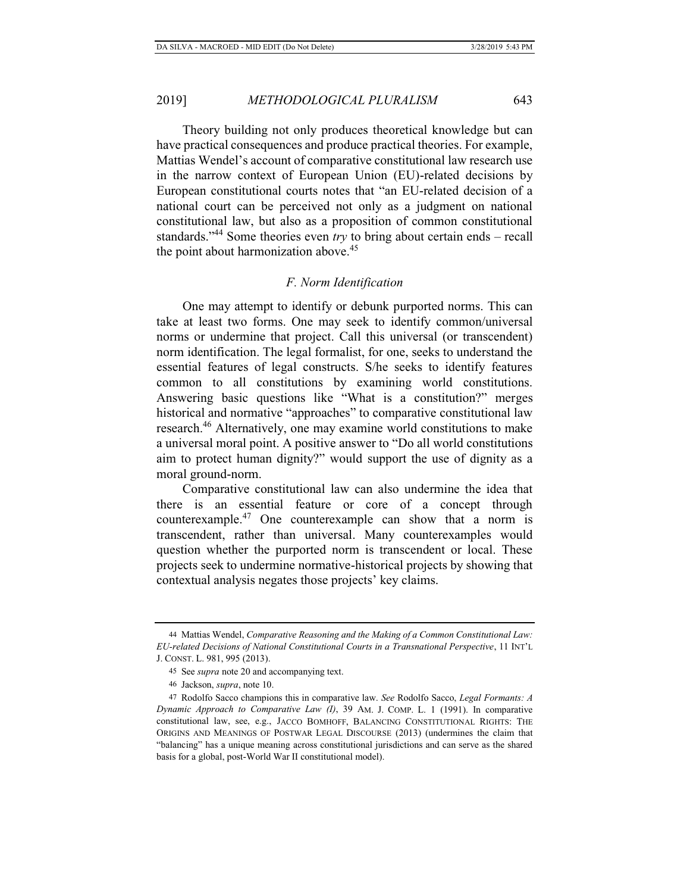Theory building not only produces theoretical knowledge but can have practical consequences and produce practical theories. For example, Mattias Wendel's account of comparative constitutional law research use in the narrow context of European Union (EU)-related decisions by European constitutional courts notes that "an EU-related decision of a national court can be perceived not only as a judgment on national constitutional law, but also as a proposition of common constitutional standards."[44] Some theories even *try* to bring about certain ends – recall the point about harmonization above.[45]

### *F. Norm Identification*

One may attempt to identify or debunk purported norms. This can take at least two forms. One may seek to identify common/universal norms or undermine that project. Call this universal (or transcendent) norm identification. The legal formalist, for one, seeks to understand the essential features of legal constructs. S/he seeks to identify features common to all constitutions by examining world constitutions. Answering basic questions like "What is a constitution?" merges historical and normative "approaches" to comparative constitutional law research.[46] Alternatively, one may examine world constitutions to make a universal moral point. A positive answer to "Do all world constitutions aim to protect human dignity?" would support the use of dignity as a moral ground-norm.

Comparative constitutional law can also undermine the idea that there is an essential feature or core of a concept through counterexample.[47] One counterexample can show that a norm is transcendent, rather than universal. Many counterexamples would question whether the purported norm is transcendent or local. These projects seek to undermine normative-historical projects by showing that contextual analysis negates those projects' key claims.

---

44 Mattias Wendel, *Comparative Reasoning and the Making of a Common Constitutional Law: EU-related Decisions of National Constitutional Courts in a Transnational Perspective*, 11 INT'L J. CONST. L. 981, 995 (2013).

45 See *supra* note 20 and accompanying text.

46 Jackson, *supra*, note 10.

47 Rodolfo Sacco champions this in comparative law. *See* Rodolfo Sacco, *Legal Formants: A Dynamic Approach to Comparative Law (I)*, 39 AM. J. COMP. L. 1 (1991). In comparative constitutional law, see, e.g., JACCO BOMHOFF, BALANCING CONSTITUTIONAL RIGHTS: THE ORIGINS AND MEANINGS OF POSTWAR LEGAL DISCOURSE (2013) (undermines the claim that "balancing" has a unique meaning across constitutional jurisdictions and can serve as the shared basis for a global, post-World War II constitutional model).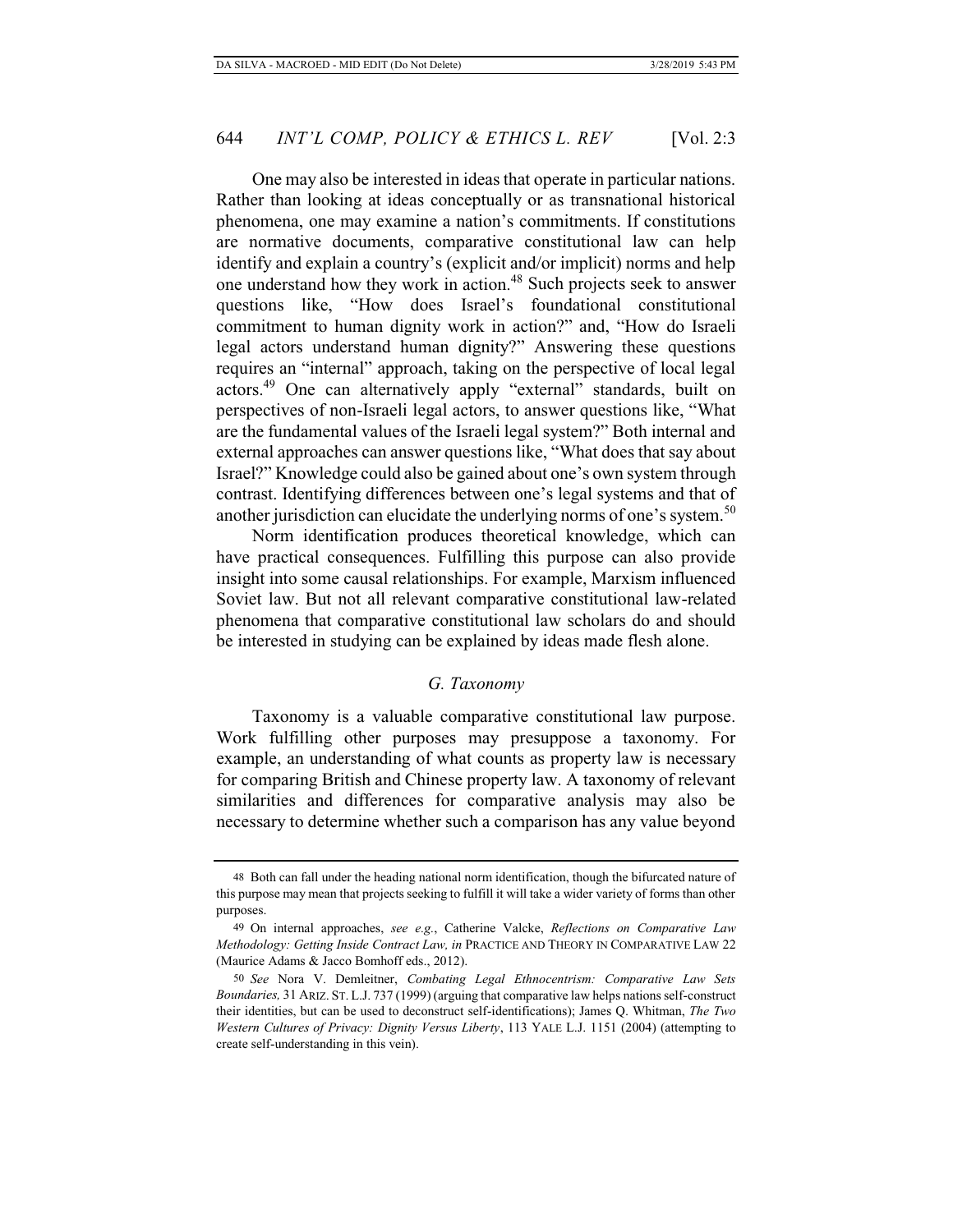One may also be interested in ideas that operate in particular nations. Rather than looking at ideas conceptually or as transnational historical phenomena, one may examine a nation's commitments. If constitutions are normative documents, comparative constitutional law can help identify and explain a country's (explicit and/or implicit) norms and help one understand how they work in action.[48] Such projects seek to answer questions like, "How does Israel's foundational constitutional commitment to human dignity work in action?" and, "How do Israeli legal actors understand human dignity?" Answering these questions requires an "internal" approach, taking on the perspective of local legal actors.[49] One can alternatively apply "external" standards, built on perspectives of non-Israeli legal actors, to answer questions like, "What are the fundamental values of the Israeli legal system?" Both internal and external approaches can answer questions like, "What does that say about Israel?" Knowledge could also be gained about one's own system through contrast. Identifying differences between one's legal systems and that of another jurisdiction can elucidate the underlying norms of one's system.[50]

Norm identification produces theoretical knowledge, which can have practical consequences. Fulfilling this purpose can also provide insight into some causal relationships. For example, Marxism influenced Soviet law. But not all relevant comparative constitutional law-related phenomena that comparative constitutional law scholars do and should be interested in studying can be explained by ideas made flesh alone.

### *G. Taxonomy*

Taxonomy is a valuable comparative constitutional law purpose. Work fulfilling other purposes may presuppose a taxonomy. For example, an understanding of what counts as property law is necessary for comparing British and Chinese property law. A taxonomy of relevant similarities and differences for comparative analysis may also be necessary to determine whether such a comparison has any value beyond

---

48 Both can fall under the heading national norm identification, though the bifurcated nature of this purpose may mean that projects seeking to fulfill it will take a wider variety of forms than other purposes.

49 On internal approaches, *see e.g.*, Catherine Valcke, *Reflections on Comparative Law Methodology: Getting Inside Contract Law, in* PRACTICE AND THEORY IN COMPARATIVE LAW 22 (Maurice Adams & Jacco Bomhoff eds., 2012).

50 *See* Nora V. Demleitner, *Combating Legal Ethnocentrism: Comparative Law Sets Boundaries,* 31 ARIZ. ST. L.J. 737 (1999) (arguing that comparative law helps nations self-construct their identities, but can be used to deconstruct self-identifications); James Q. Whitman, *The Two Western Cultures of Privacy: Dignity Versus Liberty*, 113 YALE L.J. 1151 (2004) (attempting to create self-understanding in this vein).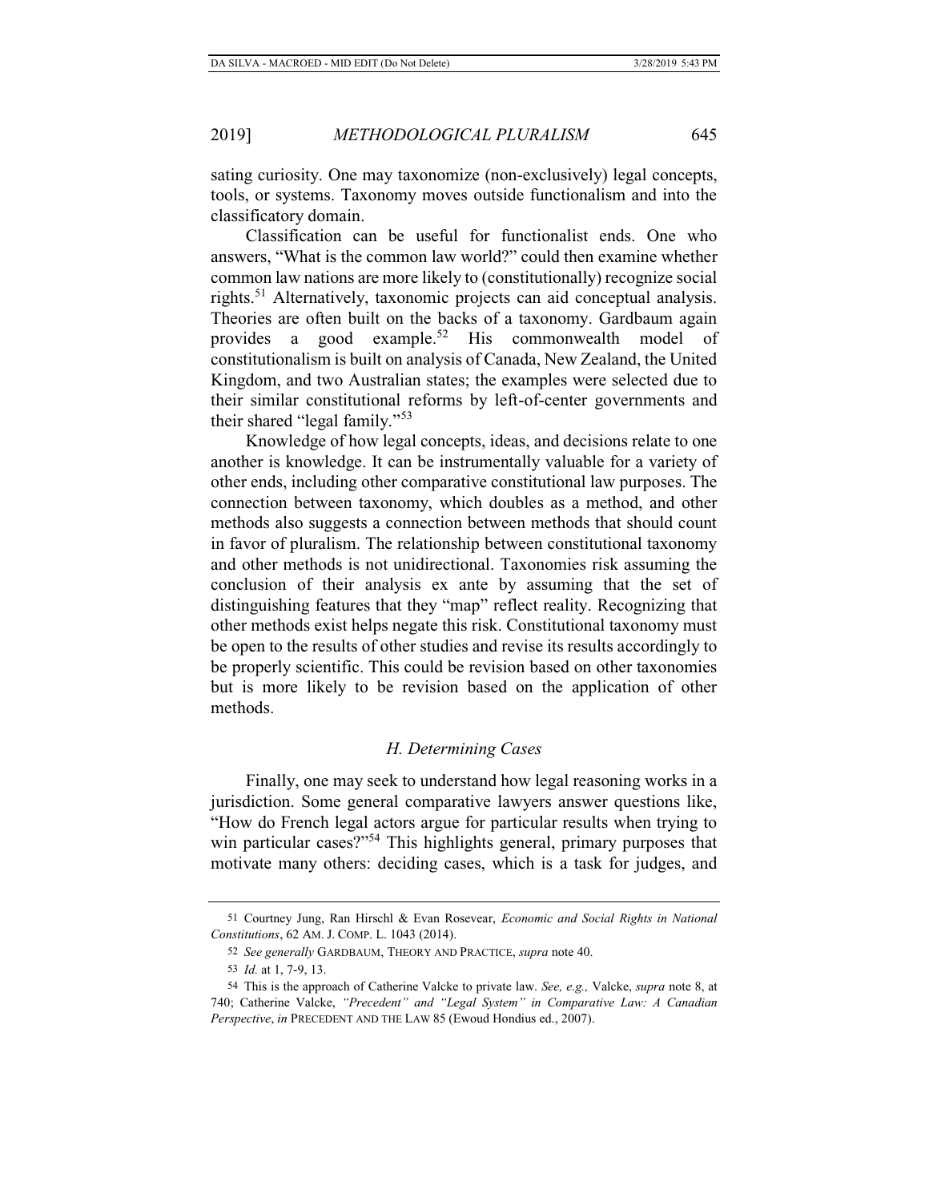sating curiosity. One may taxonomize (non-exclusively) legal concepts, tools, or systems. Taxonomy moves outside functionalism and into the classificatory domain.

Classification can be useful for functionalist ends. One who answers, "What is the common law world?" could then examine whether common law nations are more likely to (constitutionally) recognize social rights.[51] Alternatively, taxonomic projects can aid conceptual analysis. Theories are often built on the backs of a taxonomy. Gardbaum again provides a good example.[52] His commonwealth model of constitutionalism is built on analysis of Canada, New Zealand, the United Kingdom, and two Australian states; the examples were selected due to their similar constitutional reforms by left-of-center governments and their shared "legal family."[53]

Knowledge of how legal concepts, ideas, and decisions relate to one another is knowledge. It can be instrumentally valuable for a variety of other ends, including other comparative constitutional law purposes. The connection between taxonomy, which doubles as a method, and other methods also suggests a connection between methods that should count in favor of pluralism. The relationship between constitutional taxonomy and other methods is not unidirectional. Taxonomies risk assuming the conclusion of their analysis ex ante by assuming that the set of distinguishing features that they "map" reflect reality. Recognizing that other methods exist helps negate this risk. Constitutional taxonomy must be open to the results of other studies and revise its results accordingly to be properly scientific. This could be revision based on other taxonomies but is more likely to be revision based on the application of other methods.

### *H. Determining Cases*

Finally, one may seek to understand how legal reasoning works in a jurisdiction. Some general comparative lawyers answer questions like, "How do French legal actors argue for particular results when trying to win particular cases?"[54] This highlights general, primary purposes that motivate many others: deciding cases, which is a task for judges, and

---

51 Courtney Jung, Ran Hirschl & Evan Rosevear, *Economic and Social Rights in National Constitutions*, 62 AM. J. COMP. L. 1043 (2014).

52 *See generally* GARDBAUM, THEORY AND PRACTICE, *supra* note 40.

53 *Id.* at 1, 7-9, 13.

54 This is the approach of Catherine Valcke to private law. *See, e.g.,* Valcke, *supra* note 8, at 740; Catherine Valcke, *"Precedent" and "Legal System" in Comparative Law: A Canadian Perspective*, *in* PRECEDENT AND THE LAW 85 (Ewoud Hondius ed., 2007).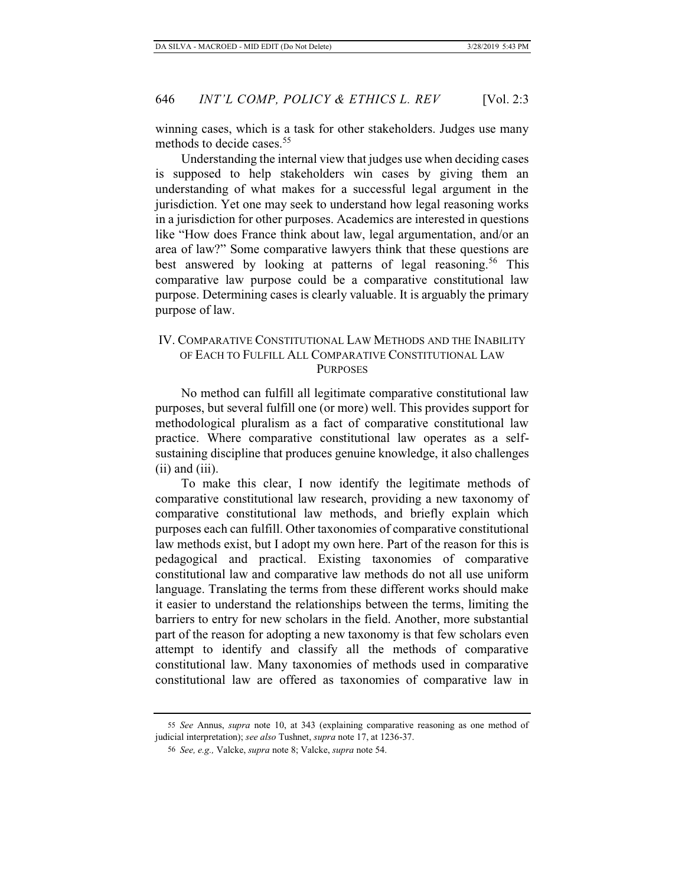winning cases, which is a task for other stakeholders. Judges use many methods to decide cases.[55]

Understanding the internal view that judges use when deciding cases is supposed to help stakeholders win cases by giving them an understanding of what makes for a successful legal argument in the jurisdiction. Yet one may seek to understand how legal reasoning works in a jurisdiction for other purposes. Academics are interested in questions like "How does France think about law, legal argumentation, and/or an area of law?" Some comparative lawyers think that these questions are best answered by looking at patterns of legal reasoning.[56] This comparative law purpose could be a comparative constitutional law purpose. Determining cases is clearly valuable. It is arguably the primary purpose of law.

## IV. Comparative Constitutional Law Methods and the Inability of Each to Fulfill All Comparative Constitutional Law Purposes

No method can fulfill all legitimate comparative constitutional law purposes, but several fulfill one (or more) well. This provides support for methodological pluralism as a fact of comparative constitutional law practice. Where comparative constitutional law operates as a self-sustaining discipline that produces genuine knowledge, it also challenges (ii) and (iii).

To make this clear, I now identify the legitimate methods of comparative constitutional law research, providing a new taxonomy of comparative constitutional law methods, and briefly explain which purposes each can fulfill. Other taxonomies of comparative constitutional law methods exist, but I adopt my own here. Part of the reason for this is pedagogical and practical. Existing taxonomies of comparative constitutional law and comparative law methods do not all use uniform language. Translating the terms from these different works should make it easier to understand the relationships between the terms, limiting the barriers to entry for new scholars in the field. Another, more substantial part of the reason for adopting a new taxonomy is that few scholars even attempt to identify and classify all the methods of comparative constitutional law. Many taxonomies of methods used in comparative constitutional law are offered as taxonomies of comparative law in

---

55 *See* Annus, *supra* note 10, at 343 (explaining comparative reasoning as one method of judicial interpretation); *see also* Tushnet, *supra* note 17, at 1236-37.

56 *See, e.g.,* Valcke, *supra* note 8; Valcke, *supra* note 54.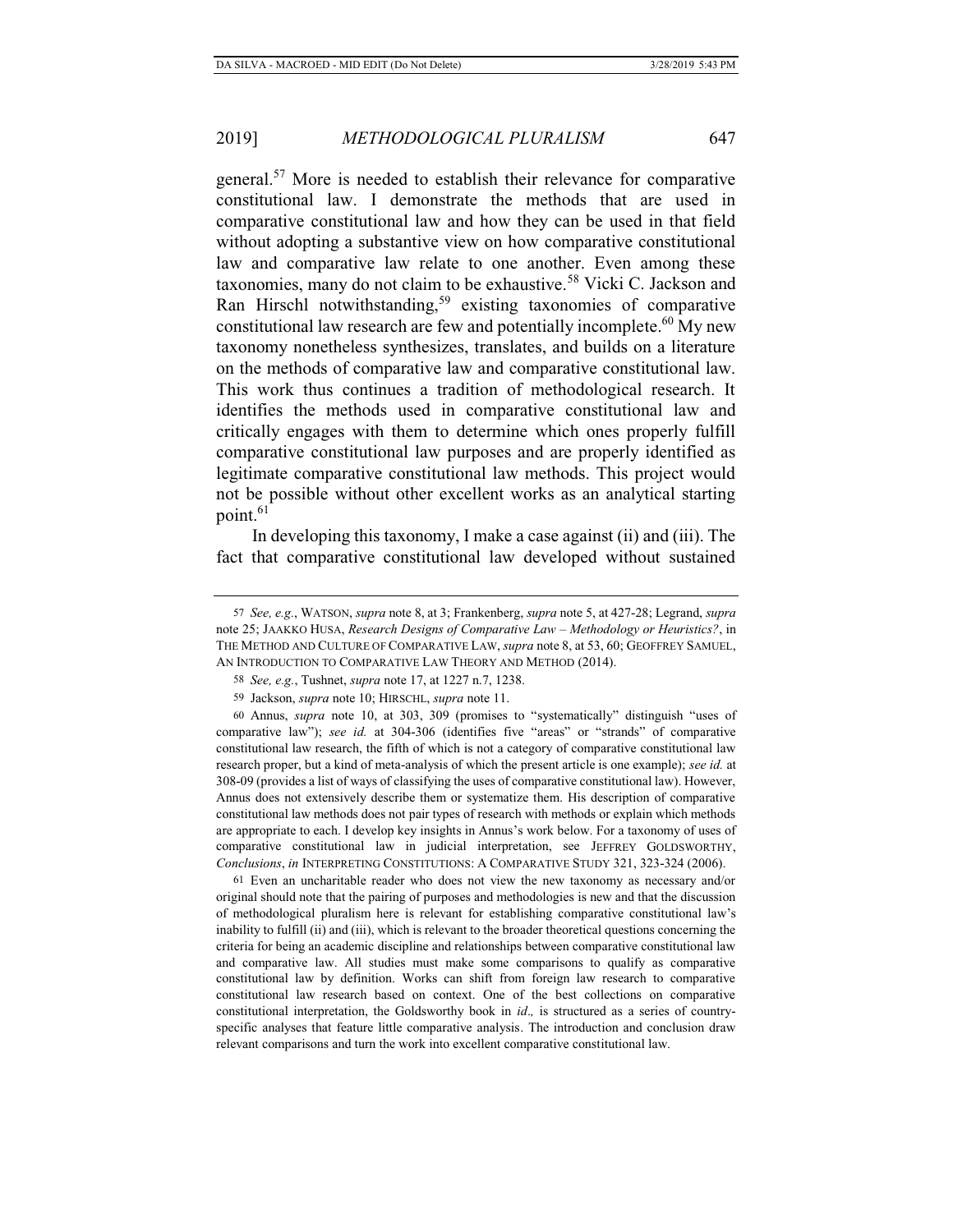general.[57] More is needed to establish their relevance for comparative constitutional law. I demonstrate the methods that are used in comparative constitutional law and how they can be used in that field without adopting a substantive view on how comparative constitutional law and comparative law relate to one another. Even among these taxonomies, many do not claim to be exhaustive.[58] Vicki C. Jackson and Ran Hirschl notwithstanding,[59] existing taxonomies of comparative constitutional law research are few and potentially incomplete.[60] My new taxonomy nonetheless synthesizes, translates, and builds on a literature on the methods of comparative law and comparative constitutional law. This work thus continues a tradition of methodological research. It identifies the methods used in comparative constitutional law and critically engages with them to determine which ones properly fulfill comparative constitutional law purposes and are properly identified as legitimate comparative constitutional law methods. This project would not be possible without other excellent works as an analytical starting point.[61]

In developing this taxonomy, I make a case against (ii) and (iii). The fact that comparative constitutional law developed without sustained

---

57 *See, e.g.*, WATSON, *supra* note 8, at 3; Frankenberg, *supra* note 5, at 427-28; Legrand, *supra* note 25; JAAKKO HUSA, *Research Designs of Comparative Law – Methodology or Heuristics?*, in THE METHOD AND CULTURE OF COMPARATIVE LAW, *supra* note 8, at 53, 60; GEOFFREY SAMUEL, AN INTRODUCTION TO COMPARATIVE LAW THEORY AND METHOD (2014).

58 *See, e.g.*, Tushnet, *supra* note 17, at 1227 n.7, 1238.

59 Jackson, *supra* note 10; HIRSCHL, *supra* note 11.

60 Annus, *supra* note 10, at 303, 309 (promises to "systematically" distinguish "uses of comparative law"); *see id.* at 304-306 (identifies five "areas" or "strands" of comparative constitutional law research, the fifth of which is not a category of comparative constitutional law research proper, but a kind of meta-analysis of which the present article is one example); *see id.* at 308-09 (provides a list of ways of classifying the uses of comparative constitutional law). However, Annus does not extensively describe them or systematize them. His description of comparative constitutional law methods does not pair types of research with methods or explain which methods are appropriate to each. I develop key insights in Annus's work below. For a taxonomy of uses of comparative constitutional law in judicial interpretation, see JEFFREY GOLDSWORTHY, *Conclusions*, *in* INTERPRETING CONSTITUTIONS: A COMPARATIVE STUDY 321, 323-324 (2006).

61 Even an uncharitable reader who does not view the new taxonomy as necessary and/or original should note that the pairing of purposes and methodologies is new and that the discussion of methodological pluralism here is relevant for establishing comparative constitutional law's inability to fulfill (ii) and (iii), which is relevant to the broader theoretical questions concerning the criteria for being an academic discipline and relationships between comparative constitutional law and comparative law. All studies must make some comparisons to qualify as comparative constitutional law by definition. Works can shift from foreign law research to comparative constitutional law research based on context. One of the best collections on comparative constitutional interpretation, the Goldsworthy book in *id*.*,* is structured as a series of country-specific analyses that feature little comparative analysis. The introduction and conclusion draw relevant comparisons and turn the work into excellent comparative constitutional law.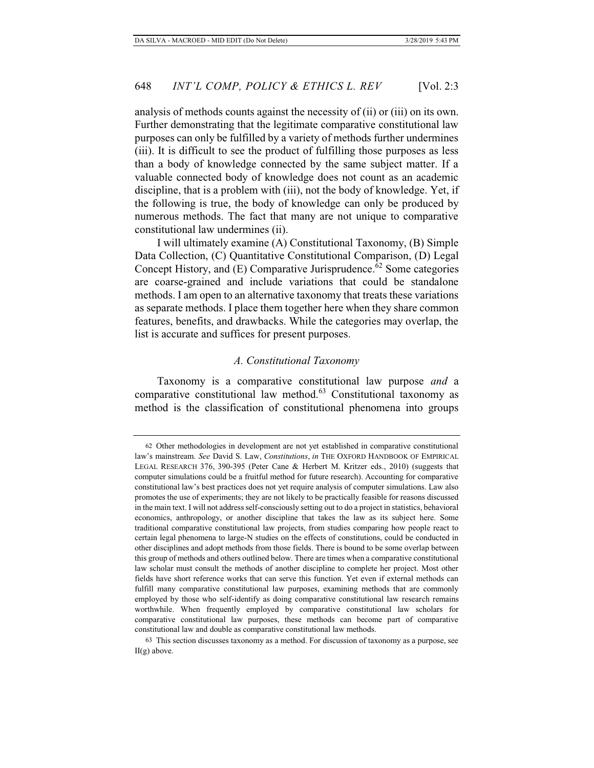analysis of methods counts against the necessity of (ii) or (iii) on its own. Further demonstrating that the legitimate comparative constitutional law purposes can only be fulfilled by a variety of methods further undermines (iii). It is difficult to see the product of fulfilling those purposes as less than a body of knowledge connected by the same subject matter. If a valuable connected body of knowledge does not count as an academic discipline, that is a problem with (iii), not the body of knowledge. Yet, if the following is true, the body of knowledge can only be produced by numerous methods. The fact that many are not unique to comparative constitutional law undermines (ii).

I will ultimately examine (A) Constitutional Taxonomy, (B) Simple Data Collection, (C) Quantitative Constitutional Comparison, (D) Legal Concept History, and (E) Comparative Jurisprudence.[62] Some categories are coarse-grained and include variations that could be standalone methods. I am open to an alternative taxonomy that treats these variations as separate methods. I place them together here when they share common features, benefits, and drawbacks. While the categories may overlap, the list is accurate and suffices for present purposes.

### *A. Constitutional Taxonomy*

Taxonomy is a comparative constitutional law purpose *and* a comparative constitutional law method.[63] Constitutional taxonomy as method is the classification of constitutional phenomena into groups

---

62 Other methodologies in development are not yet established in comparative constitutional law's mainstream. *See* David S. Law, *Constitutions*, *in* THE OXFORD HANDBOOK OF EMPIRICAL LEGAL RESEARCH 376, 390-395 (Peter Cane & Herbert M. Kritzer eds., 2010) (suggests that computer simulations could be a fruitful method for future research). Accounting for comparative constitutional law's best practices does not yet require analysis of computer simulations. Law also promotes the use of experiments; they are not likely to be practically feasible for reasons discussed in the main text. I will not address self-consciously setting out to do a project in statistics, behavioral economics, anthropology, or another discipline that takes the law as its subject here. Some traditional comparative constitutional law projects, from studies comparing how people react to certain legal phenomena to large-N studies on the effects of constitutions, could be conducted in other disciplines and adopt methods from those fields. There is bound to be some overlap between this group of methods and others outlined below. There are times when a comparative constitutional law scholar must consult the methods of another discipline to complete her project. Most other fields have short reference works that can serve this function. Yet even if external methods can fulfill many comparative constitutional law purposes, examining methods that are commonly employed by those who self-identify as doing comparative constitutional law research remains worthwhile. When frequently employed by comparative constitutional law scholars for comparative constitutional law purposes, these methods can become part of comparative constitutional law and double as comparative constitutional law methods.

63 This section discusses taxonomy as a method. For discussion of taxonomy as a purpose, see II(g) above.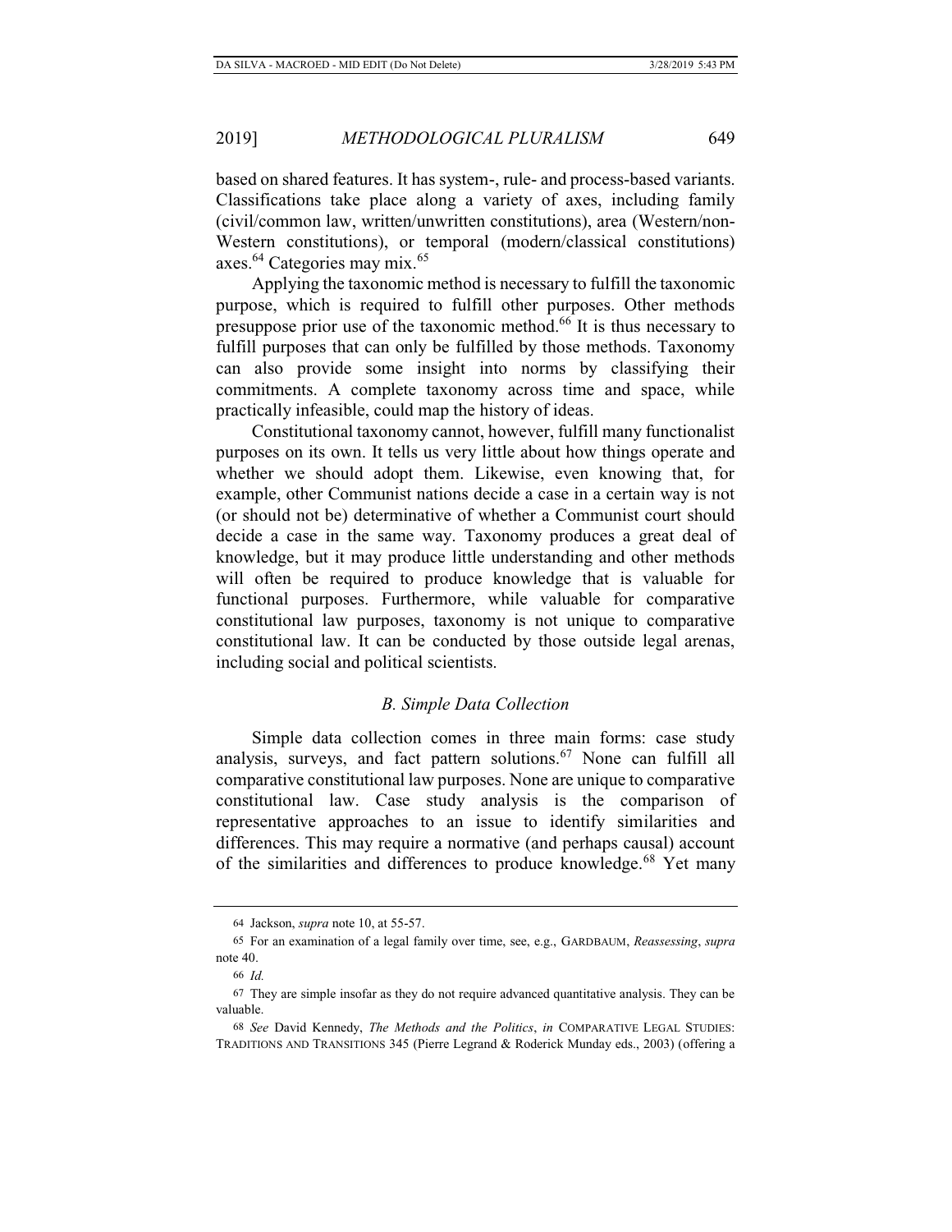based on shared features. It has system-, rule- and process-based variants. Classifications take place along a variety of axes, including family (civil/common law, written/unwritten constitutions), area (Western/non-Western constitutions), or temporal (modern/classical constitutions) axes.[64] Categories may mix.[65]

Applying the taxonomic method is necessary to fulfill the taxonomic purpose, which is required to fulfill other purposes. Other methods presuppose prior use of the taxonomic method.[66] It is thus necessary to fulfill purposes that can only be fulfilled by those methods. Taxonomy can also provide some insight into norms by classifying their commitments. A complete taxonomy across time and space, while practically infeasible, could map the history of ideas.

Constitutional taxonomy cannot, however, fulfill many functionalist purposes on its own. It tells us very little about how things operate and whether we should adopt them. Likewise, even knowing that, for example, other Communist nations decide a case in a certain way is not (or should not be) determinative of whether a Communist court should decide a case in the same way. Taxonomy produces a great deal of knowledge, but it may produce little understanding and other methods will often be required to produce knowledge that is valuable for functional purposes. Furthermore, while valuable for comparative constitutional law purposes, taxonomy is not unique to comparative constitutional law. It can be conducted by those outside legal arenas, including social and political scientists.

### *B. Simple Data Collection*

Simple data collection comes in three main forms: case study analysis, surveys, and fact pattern solutions.[67] None can fulfill all comparative constitutional law purposes. None are unique to comparative constitutional law. Case study analysis is the comparison of representative approaches to an issue to identify similarities and differences. This may require a normative (and perhaps causal) account of the similarities and differences to produce knowledge.[68] Yet many

---

64 Jackson, *supra* note 10, at 55-57.

65 For an examination of a legal family over time, see, e.g., GARDBAUM, *Reassessing*, *supra* note 40.

66 *Id.*

67 They are simple insofar as they do not require advanced quantitative analysis. They can be valuable.

68 *See* David Kennedy, *The Methods and the Politics*, *in* COMPARATIVE LEGAL STUDIES: TRADITIONS AND TRANSITIONS 345 (Pierre Legrand & Roderick Munday eds., 2003) (offering a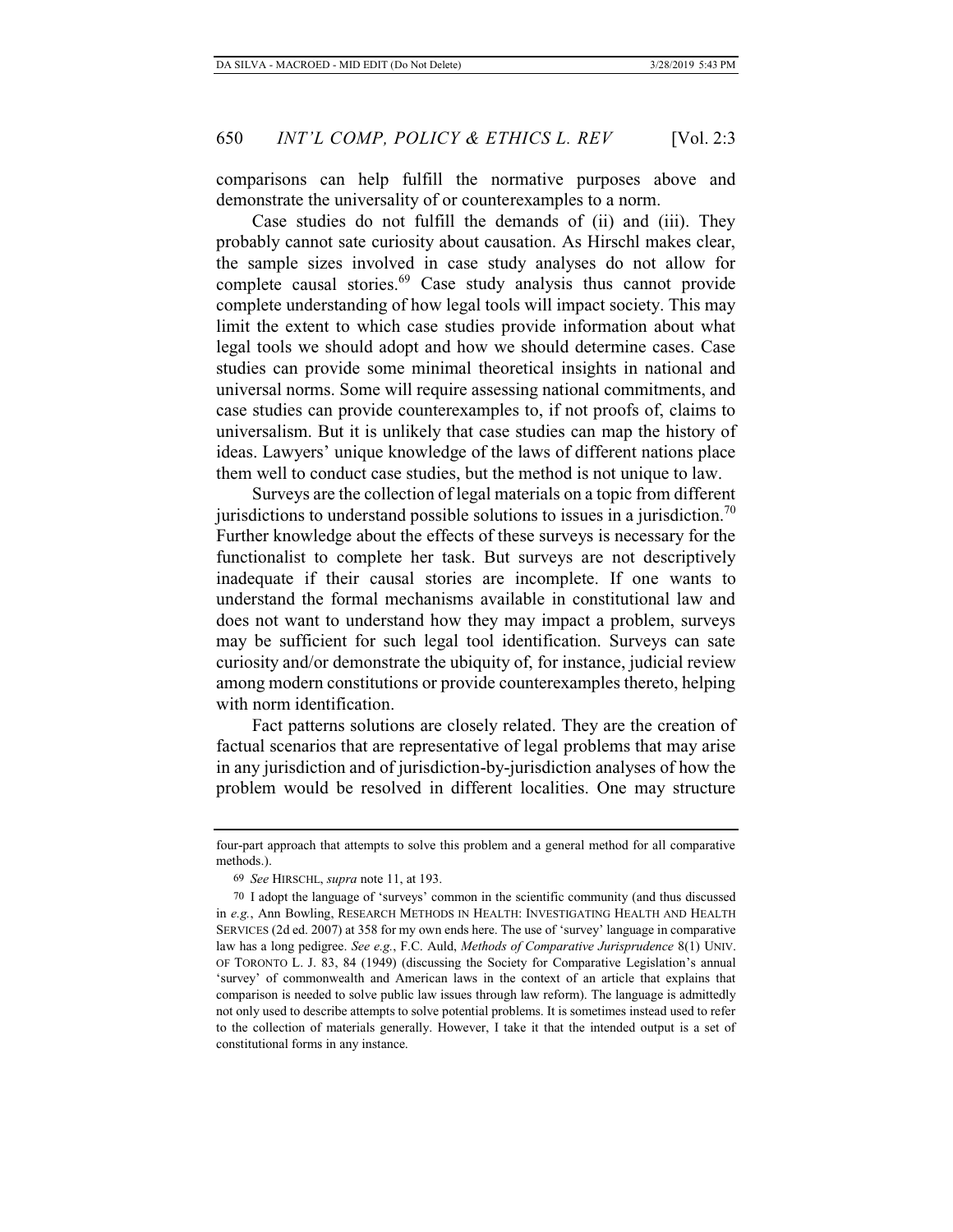comparisons can help fulfill the normative purposes above and demonstrate the universality of or counterexamples to a norm.

Case studies do not fulfill the demands of (ii) and (iii). They probably cannot sate curiosity about causation. As Hirschl makes clear, the sample sizes involved in case study analyses do not allow for complete causal stories.[69] Case study analysis thus cannot provide complete understanding of how legal tools will impact society. This may limit the extent to which case studies provide information about what legal tools we should adopt and how we should determine cases. Case studies can provide some minimal theoretical insights in national and universal norms. Some will require assessing national commitments, and case studies can provide counterexamples to, if not proofs of, claims to universalism. But it is unlikely that case studies can map the history of ideas. Lawyers' unique knowledge of the laws of different nations place them well to conduct case studies, but the method is not unique to law.

Surveys are the collection of legal materials on a topic from different jurisdictions to understand possible solutions to issues in a jurisdiction.[70] Further knowledge about the effects of these surveys is necessary for the functionalist to complete her task. But surveys are not descriptively inadequate if their causal stories are incomplete. If one wants to understand the formal mechanisms available in constitutional law and does not want to understand how they may impact a problem, surveys may be sufficient for such legal tool identification. Surveys can sate curiosity and/or demonstrate the ubiquity of, for instance, judicial review among modern constitutions or provide counterexamples thereto, helping with norm identification.

Fact patterns solutions are closely related. They are the creation of factual scenarios that are representative of legal problems that may arise in any jurisdiction and of jurisdiction-by-jurisdiction analyses of how the problem would be resolved in different localities. One may structure

---

four-part approach that attempts to solve this problem and a general method for all comparative methods.).

69 *See* HIRSCHL, *supra* note 11, at 193.

70 I adopt the language of 'surveys' common in the scientific community (and thus discussed in *e.g.*, Ann Bowling, RESEARCH METHODS IN HEALTH: INVESTIGATING HEALTH AND HEALTH SERVICES (2d ed. 2007) at 358 for my own ends here. The use of 'survey' language in comparative law has a long pedigree. *See e.g.*, F.C. Auld, *Methods of Comparative Jurisprudence* 8(1) UNIV. OF TORONTO L. J. 83, 84 (1949) (discussing the Society for Comparative Legislation's annual 'survey' of commonwealth and American laws in the context of an article that explains that comparison is needed to solve public law issues through law reform). The language is admittedly not only used to describe attempts to solve potential problems. It is sometimes instead used to refer to the collection of materials generally. However, I take it that the intended output is a set of constitutional forms in any instance.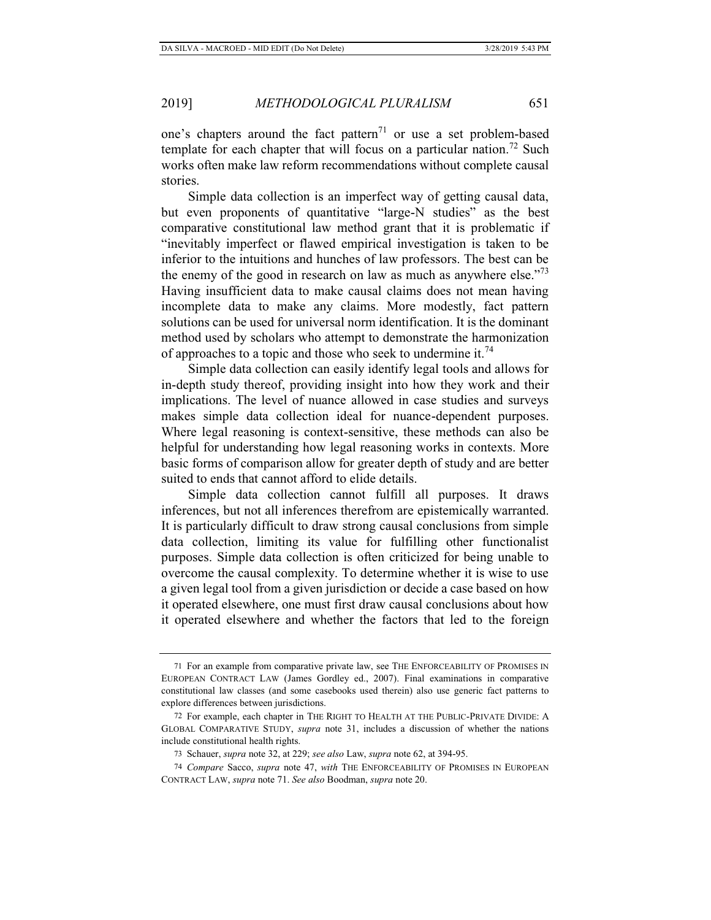one's chapters around the fact pattern[71] or use a set problem-based template for each chapter that will focus on a particular nation.[72] Such works often make law reform recommendations without complete causal stories.

Simple data collection is an imperfect way of getting causal data, but even proponents of quantitative "large-N studies" as the best comparative constitutional law method grant that it is problematic if "inevitably imperfect or flawed empirical investigation is taken to be inferior to the intuitions and hunches of law professors. The best can be the enemy of the good in research on law as much as anywhere else."[73] Having insufficient data to make causal claims does not mean having incomplete data to make any claims. More modestly, fact pattern solutions can be used for universal norm identification. It is the dominant method used by scholars who attempt to demonstrate the harmonization of approaches to a topic and those who seek to undermine it.[74]

Simple data collection can easily identify legal tools and allows for in-depth study thereof, providing insight into how they work and their implications. The level of nuance allowed in case studies and surveys makes simple data collection ideal for nuance-dependent purposes. Where legal reasoning is context-sensitive, these methods can also be helpful for understanding how legal reasoning works in contexts. More basic forms of comparison allow for greater depth of study and are better suited to ends that cannot afford to elide details.

Simple data collection cannot fulfill all purposes. It draws inferences, but not all inferences therefrom are epistemically warranted. It is particularly difficult to draw strong causal conclusions from simple data collection, limiting its value for fulfilling other functionalist purposes. Simple data collection is often criticized for being unable to overcome the causal complexity. To determine whether it is wise to use a given legal tool from a given jurisdiction or decide a case based on how it operated elsewhere, one must first draw causal conclusions about how it operated elsewhere and whether the factors that led to the foreign

---

71 For an example from comparative private law, see THE ENFORCEABILITY OF PROMISES IN EUROPEAN CONTRACT LAW (James Gordley ed., 2007). Final examinations in comparative constitutional law classes (and some casebooks used therein) also use generic fact patterns to explore differences between jurisdictions.

72 For example, each chapter in THE RIGHT TO HEALTH AT THE PUBLIC-PRIVATE DIVIDE: A GLOBAL COMPARATIVE STUDY, *supra* note 31, includes a discussion of whether the nations include constitutional health rights.

73 Schauer, *supra* note 32, at 229; *see also* Law, *supra* note 62, at 394-95.

74 *Compare* Sacco, *supra* note 47, *with* THE ENFORCEABILITY OF PROMISES IN EUROPEAN CONTRACT LAW, *supra* note 71. *See also* Boodman, *supra* note 20.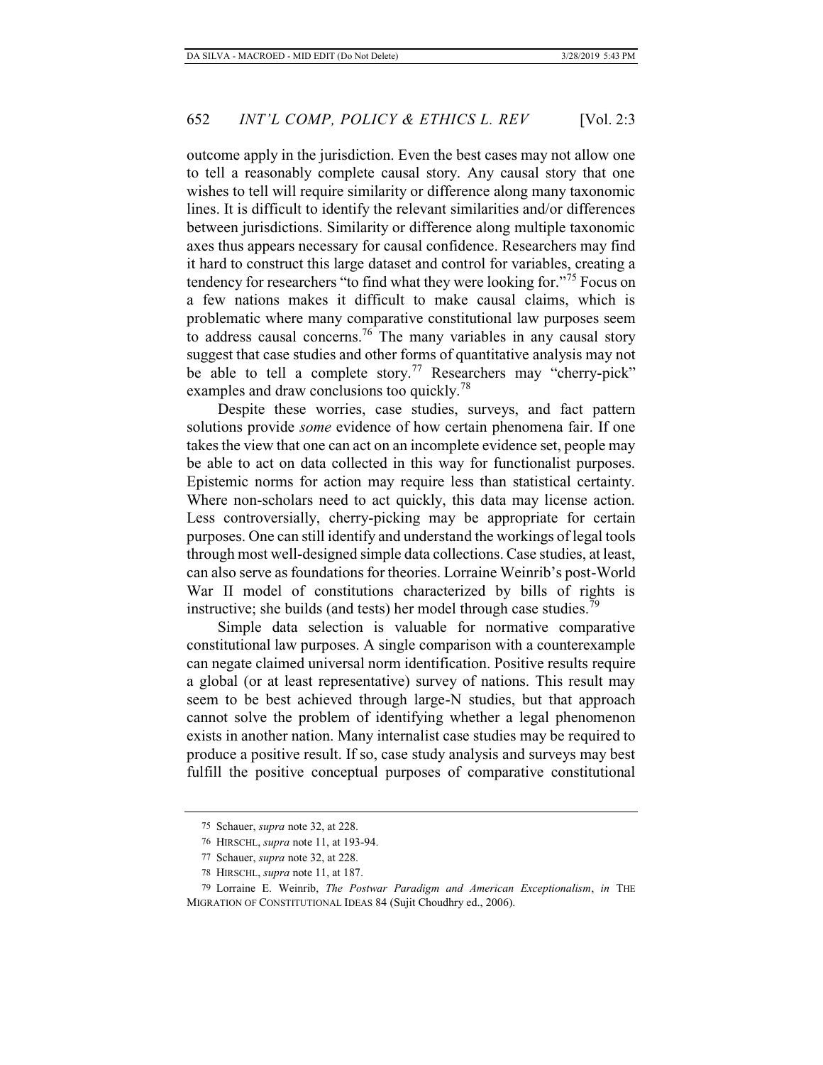outcome apply in the jurisdiction. Even the best cases may not allow one to tell a reasonably complete causal story. Any causal story that one wishes to tell will require similarity or difference along many taxonomic lines. It is difficult to identify the relevant similarities and/or differences between jurisdictions. Similarity or difference along multiple taxonomic axes thus appears necessary for causal confidence. Researchers may find it hard to construct this large dataset and control for variables, creating a tendency for researchers "to find what they were looking for."[75] Focus on a few nations makes it difficult to make causal claims, which is problematic where many comparative constitutional law purposes seem to address causal concerns.[76] The many variables in any causal story suggest that case studies and other forms of quantitative analysis may not be able to tell a complete story.[77] Researchers may "cherry-pick" examples and draw conclusions too quickly.[78]

Despite these worries, case studies, surveys, and fact pattern solutions provide *some* evidence of how certain phenomena fair. If one takes the view that one can act on an incomplete evidence set, people may be able to act on data collected in this way for functionalist purposes. Epistemic norms for action may require less than statistical certainty. Where non-scholars need to act quickly, this data may license action. Less controversially, cherry-picking may be appropriate for certain purposes. One can still identify and understand the workings of legal tools through most well-designed simple data collections. Case studies, at least, can also serve as foundations for theories. Lorraine Weinrib's post-World War II model of constitutions characterized by bills of rights is instructive; she builds (and tests) her model through case studies.[79]

Simple data selection is valuable for normative comparative constitutional law purposes. A single comparison with a counterexample can negate claimed universal norm identification. Positive results require a global (or at least representative) survey of nations. This result may seem to be best achieved through large-N studies, but that approach cannot solve the problem of identifying whether a legal phenomenon exists in another nation. Many internalist case studies may be required to produce a positive result. If so, case study analysis and surveys may best fulfill the positive conceptual purposes of comparative constitutional

---

75 Schauer, *supra* note 32, at 228.

76 HIRSCHL, *supra* note 11, at 193-94.

77 Schauer, *supra* note 32, at 228.

78 HIRSCHL, *supra* note 11, at 187.

79 Lorraine E. Weinrib, *The Postwar Paradigm and American Exceptionalism*, *in* THE MIGRATION OF CONSTITUTIONAL IDEAS 84 (Sujit Choudhry ed., 2006).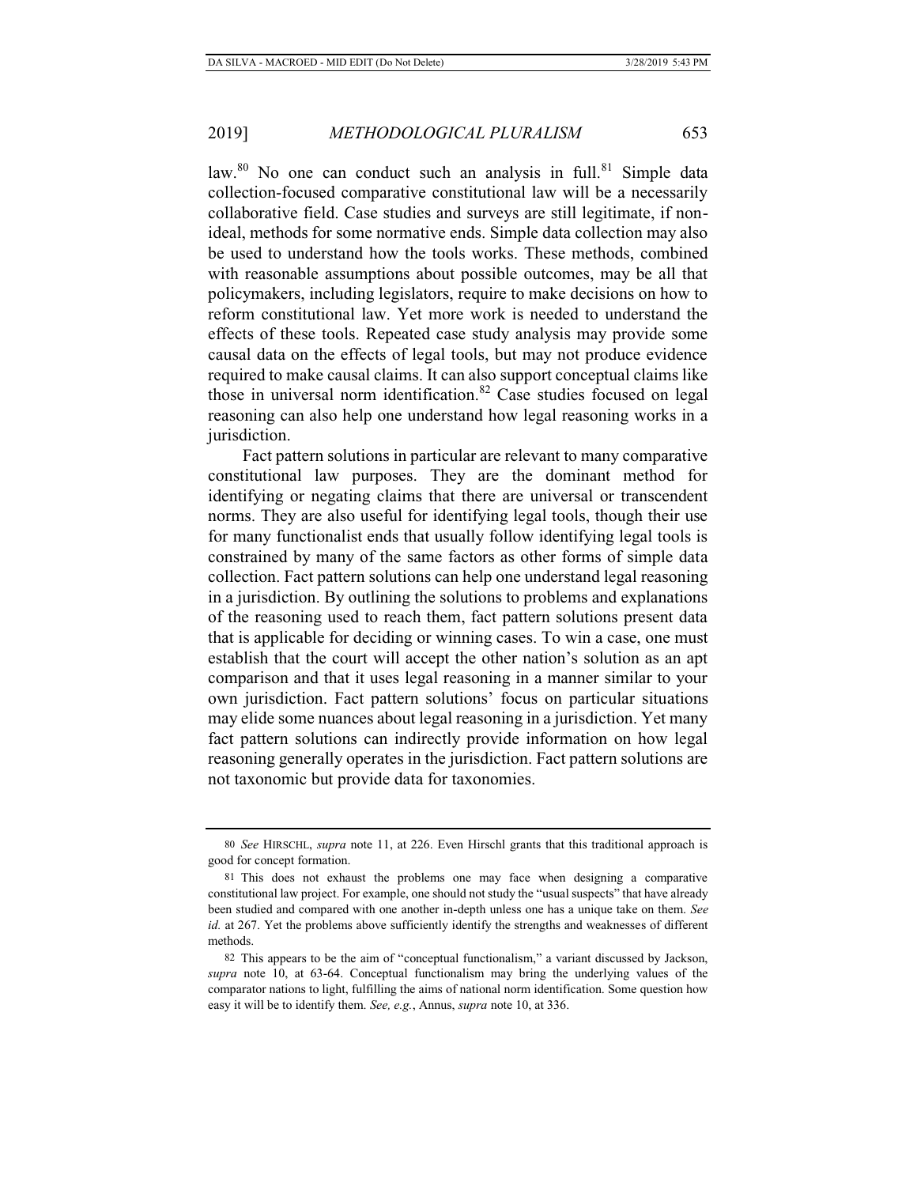law.[80] No one can conduct such an analysis in full.[81] Simple data collection-focused comparative constitutional law will be a necessarily collaborative field. Case studies and surveys are still legitimate, if non-ideal, methods for some normative ends. Simple data collection may also be used to understand how the tools works. These methods, combined with reasonable assumptions about possible outcomes, may be all that policymakers, including legislators, require to make decisions on how to reform constitutional law. Yet more work is needed to understand the effects of these tools. Repeated case study analysis may provide some causal data on the effects of legal tools, but may not produce evidence required to make causal claims. It can also support conceptual claims like those in universal norm identification.[82] Case studies focused on legal reasoning can also help one understand how legal reasoning works in a jurisdiction.

Fact pattern solutions in particular are relevant to many comparative constitutional law purposes. They are the dominant method for identifying or negating claims that there are universal or transcendent norms. They are also useful for identifying legal tools, though their use for many functionalist ends that usually follow identifying legal tools is constrained by many of the same factors as other forms of simple data collection. Fact pattern solutions can help one understand legal reasoning in a jurisdiction. By outlining the solutions to problems and explanations of the reasoning used to reach them, fact pattern solutions present data that is applicable for deciding or winning cases. To win a case, one must establish that the court will accept the other nation's solution as an apt comparison and that it uses legal reasoning in a manner similar to your own jurisdiction. Fact pattern solutions' focus on particular situations may elide some nuances about legal reasoning in a jurisdiction. Yet many fact pattern solutions can indirectly provide information on how legal reasoning generally operates in the jurisdiction. Fact pattern solutions are not taxonomic but provide data for taxonomies.

---

80 *See* HIRSCHL, *supra* note 11, at 226. Even Hirschl grants that this traditional approach is good for concept formation.

81 This does not exhaust the problems one may face when designing a comparative constitutional law project. For example, one should not study the "usual suspects" that have already been studied and compared with one another in-depth unless one has a unique take on them. *See id.* at 267. Yet the problems above sufficiently identify the strengths and weaknesses of different methods.

82 This appears to be the aim of "conceptual functionalism," a variant discussed by Jackson, *supra* note 10, at 63-64. Conceptual functionalism may bring the underlying values of the comparator nations to light, fulfilling the aims of national norm identification. Some question how easy it will be to identify them. *See, e.g.*, Annus, *supra* note 10, at 336.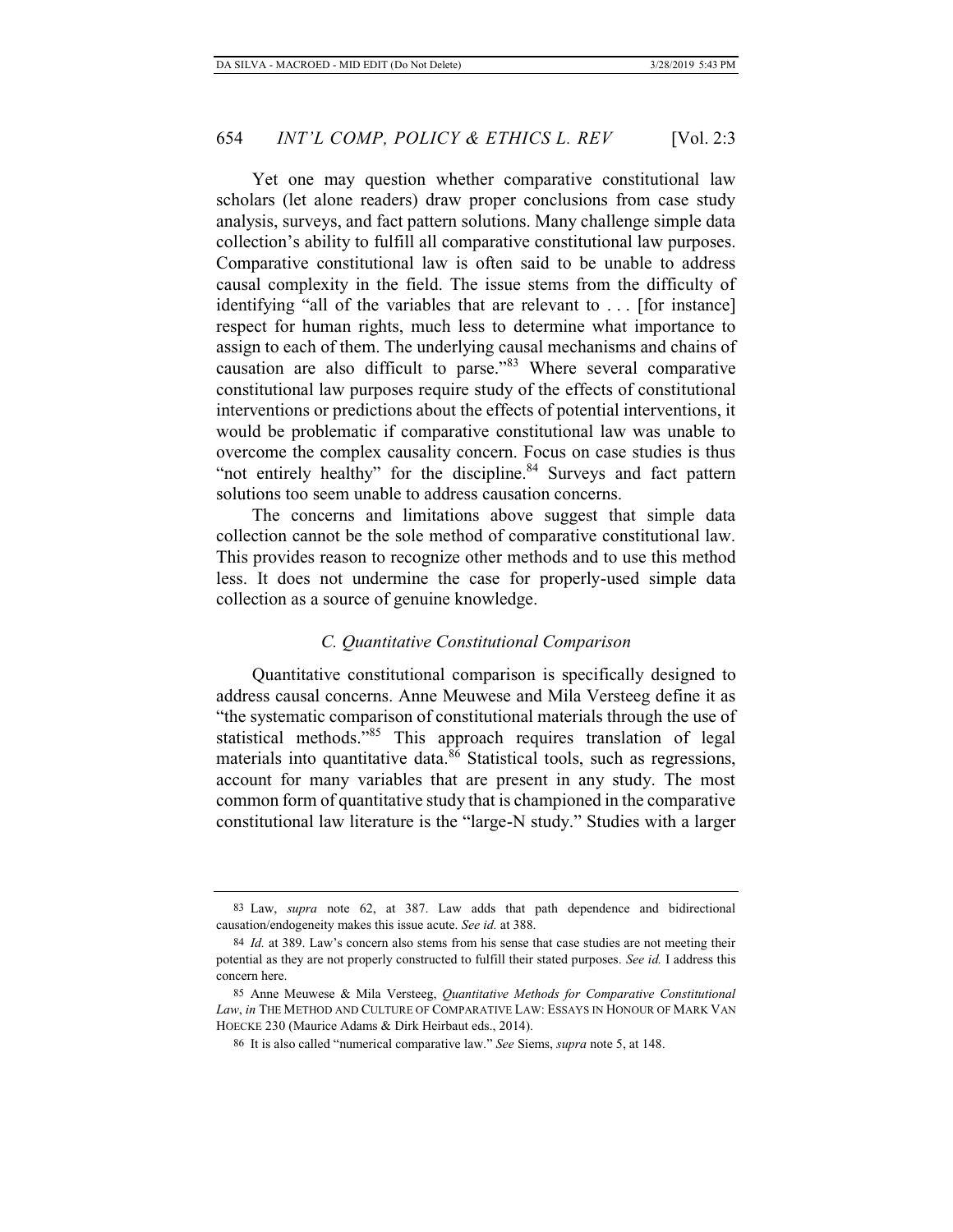Yet one may question whether comparative constitutional law scholars (let alone readers) draw proper conclusions from case study analysis, surveys, and fact pattern solutions. Many challenge simple data collection's ability to fulfill all comparative constitutional law purposes. Comparative constitutional law is often said to be unable to address causal complexity in the field. The issue stems from the difficulty of identifying "all of the variables that are relevant to . . . [for instance] respect for human rights, much less to determine what importance to assign to each of them. The underlying causal mechanisms and chains of causation are also difficult to parse."[83] Where several comparative constitutional law purposes require study of the effects of constitutional interventions or predictions about the effects of potential interventions, it would be problematic if comparative constitutional law was unable to overcome the complex causality concern. Focus on case studies is thus "not entirely healthy" for the discipline.[84] Surveys and fact pattern solutions too seem unable to address causation concerns.

The concerns and limitations above suggest that simple data collection cannot be the sole method of comparative constitutional law. This provides reason to recognize other methods and to use this method less. It does not undermine the case for properly-used simple data collection as a source of genuine knowledge.

### *C. Quantitative Constitutional Comparison*

Quantitative constitutional comparison is specifically designed to address causal concerns. Anne Meuwese and Mila Versteeg define it as "the systematic comparison of constitutional materials through the use of statistical methods."[85] This approach requires translation of legal materials into quantitative data.[86] Statistical tools, such as regressions, account for many variables that are present in any study. The most common form of quantitative study that is championed in the comparative constitutional law literature is the "large-N study." Studies with a larger

---

83 Law, *supra* note 62, at 387. Law adds that path dependence and bidirectional causation/endogeneity makes this issue acute. *See id.* at 388.

84 *Id.* at 389. Law's concern also stems from his sense that case studies are not meeting their potential as they are not properly constructed to fulfill their stated purposes. *See id.* I address this concern here.

85 Anne Meuwese & Mila Versteeg, *Quantitative Methods for Comparative Constitutional Law*, *in* THE METHOD AND CULTURE OF COMPARATIVE LAW: ESSAYS IN HONOUR OF MARK VAN HOECKE 230 (Maurice Adams & Dirk Heirbaut eds., 2014).

86 It is also called "numerical comparative law." *See* Siems, *supra* note 5, at 148.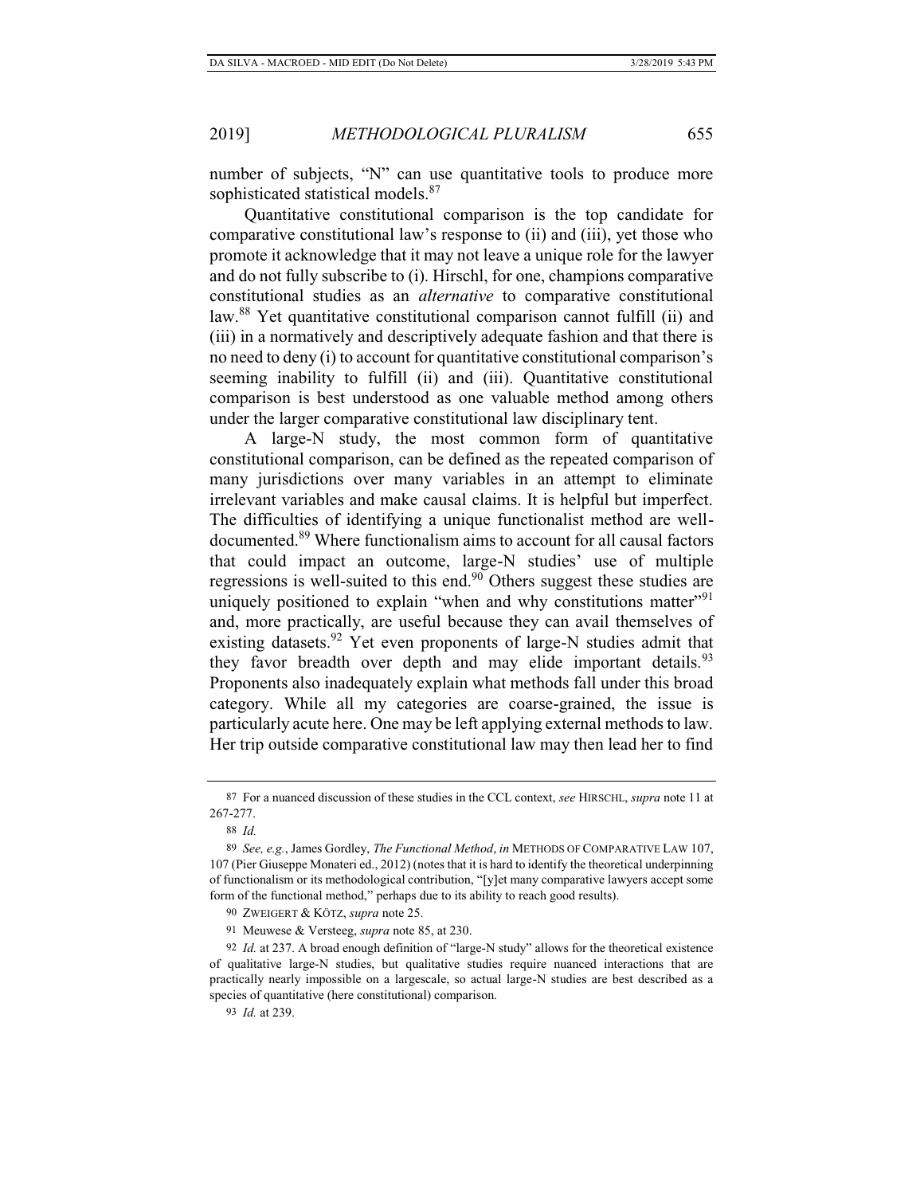number of subjects, "N" can use quantitative tools to produce more sophisticated statistical models.[87]

Quantitative constitutional comparison is the top candidate for comparative constitutional law's response to (ii) and (iii), yet those who promote it acknowledge that it may not leave a unique role for the lawyer and do not fully subscribe to (i). Hirschl, for one, champions comparative constitutional studies as an *alternative* to comparative constitutional law.[88] Yet quantitative constitutional comparison cannot fulfill (ii) and (iii) in a normatively and descriptively adequate fashion and that there is no need to deny (i) to account for quantitative constitutional comparison's seeming inability to fulfill (ii) and (iii). Quantitative constitutional comparison is best understood as one valuable method among others under the larger comparative constitutional law disciplinary tent.

A large-N study, the most common form of quantitative constitutional comparison, can be defined as the repeated comparison of many jurisdictions over many variables in an attempt to eliminate irrelevant variables and make causal claims. It is helpful but imperfect. The difficulties of identifying a unique functionalist method are well-documented.[89] Where functionalism aims to account for all causal factors that could impact an outcome, large-N studies' use of multiple regressions is well-suited to this end.[90] Others suggest these studies are uniquely positioned to explain "when and why constitutions matter"[91] and, more practically, are useful because they can avail themselves of existing datasets.[92] Yet even proponents of large-N studies admit that they favor breadth over depth and may elide important details.[93] Proponents also inadequately explain what methods fall under this broad category. While all my categories are coarse-grained, the issue is particularly acute here. One may be left applying external methods to law. Her trip outside comparative constitutional law may then lead her to find

---

87 For a nuanced discussion of these studies in the CCL context, *see* HIRSCHL, *supra* note 11 at 267-277.

88 *Id.*

89 *See, e.g.*, James Gordley, *The Functional Method*, *in* METHODS OF COMPARATIVE LAW 107, 107 (Pier Giuseppe Monateri ed., 2012) (notes that it is hard to identify the theoretical underpinning of functionalism or its methodological contribution, "[y]et many comparative lawyers accept some form of the functional method," perhaps due to its ability to reach good results).

90 ZWEIGERT & KÖTZ, *supra* note 25.

91 Meuwese & Versteeg, *supra* note 85, at 230.

92 *Id.* at 237. A broad enough definition of "large-N study" allows for the theoretical existence of qualitative large-N studies, but qualitative studies require nuanced interactions that are practically nearly impossible on a largescale, so actual large-N studies are best described as a species of quantitative (here constitutional) comparison.

93 *Id.* at 239.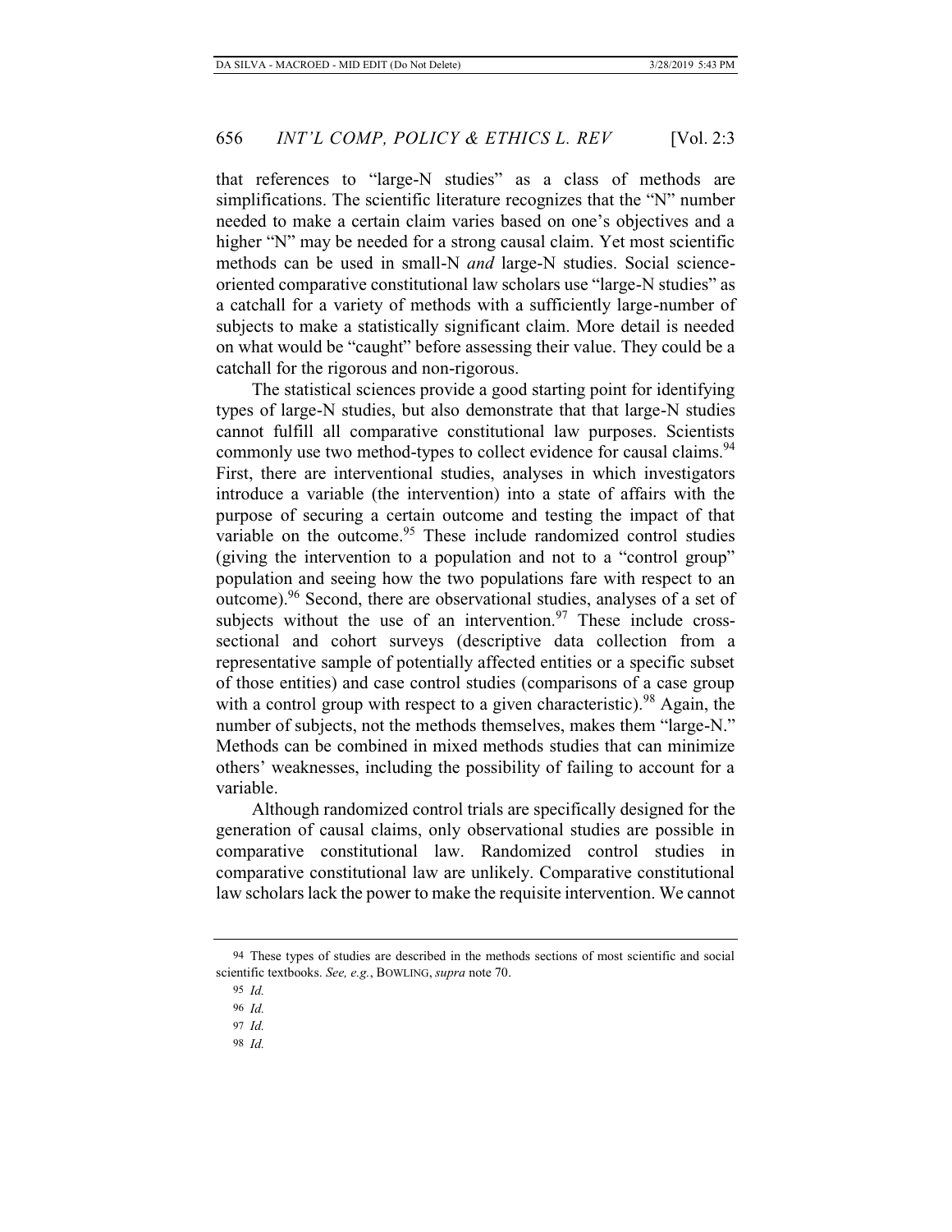that references to "large-N studies" as a class of methods are simplifications. The scientific literature recognizes that the "N" number needed to make a certain claim varies based on one's objectives and a higher "N" may be needed for a strong causal claim. Yet most scientific methods can be used in small-N *and* large-N studies. Social science-oriented comparative constitutional law scholars use "large-N studies" as a catchall for a variety of methods with a sufficiently large-number of subjects to make a statistically significant claim. More detail is needed on what would be "caught" before assessing their value. They could be a catchall for the rigorous and non-rigorous.

The statistical sciences provide a good starting point for identifying types of large-N studies, but also demonstrate that that large-N studies cannot fulfill all comparative constitutional law purposes. Scientists commonly use two method-types to collect evidence for causal claims.[94] First, there are interventional studies, analyses in which investigators introduce a variable (the intervention) into a state of affairs with the purpose of securing a certain outcome and testing the impact of that variable on the outcome.[95] These include randomized control studies (giving the intervention to a population and not to a "control group" population and seeing how the two populations fare with respect to an outcome).[96] Second, there are observational studies, analyses of a set of subjects without the use of an intervention.[97] These include cross-sectional and cohort surveys (descriptive data collection from a representative sample of potentially affected entities or a specific subset of those entities) and case control studies (comparisons of a case group with a control group with respect to a given characteristic).[98] Again, the number of subjects, not the methods themselves, makes them "large-N." Methods can be combined in mixed methods studies that can minimize others' weaknesses, including the possibility of failing to account for a variable.

Although randomized control trials are specifically designed for the generation of causal claims, only observational studies are possible in comparative constitutional law. Randomized control studies in comparative constitutional law are unlikely. Comparative constitutional law scholars lack the power to make the requisite intervention. We cannot

---

94 These types of studies are described in the methods sections of most scientific and social scientific textbooks. *See, e.g.*, BOWLING, *supra* note 70.

95 *Id.*

96 *Id.*

97 *Id.*

98 *Id.*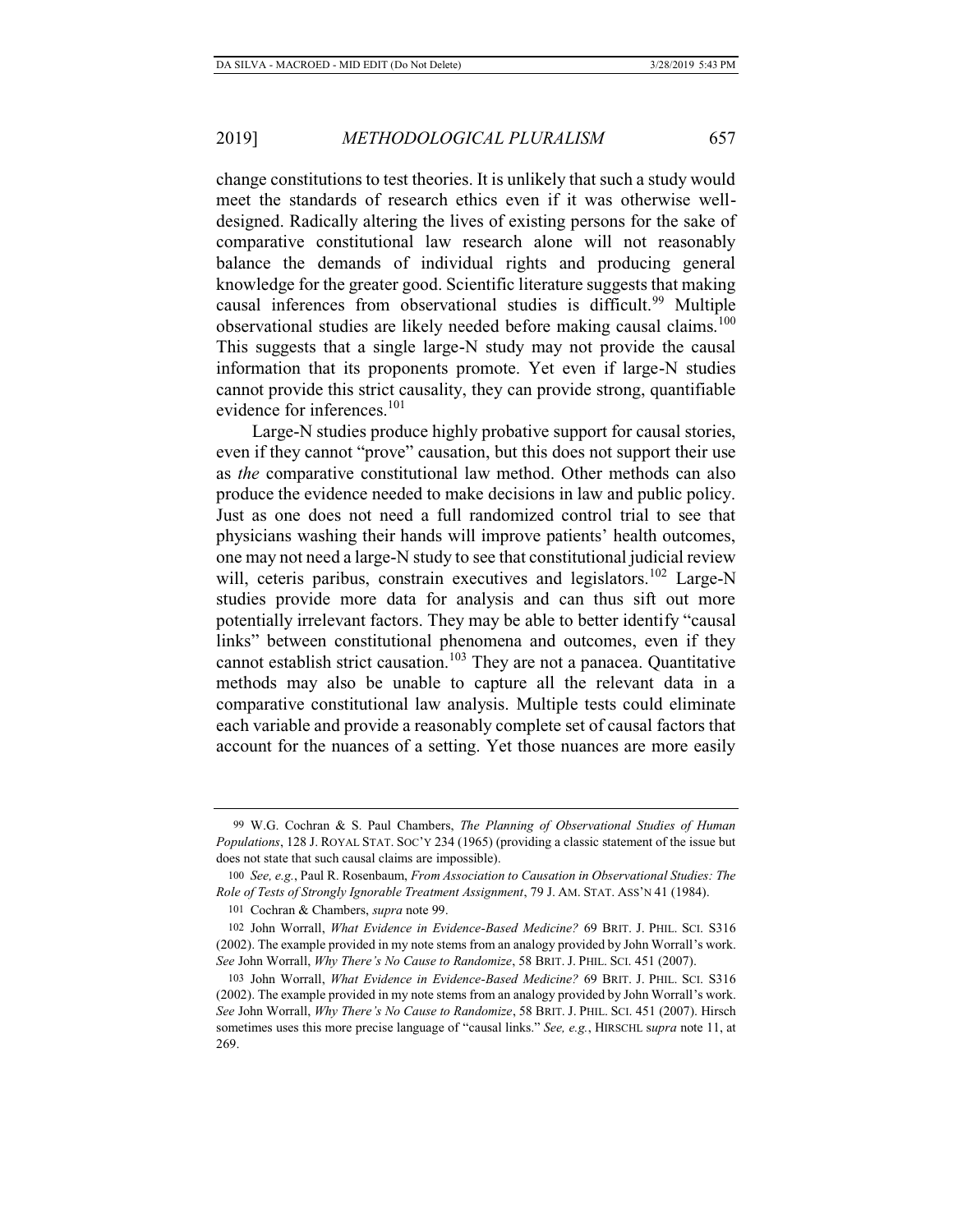change constitutions to test theories. It is unlikely that such a study would meet the standards of research ethics even if it was otherwise well-designed. Radically altering the lives of existing persons for the sake of comparative constitutional law research alone will not reasonably balance the demands of individual rights and producing general knowledge for the greater good. Scientific literature suggests that making causal inferences from observational studies is difficult.[99] Multiple observational studies are likely needed before making causal claims.[100] This suggests that a single large-N study may not provide the causal information that its proponents promote. Yet even if large-N studies cannot provide this strict causality, they can provide strong, quantifiable evidence for inferences.[101]

Large-N studies produce highly probative support for causal stories, even if they cannot "prove" causation, but this does not support their use as *the* comparative constitutional law method. Other methods can also produce the evidence needed to make decisions in law and public policy. Just as one does not need a full randomized control trial to see that physicians washing their hands will improve patients' health outcomes, one may not need a large-N study to see that constitutional judicial review will, ceteris paribus, constrain executives and legislators.[102] Large-N studies provide more data for analysis and can thus sift out more potentially irrelevant factors. They may be able to better identify "causal links" between constitutional phenomena and outcomes, even if they cannot establish strict causation.[103] They are not a panacea. Quantitative methods may also be unable to capture all the relevant data in a comparative constitutional law analysis. Multiple tests could eliminate each variable and provide a reasonably complete set of causal factors that account for the nuances of a setting. Yet those nuances are more easily

---

99 W.G. Cochran & S. Paul Chambers, *The Planning of Observational Studies of Human Populations*, 128 J. ROYAL STAT. SOC'Y 234 (1965) (providing a classic statement of the issue but does not state that such causal claims are impossible).

100 *See, e.g.*, Paul R. Rosenbaum, *From Association to Causation in Observational Studies: The Role of Tests of Strongly Ignorable Treatment Assignment*, 79 J. AM. STAT. ASS'N 41 (1984).

101 Cochran & Chambers, *supra* note 99.

102 John Worrall, *What Evidence in Evidence-Based Medicine?* 69 BRIT. J. PHIL. SCI. S316 (2002). The example provided in my note stems from an analogy provided by John Worrall's work. *See* John Worrall, *Why There's No Cause to Randomize*, 58 BRIT. J. PHIL. SCI. 451 (2007).

103 John Worrall, *What Evidence in Evidence-Based Medicine?* 69 BRIT. J. PHIL. SCI. S316 (2002). The example provided in my note stems from an analogy provided by John Worrall's work. *See* John Worrall, *Why There's No Cause to Randomize*, 58 BRIT. J. PHIL. SCI. 451 (2007). Hirsch sometimes uses this more precise language of "causal links." *See, e.g.*, HIRSCHL s*upra* note 11, at 269.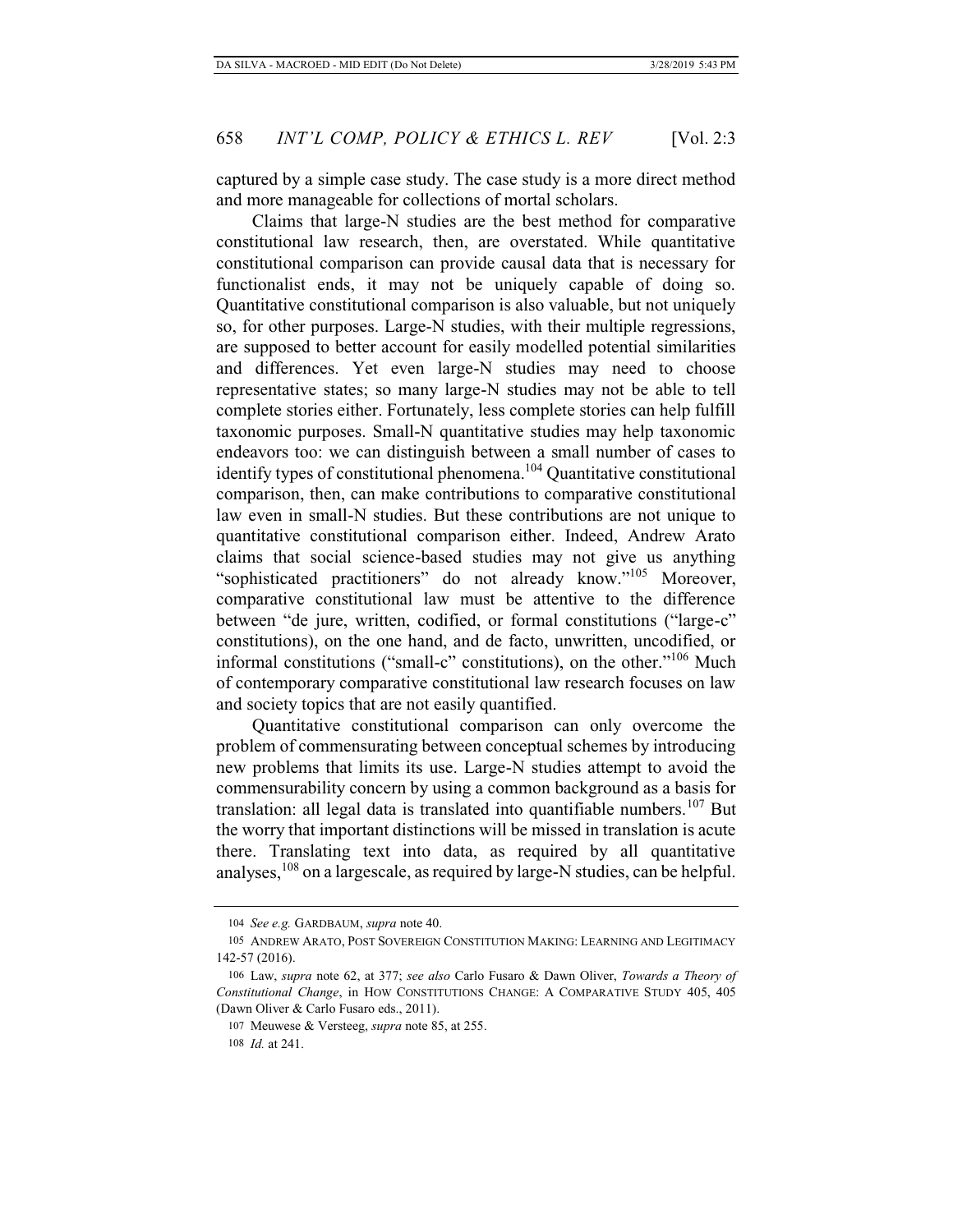captured by a simple case study. The case study is a more direct method and more manageable for collections of mortal scholars.

Claims that large-N studies are the best method for comparative constitutional law research, then, are overstated. While quantitative constitutional comparison can provide causal data that is necessary for functionalist ends, it may not be uniquely capable of doing so. Quantitative constitutional comparison is also valuable, but not uniquely so, for other purposes. Large-N studies, with their multiple regressions, are supposed to better account for easily modelled potential similarities and differences. Yet even large-N studies may need to choose representative states; so many large-N studies may not be able to tell complete stories either. Fortunately, less complete stories can help fulfill taxonomic purposes. Small-N quantitative studies may help taxonomic endeavors too: we can distinguish between a small number of cases to identify types of constitutional phenomena.[104] Quantitative constitutional comparison, then, can make contributions to comparative constitutional law even in small-N studies. But these contributions are not unique to quantitative constitutional comparison either. Indeed, Andrew Arato claims that social science-based studies may not give us anything "sophisticated practitioners" do not already know."[105] Moreover, comparative constitutional law must be attentive to the difference between "de jure, written, codified, or formal constitutions ("large-c" constitutions), on the one hand, and de facto, unwritten, uncodified, or informal constitutions ("small-c" constitutions), on the other."[106] Much of contemporary comparative constitutional law research focuses on law and society topics that are not easily quantified.

Quantitative constitutional comparison can only overcome the problem of commensurating between conceptual schemes by introducing new problems that limits its use. Large-N studies attempt to avoid the commensurability concern by using a common background as a basis for translation: all legal data is translated into quantifiable numbers.[107] But the worry that important distinctions will be missed in translation is acute there. Translating text into data, as required by all quantitative analyses,[108] on a largescale, as required by large-N studies, can be helpful.

---

104 *See e.g.* GARDBAUM, *supra* note 40.

105 ANDREW ARATO, POST SOVEREIGN CONSTITUTION MAKING: LEARNING AND LEGITIMACY 142-57 (2016).

106 Law, *supra* note 62, at 377; *see also* Carlo Fusaro & Dawn Oliver, *Towards a Theory of Constitutional Change*, in HOW CONSTITUTIONS CHANGE: A COMPARATIVE STUDY 405, 405 (Dawn Oliver & Carlo Fusaro eds., 2011).

107 Meuwese & Versteeg, *supra* note 85, at 255.

108 *Id.* at 241.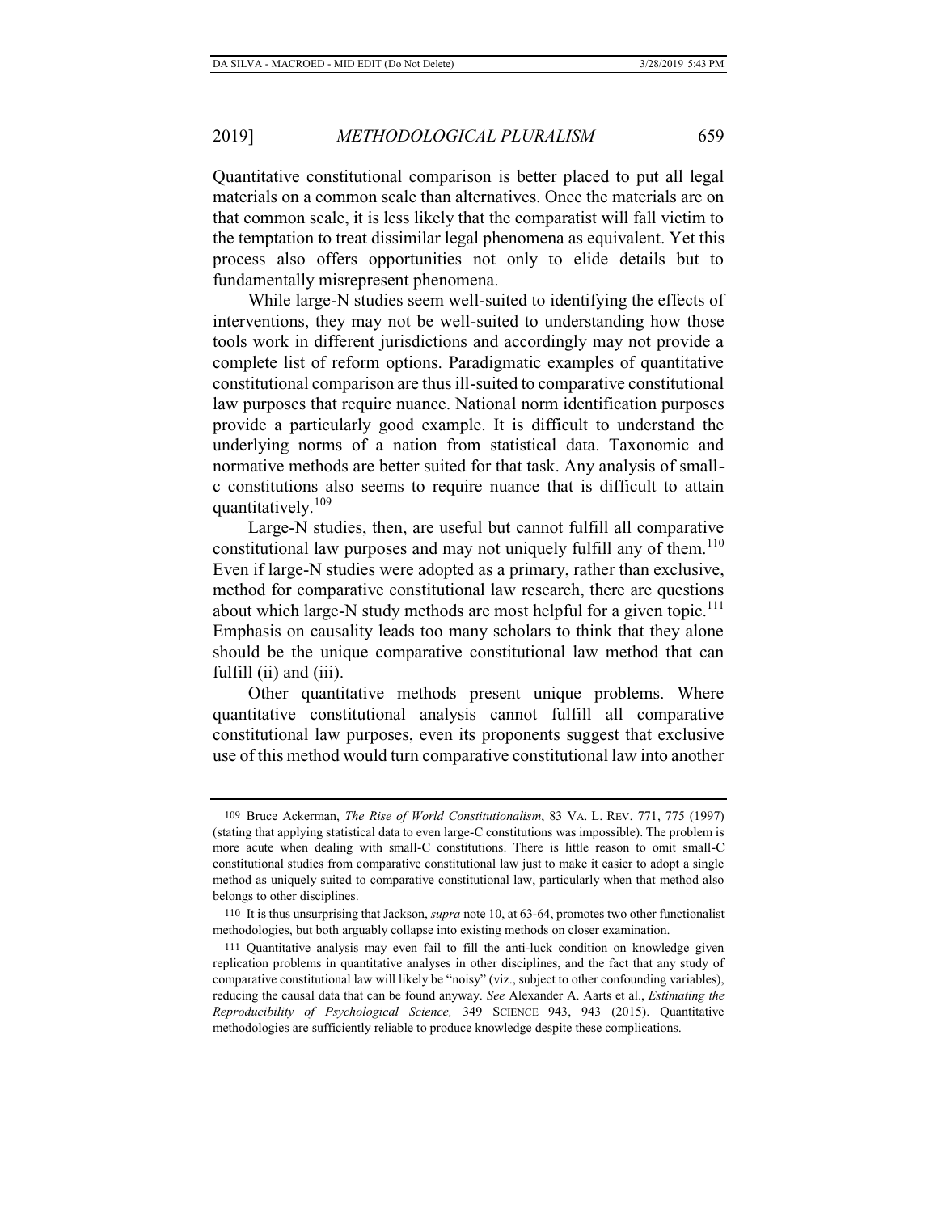Quantitative constitutional comparison is better placed to put all legal materials on a common scale than alternatives. Once the materials are on that common scale, it is less likely that the comparatist will fall victim to the temptation to treat dissimilar legal phenomena as equivalent. Yet this process also offers opportunities not only to elide details but to fundamentally misrepresent phenomena.

While large-N studies seem well-suited to identifying the effects of interventions, they may not be well-suited to understanding how those tools work in different jurisdictions and accordingly may not provide a complete list of reform options. Paradigmatic examples of quantitative constitutional comparison are thus ill-suited to comparative constitutional law purposes that require nuance. National norm identification purposes provide a particularly good example. It is difficult to understand the underlying norms of a nation from statistical data. Taxonomic and normative methods are better suited for that task. Any analysis of small-c constitutions also seems to require nuance that is difficult to attain quantitatively.[109]

Large-N studies, then, are useful but cannot fulfill all comparative constitutional law purposes and may not uniquely fulfill any of them.[110] Even if large-N studies were adopted as a primary, rather than exclusive, method for comparative constitutional law research, there are questions about which large-N study methods are most helpful for a given topic.[111] Emphasis on causality leads too many scholars to think that they alone should be the unique comparative constitutional law method that can fulfill (ii) and (iii).

Other quantitative methods present unique problems. Where quantitative constitutional analysis cannot fulfill all comparative constitutional law purposes, even its proponents suggest that exclusive use of this method would turn comparative constitutional law into another

---

109 Bruce Ackerman, *The Rise of World Constitutionalism*, 83 VA. L. REV. 771, 775 (1997) (stating that applying statistical data to even large-C constitutions was impossible). The problem is more acute when dealing with small-C constitutions. There is little reason to omit small-C constitutional studies from comparative constitutional law just to make it easier to adopt a single method as uniquely suited to comparative constitutional law, particularly when that method also belongs to other disciplines.

110 It is thus unsurprising that Jackson, *supra* note 10, at 63-64, promotes two other functionalist methodologies, but both arguably collapse into existing methods on closer examination.

111 Quantitative analysis may even fail to fill the anti-luck condition on knowledge given replication problems in quantitative analyses in other disciplines, and the fact that any study of comparative constitutional law will likely be "noisy" (viz., subject to other confounding variables), reducing the causal data that can be found anyway. *See* Alexander A. Aarts et al., *Estimating the Reproducibility of Psychological Science,* 349 SCIENCE 943, 943 (2015). Quantitative methodologies are sufficiently reliable to produce knowledge despite these complications.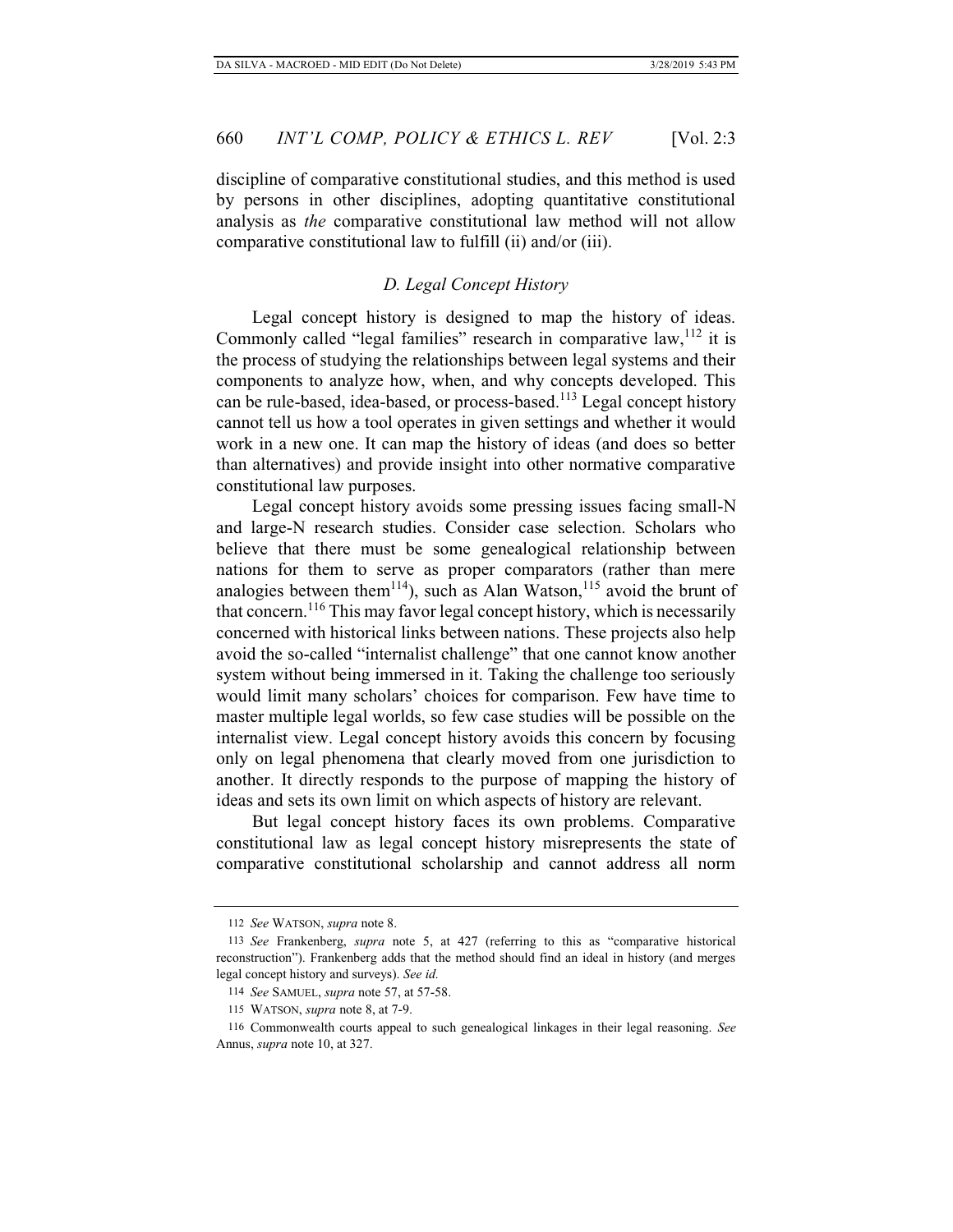discipline of comparative constitutional studies, and this method is used by persons in other disciplines, adopting quantitative constitutional analysis as *the* comparative constitutional law method will not allow comparative constitutional law to fulfill (ii) and/or (iii).

### *D. Legal Concept History*

Legal concept history is designed to map the history of ideas. Commonly called "legal families" research in comparative law,[112] it is the process of studying the relationships between legal systems and their components to analyze how, when, and why concepts developed. This can be rule-based, idea-based, or process-based.[113] Legal concept history cannot tell us how a tool operates in given settings and whether it would work in a new one. It can map the history of ideas (and does so better than alternatives) and provide insight into other normative comparative constitutional law purposes.

Legal concept history avoids some pressing issues facing small-N and large-N research studies. Consider case selection. Scholars who believe that there must be some genealogical relationship between nations for them to serve as proper comparators (rather than mere analogies between them[114]), such as Alan Watson,[115] avoid the brunt of that concern.[116] This may favor legal concept history, which is necessarily concerned with historical links between nations. These projects also help avoid the so-called "internalist challenge" that one cannot know another system without being immersed in it. Taking the challenge too seriously would limit many scholars' choices for comparison. Few have time to master multiple legal worlds, so few case studies will be possible on the internalist view. Legal concept history avoids this concern by focusing only on legal phenomena that clearly moved from one jurisdiction to another. It directly responds to the purpose of mapping the history of ideas and sets its own limit on which aspects of history are relevant.

But legal concept history faces its own problems. Comparative constitutional law as legal concept history misrepresents the state of comparative constitutional scholarship and cannot address all norm

---

112 *See* WATSON, *supra* note 8.

113 *See* Frankenberg, *supra* note 5, at 427 (referring to this as "comparative historical reconstruction"). Frankenberg adds that the method should find an ideal in history (and merges legal concept history and surveys). *See id.*

114 *See* SAMUEL, *supra* note 57, at 57-58.

115 WATSON, *supra* note 8, at 7-9.

116 Commonwealth courts appeal to such genealogical linkages in their legal reasoning. *See* Annus, *supra* note 10, at 327.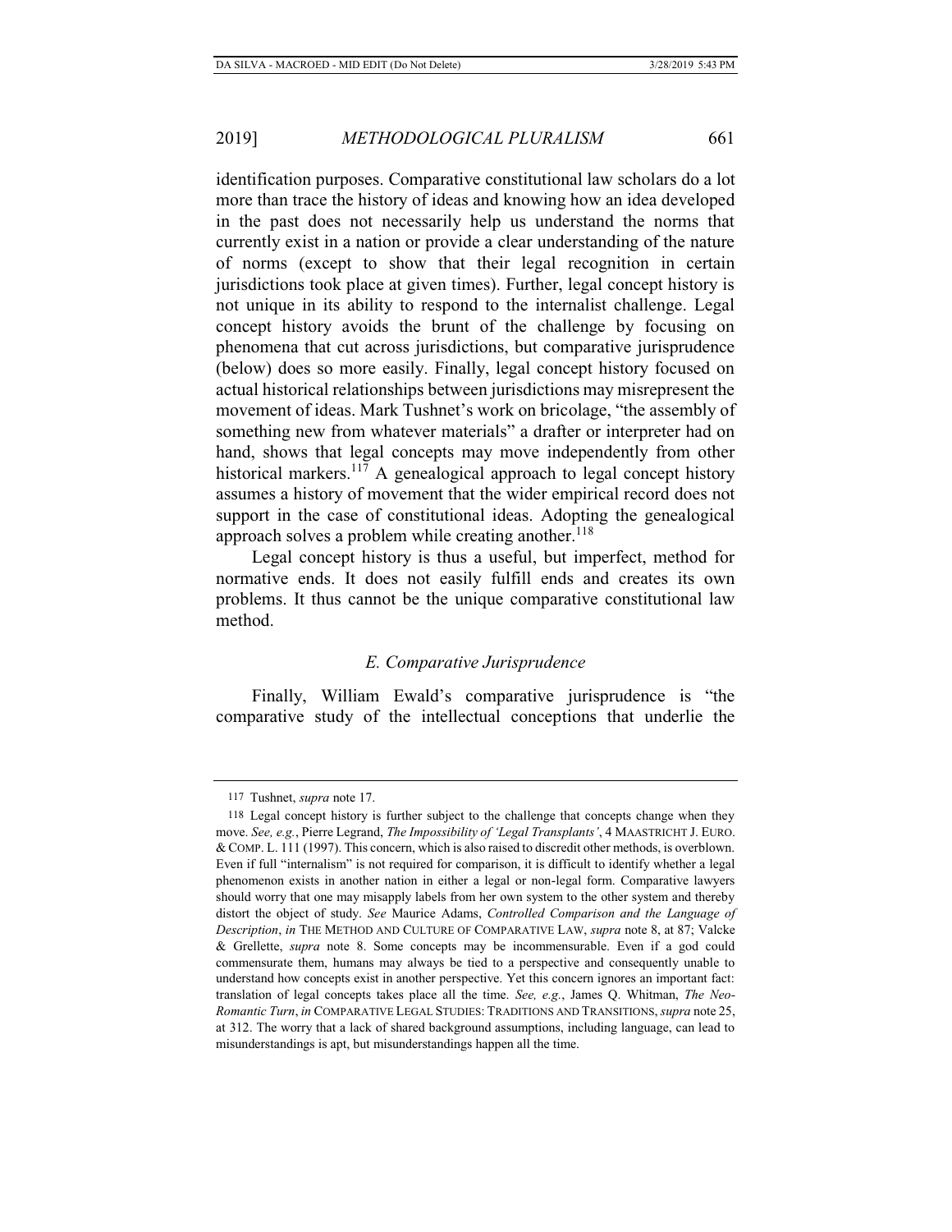identification purposes. Comparative constitutional law scholars do a lot more than trace the history of ideas and knowing how an idea developed in the past does not necessarily help us understand the norms that currently exist in a nation or provide a clear understanding of the nature of norms (except to show that their legal recognition in certain jurisdictions took place at given times). Further, legal concept history is not unique in its ability to respond to the internalist challenge. Legal concept history avoids the brunt of the challenge by focusing on phenomena that cut across jurisdictions, but comparative jurisprudence (below) does so more easily. Finally, legal concept history focused on actual historical relationships between jurisdictions may misrepresent the movement of ideas. Mark Tushnet's work on bricolage, "the assembly of something new from whatever materials" a drafter or interpreter had on hand, shows that legal concepts may move independently from other historical markers.[117] A genealogical approach to legal concept history assumes a history of movement that the wider empirical record does not support in the case of constitutional ideas. Adopting the genealogical approach solves a problem while creating another.[118]

Legal concept history is thus a useful, but imperfect, method for normative ends. It does not easily fulfill ends and creates its own problems. It thus cannot be the unique comparative constitutional law method.

### *E. Comparative Jurisprudence*

Finally, William Ewald's comparative jurisprudence is "the comparative study of the intellectual conceptions that underlie the

---

117 Tushnet, *supra* note 17.

118 Legal concept history is further subject to the challenge that concepts change when they move. *See, e.g.*, Pierre Legrand, *The Impossibility of 'Legal Transplants'*, 4 MAASTRICHT J. EURO. & COMP. L. 111 (1997). This concern, which is also raised to discredit other methods, is overblown. Even if full "internalism" is not required for comparison, it is difficult to identify whether a legal phenomenon exists in another nation in either a legal or non-legal form. Comparative lawyers should worry that one may misapply labels from her own system to the other system and thereby distort the object of study. *See* Maurice Adams, *Controlled Comparison and the Language of Description*, *in* THE METHOD AND CULTURE OF COMPARATIVE LAW, *supra* note 8, at 87; Valcke & Grellette, *supra* note 8. Some concepts may be incommensurable. Even if a god could commensurate them, humans may always be tied to a perspective and consequently unable to understand how concepts exist in another perspective. Yet this concern ignores an important fact: translation of legal concepts takes place all the time. *See, e.g.*, James Q. Whitman, *The Neo-Romantic Turn*, *in* COMPARATIVE LEGAL STUDIES: TRADITIONS AND TRANSITIONS, *supra* note 25, at 312. The worry that a lack of shared background assumptions, including language, can lead to misunderstandings is apt, but misunderstandings happen all the time.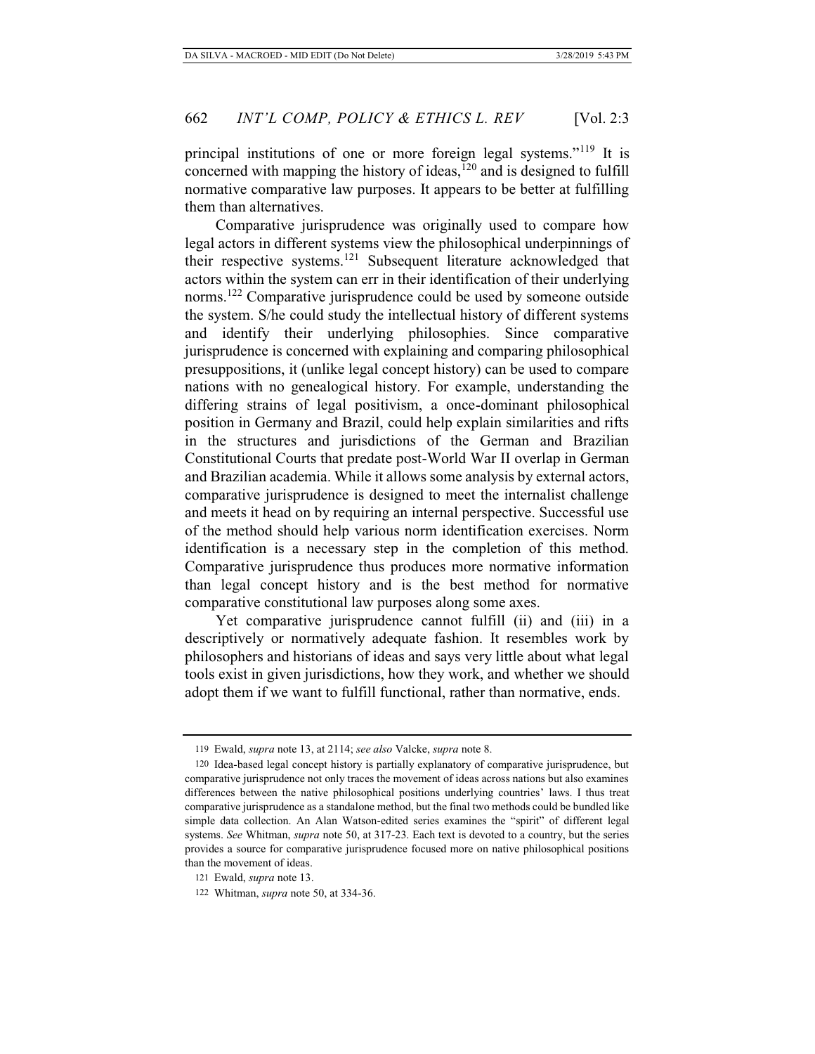principal institutions of one or more foreign legal systems."[119] It is concerned with mapping the history of ideas,[120] and is designed to fulfill normative comparative law purposes. It appears to be better at fulfilling them than alternatives.

Comparative jurisprudence was originally used to compare how legal actors in different systems view the philosophical underpinnings of their respective systems.[121] Subsequent literature acknowledged that actors within the system can err in their identification of their underlying norms.[122] Comparative jurisprudence could be used by someone outside the system. S/he could study the intellectual history of different systems and identify their underlying philosophies. Since comparative jurisprudence is concerned with explaining and comparing philosophical presuppositions, it (unlike legal concept history) can be used to compare nations with no genealogical history. For example, understanding the differing strains of legal positivism, a once-dominant philosophical position in Germany and Brazil, could help explain similarities and rifts in the structures and jurisdictions of the German and Brazilian Constitutional Courts that predate post-World War II overlap in German and Brazilian academia. While it allows some analysis by external actors, comparative jurisprudence is designed to meet the internalist challenge and meets it head on by requiring an internal perspective. Successful use of the method should help various norm identification exercises. Norm identification is a necessary step in the completion of this method. Comparative jurisprudence thus produces more normative information than legal concept history and is the best method for normative comparative constitutional law purposes along some axes.

Yet comparative jurisprudence cannot fulfill (ii) and (iii) in a descriptively or normatively adequate fashion. It resembles work by philosophers and historians of ideas and says very little about what legal tools exist in given jurisdictions, how they work, and whether we should adopt them if we want to fulfill functional, rather than normative, ends.

---

119 Ewald, *supra* note 13, at 2114; *see also* Valcke, *supra* note 8.

120 Idea-based legal concept history is partially explanatory of comparative jurisprudence, but comparative jurisprudence not only traces the movement of ideas across nations but also examines differences between the native philosophical positions underlying countries' laws. I thus treat comparative jurisprudence as a standalone method, but the final two methods could be bundled like simple data collection. An Alan Watson-edited series examines the "spirit" of different legal systems. *See* Whitman, *supra* note 50, at 317-23. Each text is devoted to a country, but the series provides a source for comparative jurisprudence focused more on native philosophical positions than the movement of ideas.

121 Ewald, *supra* note 13.

122 Whitman, *supra* note 50, at 334-36.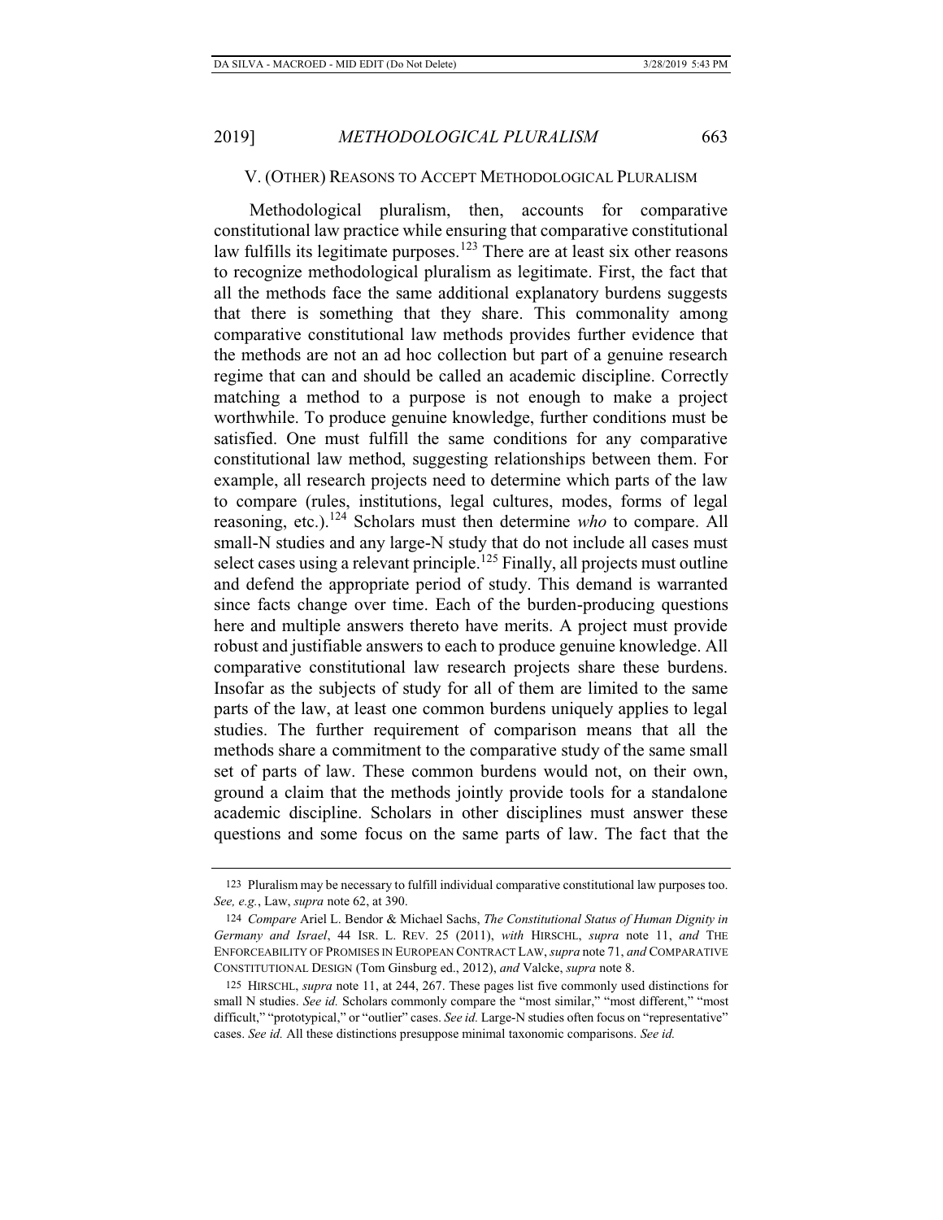## V. (OTHER) REASONS TO ACCEPT METHODOLOGICAL PLURALISM

Methodological pluralism, then, accounts for comparative constitutional law practice while ensuring that comparative constitutional law fulfills its legitimate purposes.[123] There are at least six other reasons to recognize methodological pluralism as legitimate. First, the fact that all the methods face the same additional explanatory burdens suggests that there is something that they share. This commonality among comparative constitutional law methods provides further evidence that the methods are not an ad hoc collection but part of a genuine research regime that can and should be called an academic discipline. Correctly matching a method to a purpose is not enough to make a project worthwhile. To produce genuine knowledge, further conditions must be satisfied. One must fulfill the same conditions for any comparative constitutional law method, suggesting relationships between them. For example, all research projects need to determine which parts of the law to compare (rules, institutions, legal cultures, modes, forms of legal reasoning, etc.).[124] Scholars must then determine *who* to compare. All small-N studies and any large-N study that do not include all cases must select cases using a relevant principle.[125] Finally, all projects must outline and defend the appropriate period of study. This demand is warranted since facts change over time. Each of the burden-producing questions here and multiple answers thereto have merits. A project must provide robust and justifiable answers to each to produce genuine knowledge. All comparative constitutional law research projects share these burdens. Insofar as the subjects of study for all of them are limited to the same parts of the law, at least one common burdens uniquely applies to legal studies. The further requirement of comparison means that all the methods share a commitment to the comparative study of the same small set of parts of law. These common burdens would not, on their own, ground a claim that the methods jointly provide tools for a standalone academic discipline. Scholars in other disciplines must answer these questions and some focus on the same parts of law. The fact that the

---

123 Pluralism may be necessary to fulfill individual comparative constitutional law purposes too. *See, e.g.*, Law, *supra* note 62, at 390.

124 *Compare* Ariel L. Bendor & Michael Sachs, *The Constitutional Status of Human Dignity in Germany and Israel*, 44 ISR. L. REV. 25 (2011), *with* HIRSCHL, *supra* note 11, *and* THE ENFORCEABILITY OF PROMISES IN EUROPEAN CONTRACT LAW, *supra* note 71, *and* COMPARATIVE CONSTITUTIONAL DESIGN (Tom Ginsburg ed., 2012), *and* Valcke, *supra* note 8.

125 HIRSCHL, *supra* note 11, at 244, 267. These pages list five commonly used distinctions for small N studies. *See id.* Scholars commonly compare the "most similar," "most different," "most difficult," "prototypical," or "outlier" cases. *See id.* Large-N studies often focus on "representative" cases. *See id.* All these distinctions presuppose minimal taxonomic comparisons. *See id.*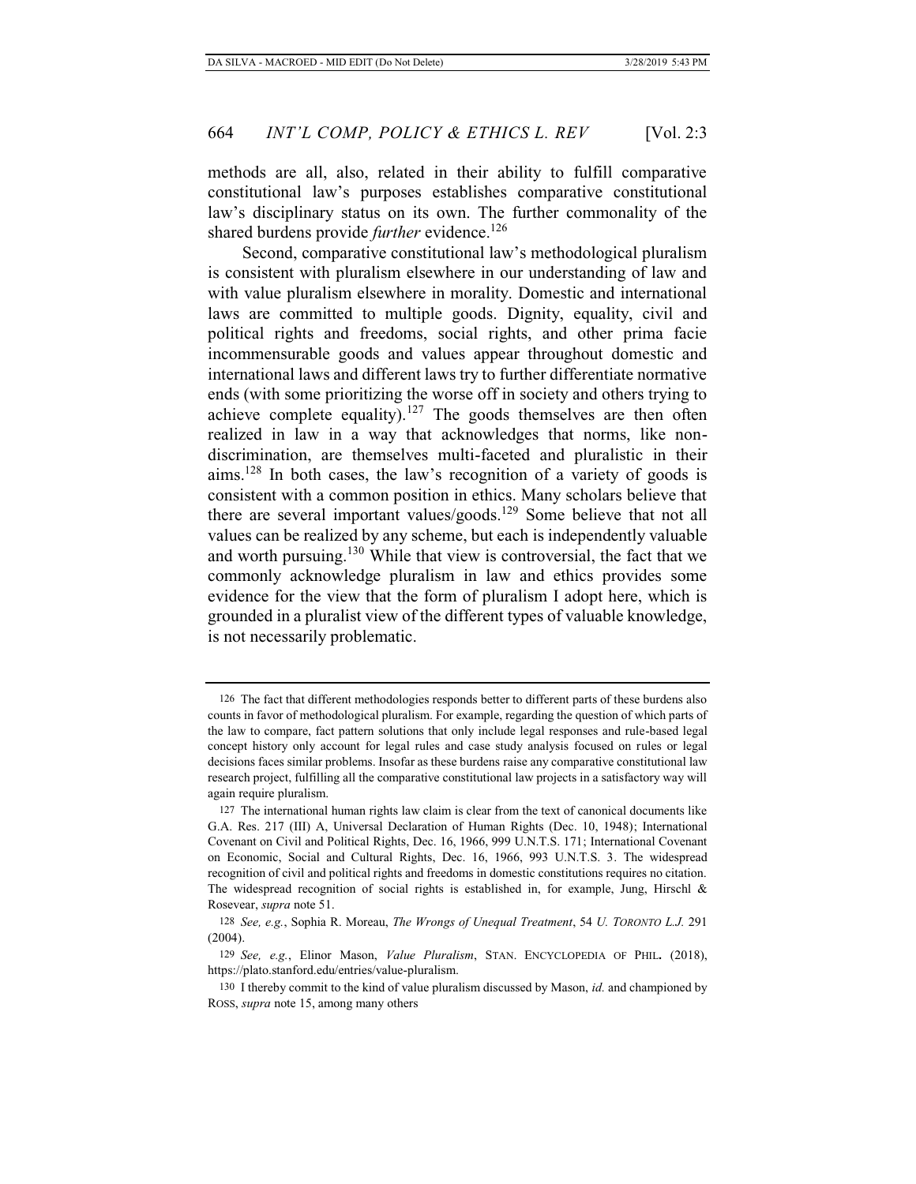methods are all, also, related in their ability to fulfill comparative constitutional law's purposes establishes comparative constitutional law's disciplinary status on its own. The further commonality of the shared burdens provide *further* evidence.[126]

Second, comparative constitutional law's methodological pluralism is consistent with pluralism elsewhere in our understanding of law and with value pluralism elsewhere in morality. Domestic and international laws are committed to multiple goods. Dignity, equality, civil and political rights and freedoms, social rights, and other prima facie incommensurable goods and values appear throughout domestic and international laws and different laws try to further differentiate normative ends (with some prioritizing the worse off in society and others trying to achieve complete equality).[127] The goods themselves are then often realized in law in a way that acknowledges that norms, like non-discrimination, are themselves multi-faceted and pluralistic in their aims.[128] In both cases, the law's recognition of a variety of goods is consistent with a common position in ethics. Many scholars believe that there are several important values/goods.[129] Some believe that not all values can be realized by any scheme, but each is independently valuable and worth pursuing.[130] While that view is controversial, the fact that we commonly acknowledge pluralism in law and ethics provides some evidence for the view that the form of pluralism I adopt here, which is grounded in a pluralist view of the different types of valuable knowledge, is not necessarily problematic.

---

126 The fact that different methodologies responds better to different parts of these burdens also counts in favor of methodological pluralism. For example, regarding the question of which parts of the law to compare, fact pattern solutions that only include legal responses and rule-based legal concept history only account for legal rules and case study analysis focused on rules or legal decisions faces similar problems. Insofar as these burdens raise any comparative constitutional law research project, fulfilling all the comparative constitutional law projects in a satisfactory way will again require pluralism.

127 The international human rights law claim is clear from the text of canonical documents like G.A. Res. 217 (III) A, Universal Declaration of Human Rights (Dec. 10, 1948); International Covenant on Civil and Political Rights, Dec. 16, 1966, 999 U.N.T.S. 171; International Covenant on Economic, Social and Cultural Rights, Dec. 16, 1966, 993 U.N.T.S. 3. The widespread recognition of civil and political rights and freedoms in domestic constitutions requires no citation. The widespread recognition of social rights is established in, for example, Jung, Hirschl & Rosevear, *supra* note 51.

128 *See, e.g.*, Sophia R. Moreau, *The Wrongs of Unequal Treatment*, 54 *U. TORONTO L.J.* 291 (2004).

129 *See, e.g.*, Elinor Mason, *Value Pluralism*, STAN. ENCYCLOPEDIA OF PHIL. (2018), https://plato.stanford.edu/entries/value-pluralism.

130 I thereby commit to the kind of value pluralism discussed by Mason, *id.* and championed by ROSS, *supra* note 15, among many others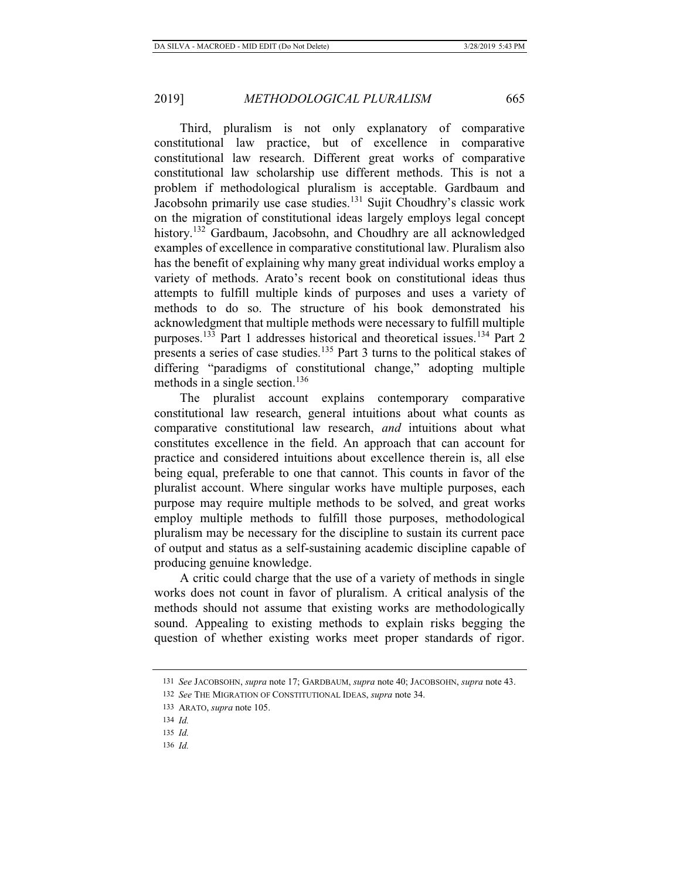Third, pluralism is not only explanatory of comparative constitutional law practice, but of excellence in comparative constitutional law research. Different great works of comparative constitutional law scholarship use different methods. This is not a problem if methodological pluralism is acceptable. Gardbaum and Jacobsohn primarily use case studies.[131] Sujit Choudhry's classic work on the migration of constitutional ideas largely employs legal concept history.[132] Gardbaum, Jacobsohn, and Choudhry are all acknowledged examples of excellence in comparative constitutional law. Pluralism also has the benefit of explaining why many great individual works employ a variety of methods. Arato's recent book on constitutional ideas thus attempts to fulfill multiple kinds of purposes and uses a variety of methods to do so. The structure of his book demonstrated his acknowledgment that multiple methods were necessary to fulfill multiple purposes.[133] Part 1 addresses historical and theoretical issues.[134] Part 2 presents a series of case studies.[135] Part 3 turns to the political stakes of differing "paradigms of constitutional change," adopting multiple methods in a single section.[136]

The pluralist account explains contemporary comparative constitutional law research, general intuitions about what counts as comparative constitutional law research, *and* intuitions about what constitutes excellence in the field. An approach that can account for practice and considered intuitions about excellence therein is, all else being equal, preferable to one that cannot. This counts in favor of the pluralist account. Where singular works have multiple purposes, each purpose may require multiple methods to be solved, and great works employ multiple methods to fulfill those purposes, methodological pluralism may be necessary for the discipline to sustain its current pace of output and status as a self-sustaining academic discipline capable of producing genuine knowledge.

A critic could charge that the use of a variety of methods in single works does not count in favor of pluralism. A critical analysis of the methods should not assume that existing works are methodologically sound. Appealing to existing methods to explain risks begging the question of whether existing works meet proper standards of rigor.

---

131 *See* JACOBSOHN, *supra* note 17; GARDBAUM, *supra* note 40; JACOBSOHN, *supra* note 43.

132 *See* THE MIGRATION OF CONSTITUTIONAL IDEAS, *supra* note 34.

133 ARATO, *supra* note 105.

134 *Id.*

135 *Id.*

136 *Id.*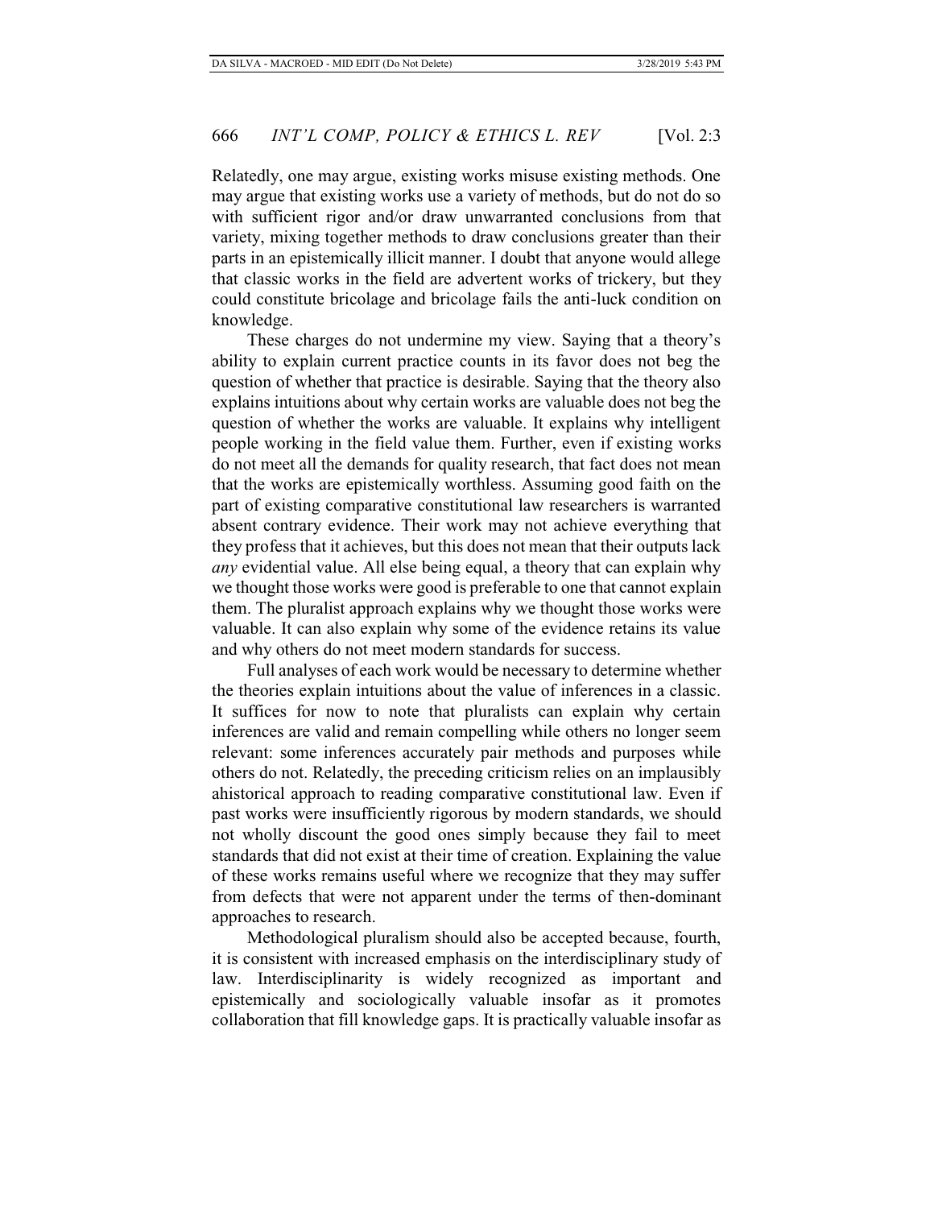Relatedly, one may argue, existing works misuse existing methods. One may argue that existing works use a variety of methods, but do not do so with sufficient rigor and/or draw unwarranted conclusions from that variety, mixing together methods to draw conclusions greater than their parts in an epistemically illicit manner. I doubt that anyone would allege that classic works in the field are advertent works of trickery, but they could constitute bricolage and bricolage fails the anti-luck condition on knowledge.

These charges do not undermine my view. Saying that a theory's ability to explain current practice counts in its favor does not beg the question of whether that practice is desirable. Saying that the theory also explains intuitions about why certain works are valuable does not beg the question of whether the works are valuable. It explains why intelligent people working in the field value them. Further, even if existing works do not meet all the demands for quality research, that fact does not mean that the works are epistemically worthless. Assuming good faith on the part of existing comparative constitutional law researchers is warranted absent contrary evidence. Their work may not achieve everything that they profess that it achieves, but this does not mean that their outputs lack *any* evidential value. All else being equal, a theory that can explain why we thought those works were good is preferable to one that cannot explain them. The pluralist approach explains why we thought those works were valuable. It can also explain why some of the evidence retains its value and why others do not meet modern standards for success.

Full analyses of each work would be necessary to determine whether the theories explain intuitions about the value of inferences in a classic. It suffices for now to note that pluralists can explain why certain inferences are valid and remain compelling while others no longer seem relevant: some inferences accurately pair methods and purposes while others do not. Relatedly, the preceding criticism relies on an implausibly ahistorical approach to reading comparative constitutional law. Even if past works were insufficiently rigorous by modern standards, we should not wholly discount the good ones simply because they fail to meet standards that did not exist at their time of creation. Explaining the value of these works remains useful where we recognize that they may suffer from defects that were not apparent under the terms of then-dominant approaches to research.

Methodological pluralism should also be accepted because, fourth, it is consistent with increased emphasis on the interdisciplinary study of law. Interdisciplinarity is widely recognized as important and epistemically and sociologically valuable insofar as it promotes collaboration that fill knowledge gaps. It is practically valuable insofar as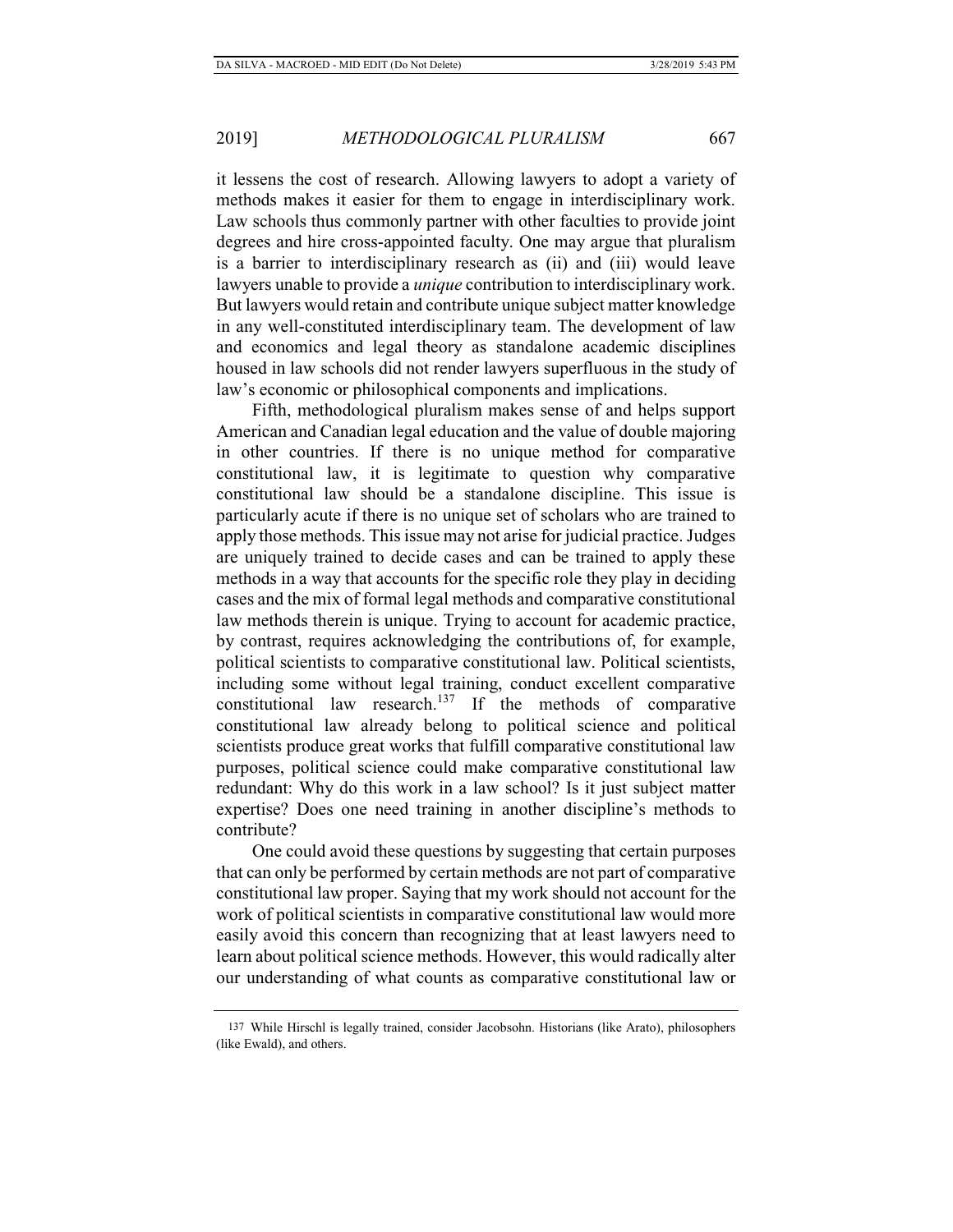it lessens the cost of research. Allowing lawyers to adopt a variety of methods makes it easier for them to engage in interdisciplinary work. Law schools thus commonly partner with other faculties to provide joint degrees and hire cross-appointed faculty. One may argue that pluralism is a barrier to interdisciplinary research as (ii) and (iii) would leave lawyers unable to provide a *unique* contribution to interdisciplinary work. But lawyers would retain and contribute unique subject matter knowledge in any well-constituted interdisciplinary team. The development of law and economics and legal theory as standalone academic disciplines housed in law schools did not render lawyers superfluous in the study of law's economic or philosophical components and implications.

Fifth, methodological pluralism makes sense of and helps support American and Canadian legal education and the value of double majoring in other countries. If there is no unique method for comparative constitutional law, it is legitimate to question why comparative constitutional law should be a standalone discipline. This issue is particularly acute if there is no unique set of scholars who are trained to apply those methods. This issue may not arise for judicial practice. Judges are uniquely trained to decide cases and can be trained to apply these methods in a way that accounts for the specific role they play in deciding cases and the mix of formal legal methods and comparative constitutional law methods therein is unique. Trying to account for academic practice, by contrast, requires acknowledging the contributions of, for example, political scientists to comparative constitutional law. Political scientists, including some without legal training, conduct excellent comparative constitutional law research.[137] If the methods of comparative constitutional law already belong to political science and political scientists produce great works that fulfill comparative constitutional law purposes, political science could make comparative constitutional law redundant: Why do this work in a law school? Is it just subject matter expertise? Does one need training in another discipline's methods to contribute?

One could avoid these questions by suggesting that certain purposes that can only be performed by certain methods are not part of comparative constitutional law proper. Saying that my work should not account for the work of political scientists in comparative constitutional law would more easily avoid this concern than recognizing that at least lawyers need to learn about political science methods. However, this would radically alter our understanding of what counts as comparative constitutional law or

137 While Hirschl is legally trained, consider Jacobsohn. Historians (like Arato), philosophers (like Ewald), and others.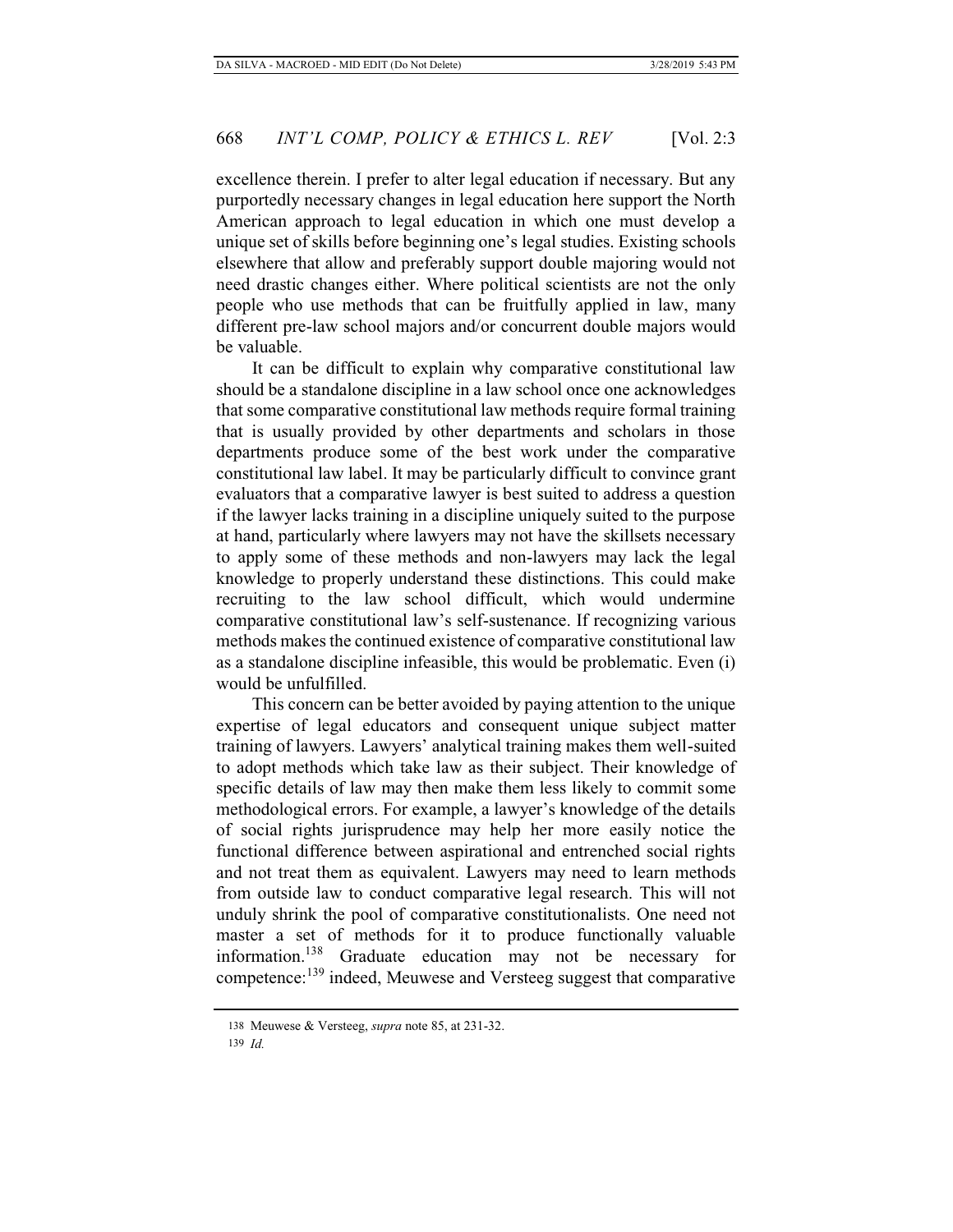excellence therein. I prefer to alter legal education if necessary. But any purportedly necessary changes in legal education here support the North American approach to legal education in which one must develop a unique set of skills before beginning one's legal studies. Existing schools elsewhere that allow and preferably support double majoring would not need drastic changes either. Where political scientists are not the only people who use methods that can be fruitfully applied in law, many different pre-law school majors and/or concurrent double majors would be valuable.

It can be difficult to explain why comparative constitutional law should be a standalone discipline in a law school once one acknowledges that some comparative constitutional law methods require formal training that is usually provided by other departments and scholars in those departments produce some of the best work under the comparative constitutional law label. It may be particularly difficult to convince grant evaluators that a comparative lawyer is best suited to address a question if the lawyer lacks training in a discipline uniquely suited to the purpose at hand, particularly where lawyers may not have the skillsets necessary to apply some of these methods and non-lawyers may lack the legal knowledge to properly understand these distinctions. This could make recruiting to the law school difficult, which would undermine comparative constitutional law's self-sustenance. If recognizing various methods makes the continued existence of comparative constitutional law as a standalone discipline infeasible, this would be problematic. Even (i) would be unfulfilled.

This concern can be better avoided by paying attention to the unique expertise of legal educators and consequent unique subject matter training of lawyers. Lawyers' analytical training makes them well-suited to adopt methods which take law as their subject. Their knowledge of specific details of law may then make them less likely to commit some methodological errors. For example, a lawyer's knowledge of the details of social rights jurisprudence may help her more easily notice the functional difference between aspirational and entrenched social rights and not treat them as equivalent. Lawyers may need to learn methods from outside law to conduct comparative legal research. This will not unduly shrink the pool of comparative constitutionalists. One need not master a set of methods for it to produce functionally valuable information.[138] Graduate education may not be necessary for competence:[139] indeed, Meuwese and Versteeg suggest that comparative

---

138 Meuwese & Versteeg, *supra* note 85, at 231-32.

139 *Id.*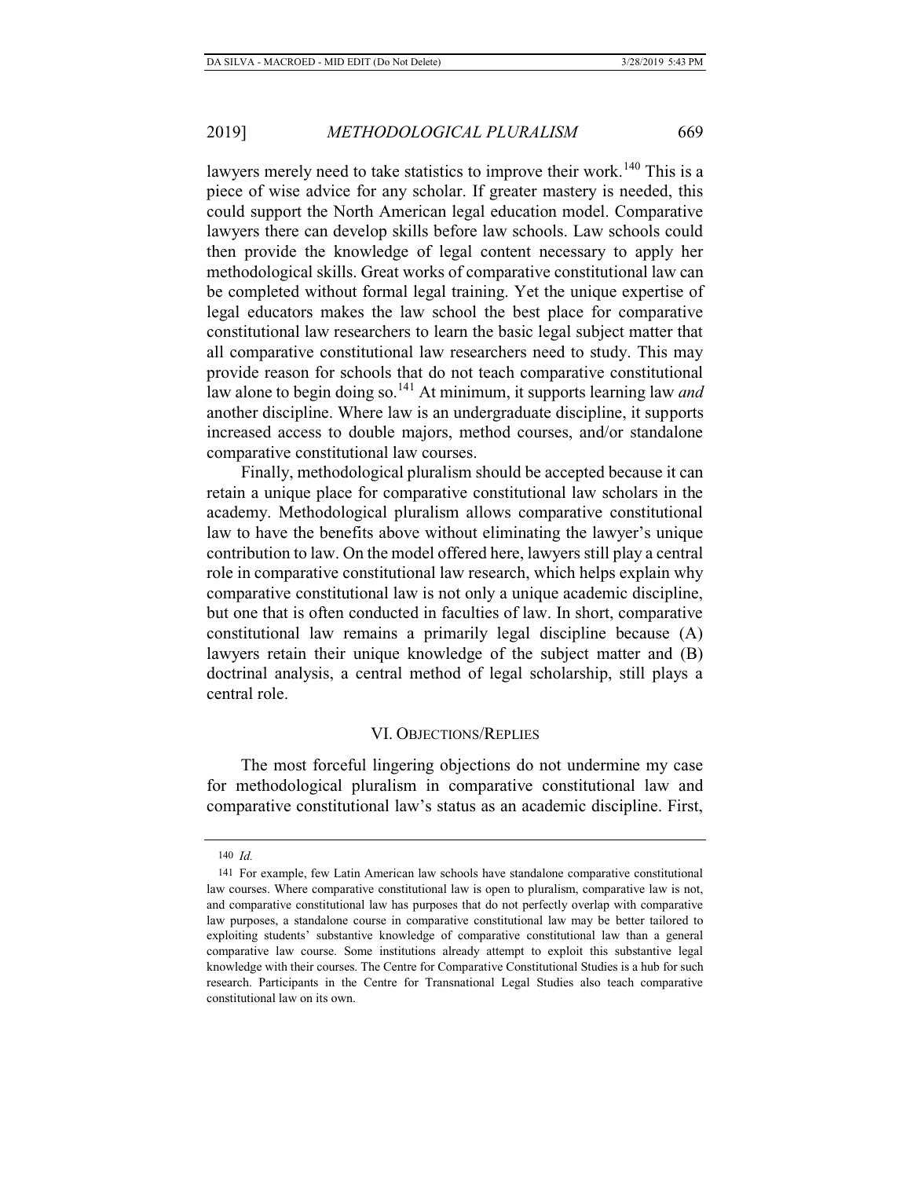lawyers merely need to take statistics to improve their work.[140] This is a piece of wise advice for any scholar. If greater mastery is needed, this could support the North American legal education model. Comparative lawyers there can develop skills before law schools. Law schools could then provide the knowledge of legal content necessary to apply her methodological skills. Great works of comparative constitutional law can be completed without formal legal training. Yet the unique expertise of legal educators makes the law school the best place for comparative constitutional law researchers to learn the basic legal subject matter that all comparative constitutional law researchers need to study. This may provide reason for schools that do not teach comparative constitutional law alone to begin doing so.[141] At minimum, it supports learning law *and* another discipline. Where law is an undergraduate discipline, it supports increased access to double majors, method courses, and/or standalone comparative constitutional law courses.

Finally, methodological pluralism should be accepted because it can retain a unique place for comparative constitutional law scholars in the academy. Methodological pluralism allows comparative constitutional law to have the benefits above without eliminating the lawyer's unique contribution to law. On the model offered here, lawyers still play a central role in comparative constitutional law research, which helps explain why comparative constitutional law is not only a unique academic discipline, but one that is often conducted in faculties of law. In short, comparative constitutional law remains a primarily legal discipline because (A) lawyers retain their unique knowledge of the subject matter and (B) doctrinal analysis, a central method of legal scholarship, still plays a central role.

## VI. Objections/Replies

The most forceful lingering objections do not undermine my case for methodological pluralism in comparative constitutional law and comparative constitutional law's status as an academic discipline. First,

---

140 *Id.*

141 For example, few Latin American law schools have standalone comparative constitutional law courses. Where comparative constitutional law is open to pluralism, comparative law is not, and comparative constitutional law has purposes that do not perfectly overlap with comparative law purposes, a standalone course in comparative constitutional law may be better tailored to exploiting students' substantive knowledge of comparative constitutional law than a general comparative law course. Some institutions already attempt to exploit this substantive legal knowledge with their courses. The Centre for Comparative Constitutional Studies is a hub for such research. Participants in the Centre for Transnational Legal Studies also teach comparative constitutional law on its own.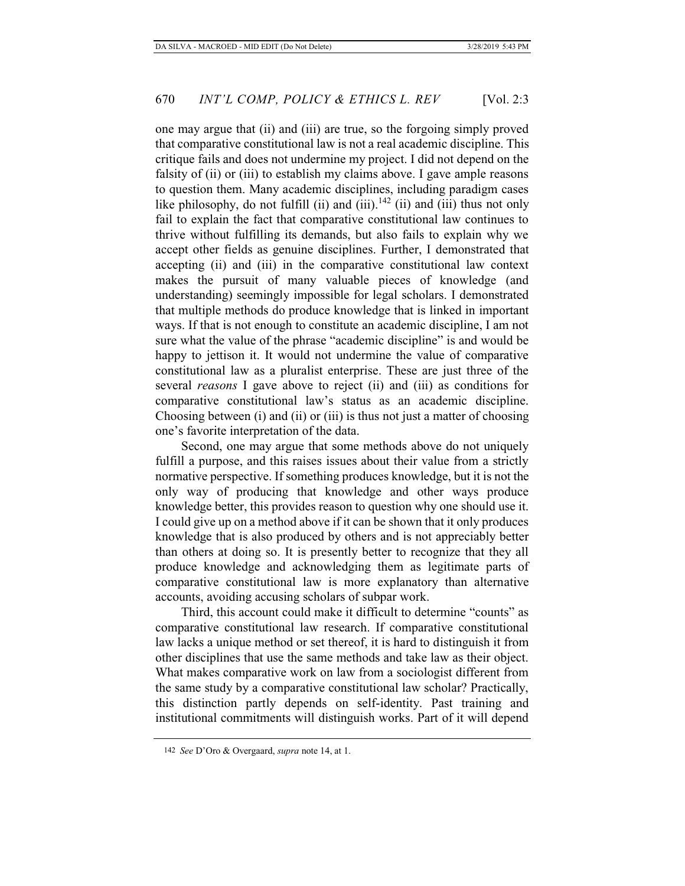one may argue that (ii) and (iii) are true, so the forgoing simply proved that comparative constitutional law is not a real academic discipline. This critique fails and does not undermine my project. I did not depend on the falsity of (ii) or (iii) to establish my claims above. I gave ample reasons to question them. Many academic disciplines, including paradigm cases like philosophy, do not fulfill (ii) and (iii).[142] (ii) and (iii) thus not only fail to explain the fact that comparative constitutional law continues to thrive without fulfilling its demands, but also fails to explain why we accept other fields as genuine disciplines. Further, I demonstrated that accepting (ii) and (iii) in the comparative constitutional law context makes the pursuit of many valuable pieces of knowledge (and understanding) seemingly impossible for legal scholars. I demonstrated that multiple methods do produce knowledge that is linked in important ways. If that is not enough to constitute an academic discipline, I am not sure what the value of the phrase "academic discipline" is and would be happy to jettison it. It would not undermine the value of comparative constitutional law as a pluralist enterprise. These are just three of the several *reasons* I gave above to reject (ii) and (iii) as conditions for comparative constitutional law's status as an academic discipline. Choosing between (i) and (ii) or (iii) is thus not just a matter of choosing one's favorite interpretation of the data.

Second, one may argue that some methods above do not uniquely fulfill a purpose, and this raises issues about their value from a strictly normative perspective. If something produces knowledge, but it is not the only way of producing that knowledge and other ways produce knowledge better, this provides reason to question why one should use it. I could give up on a method above if it can be shown that it only produces knowledge that is also produced by others and is not appreciably better than others at doing so. It is presently better to recognize that they all produce knowledge and acknowledging them as legitimate parts of comparative constitutional law is more explanatory than alternative accounts, avoiding accusing scholars of subpar work.

Third, this account could make it difficult to determine "counts" as comparative constitutional law research. If comparative constitutional law lacks a unique method or set thereof, it is hard to distinguish it from other disciplines that use the same methods and take law as their object. What makes comparative work on law from a sociologist different from the same study by a comparative constitutional law scholar? Practically, this distinction partly depends on self-identity. Past training and institutional commitments will distinguish works. Part of it will depend

---

142 *See* D'Oro & Overgaard, *supra* note 14, at 1.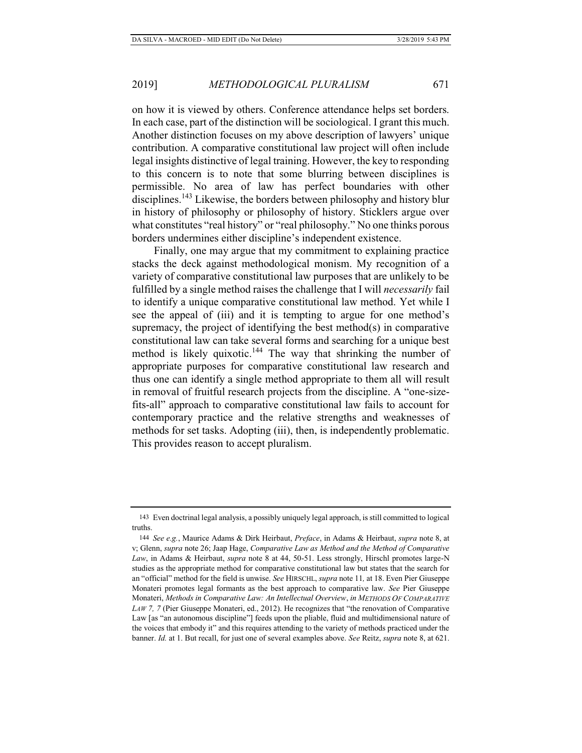on how it is viewed by others. Conference attendance helps set borders. In each case, part of the distinction will be sociological. I grant this much. Another distinction focuses on my above description of lawyers' unique contribution. A comparative constitutional law project will often include legal insights distinctive of legal training. However, the key to responding to this concern is to note that some blurring between disciplines is permissible. No area of law has perfect boundaries with other disciplines.[143] Likewise, the borders between philosophy and history blur in history of philosophy or philosophy of history. Sticklers argue over what constitutes "real history" or "real philosophy." No one thinks porous borders undermines either discipline's independent existence.

Finally, one may argue that my commitment to explaining practice stacks the deck against methodological monism. My recognition of a variety of comparative constitutional law purposes that are unlikely to be fulfilled by a single method raises the challenge that I will *necessarily* fail to identify a unique comparative constitutional law method. Yet while I see the appeal of (iii) and it is tempting to argue for one method's supremacy, the project of identifying the best method(s) in comparative constitutional law can take several forms and searching for a unique best method is likely quixotic.[144] The way that shrinking the number of appropriate purposes for comparative constitutional law research and thus one can identify a single method appropriate to them all will result in removal of fruitful research projects from the discipline. A "one-size-fits-all" approach to comparative constitutional law fails to account for contemporary practice and the relative strengths and weaknesses of methods for set tasks. Adopting (iii), then, is independently problematic. This provides reason to accept pluralism.

---

143 Even doctrinal legal analysis, a possibly uniquely legal approach, is still committed to logical truths.

144 *See e.g.*, Maurice Adams & Dirk Heirbaut, *Preface*, in Adams & Heirbaut, *supra* note 8, at v; Glenn, *supra* note 26; Jaap Hage, *Comparative Law as Method and the Method of Comparative Law*, in Adams & Heirbaut, *supra* note 8 at 44, 50-51. Less strongly, Hirschl promotes large-N studies as the appropriate method for comparative constitutional law but states that the search for an "official" method for the field is unwise. *See* HIRSCHL, *supra* note 11*,* at 18. Even Pier Giuseppe Monateri promotes legal formants as the best approach to comparative law. *See* Pier Giuseppe Monateri, *Methods in Comparative Law: An Intellectual Overview*, *in METHODS OF COMPARATIVE LAW 7, 7* (Pier Giuseppe Monateri, ed., 2012). He recognizes that "the renovation of Comparative Law [as "an autonomous discipline"] feeds upon the pliable, fluid and multidimensional nature of the voices that embody it" and this requires attending to the variety of methods practiced under the banner. *Id.* at 1. But recall, for just one of several examples above. *See* Reitz, *supra* note 8, at 621.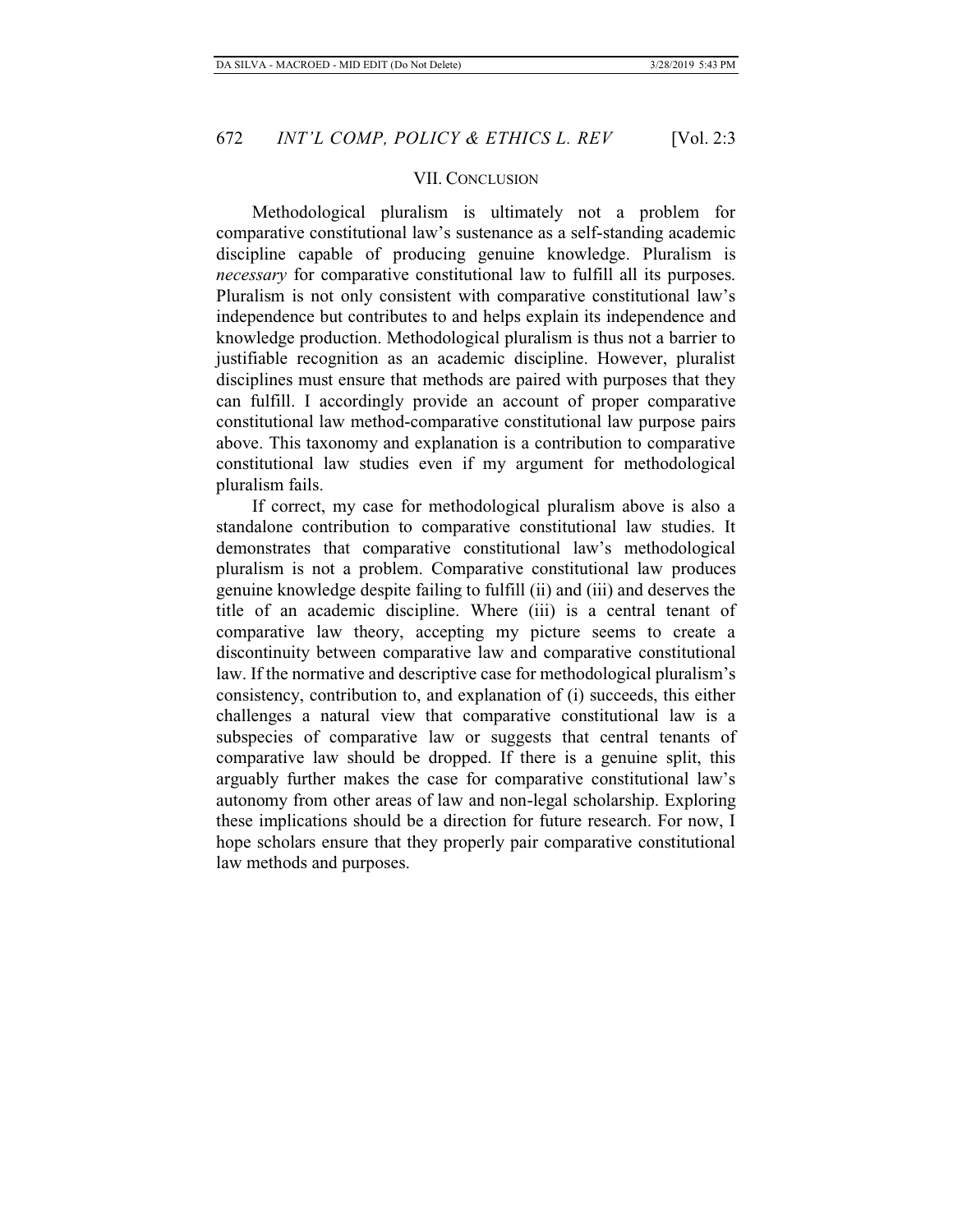## VII. Conclusion

Methodological pluralism is ultimately not a problem for comparative constitutional law's sustenance as a self-standing academic discipline capable of producing genuine knowledge. Pluralism is *necessary* for comparative constitutional law to fulfill all its purposes. Pluralism is not only consistent with comparative constitutional law's independence but contributes to and helps explain its independence and knowledge production. Methodological pluralism is thus not a barrier to justifiable recognition as an academic discipline. However, pluralist disciplines must ensure that methods are paired with purposes that they can fulfill. I accordingly provide an account of proper comparative constitutional law method-comparative constitutional law purpose pairs above. This taxonomy and explanation is a contribution to comparative constitutional law studies even if my argument for methodological pluralism fails.

If correct, my case for methodological pluralism above is also a standalone contribution to comparative constitutional law studies. It demonstrates that comparative constitutional law's methodological pluralism is not a problem. Comparative constitutional law produces genuine knowledge despite failing to fulfill (ii) and (iii) and deserves the title of an academic discipline. Where (iii) is a central tenant of comparative law theory, accepting my picture seems to create a discontinuity between comparative law and comparative constitutional law. If the normative and descriptive case for methodological pluralism's consistency, contribution to, and explanation of (i) succeeds, this either challenges a natural view that comparative constitutional law is a subspecies of comparative law or suggests that central tenants of comparative law should be dropped. If there is a genuine split, this arguably further makes the case for comparative constitutional law's autonomy from other areas of law and non-legal scholarship. Exploring these implications should be a direction for future research. For now, I hope scholars ensure that they properly pair comparative constitutional law methods and purposes.